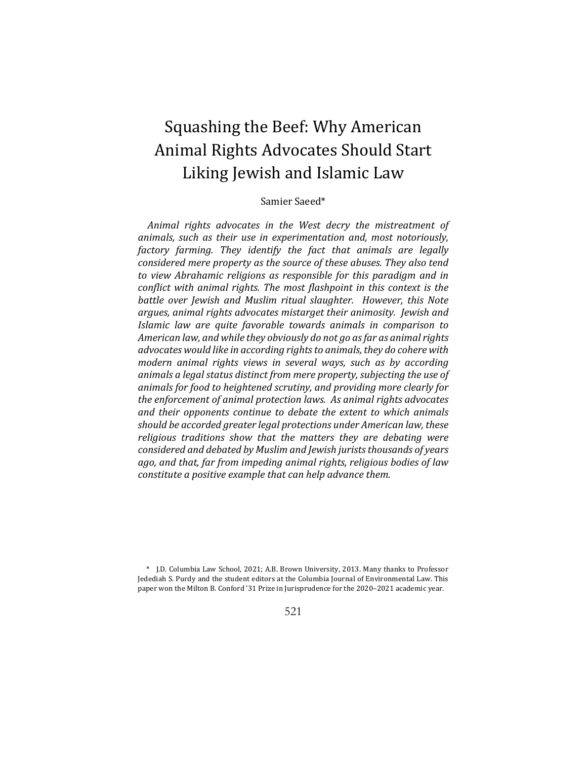# Squashing the Beef: Why American Animal Rights Advocates Should Start Liking Jewish and Islamic Law

Samier Saeed*

*Animal rights advocates in the West decry the mistreatment of animals, such as their use in experimentation and, most notoriously, factory farming. They identify the fact that animals are legally considered mere property as the source of these abuses. They also tend to view Abrahamic religions as responsible for this paradigm and in conflict with animal rights. The most flashpoint in this context is the battle over Jewish and Muslim ritual slaughter. However, this Note argues, animal rights advocates mistarget their animosity. Jewish and Islamic law are quite favorable towards animals in comparison to American law, and while they obviously do not go as far as animal rights advocates would like in according rights to animals, they do cohere with modern animal rights views in several ways, such as by according animals a legal status distinct from mere property, subjecting the use of animals for food to heightened scrutiny, and providing more clearly for the enforcement of animal protection laws. As animal rights advocates and their opponents continue to debate the extent to which animals should be accorded greater legal protections under American law, these religious traditions show that the matters they are debating were considered and debated by Muslim and Jewish jurists thousands of years ago, and that, far from impeding animal rights, religious bodies of law constitute a positive example that can help advance them.*

\* J.D. Columbia Law School, 2021; A.B. Brown University, 2013. Many thanks to Professor Jedediah S. Purdy and the student editors at the Columbia Journal of Environmental Law. This paper won the Milton B. Conford '31 Prize in Jurisprudence for the 2020–2021 academic year.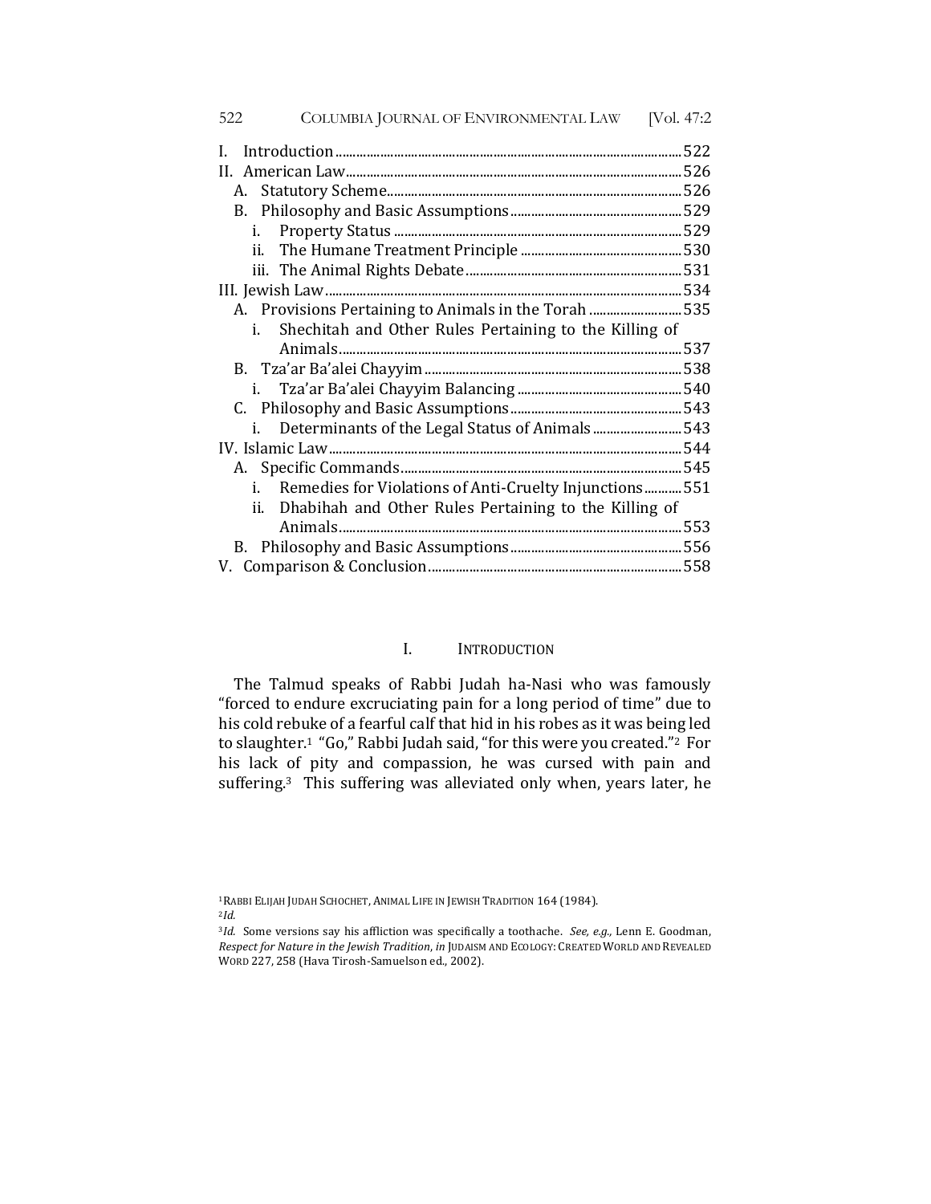| | |
|---|---|
| I. Introduction | 522 |
| II. American Law | 526 |
| A. Statutory Scheme | 526 |
| B. Philosophy and Basic Assumptions | 529 |
| i. Property Status | 529 |
| ii. The Humane Treatment Principle | 530 |
| iii. The Animal Rights Debate | 531 |
| III. Jewish Law | 534 |
| A. Provisions Pertaining to Animals in the Torah | 535 |
| i. Shechitah and Other Rules Pertaining to the Killing of Animals | 537 |
| B. Tza'ar Ba'alei Chayyim | 538 |
| i. Tza'ar Ba'alei Chayyim Balancing | 540 |
| C. Philosophy and Basic Assumptions | 543 |
| i. Determinants of the Legal Status of Animals | 543 |
| IV. Islamic Law | 544 |
| A. Specific Commands | 545 |
| i. Remedies for Violations of Anti-Cruelty Injunctions | 551 |
| ii. Dhabihah and Other Rules Pertaining to the Killing of Animals | 553 |
| B. Philosophy and Basic Assumptions | 556 |
| V. Comparison & Conclusion | 558 |

## I. Introduction

The Talmud speaks of Rabbi Judah ha-Nasi who was famously "forced to endure excruciating pain for a long period of time" due to his cold rebuke of a fearful calf that hid in his robes as it was being led to slaughter.[1] "Go," Rabbi Judah said, "for this were you created."[2] For his lack of pity and compassion, he was cursed with pain and suffering.[3] This suffering was alleviated only when, years later, he

[1] Rabbi Elijah Judah Schochet, Animal Life in Jewish Tradition 164 (1984).

[2] *Id.*

[3] *Id.* Some versions say his affliction was specifically a toothache. *See, e.g.*, Lenn E. Goodman, *Respect for Nature in the Jewish Tradition*, *in* Judaism and Ecology: Created World and Revealed Word 227, 258 (Hava Tirosh-Samuelson ed., 2002).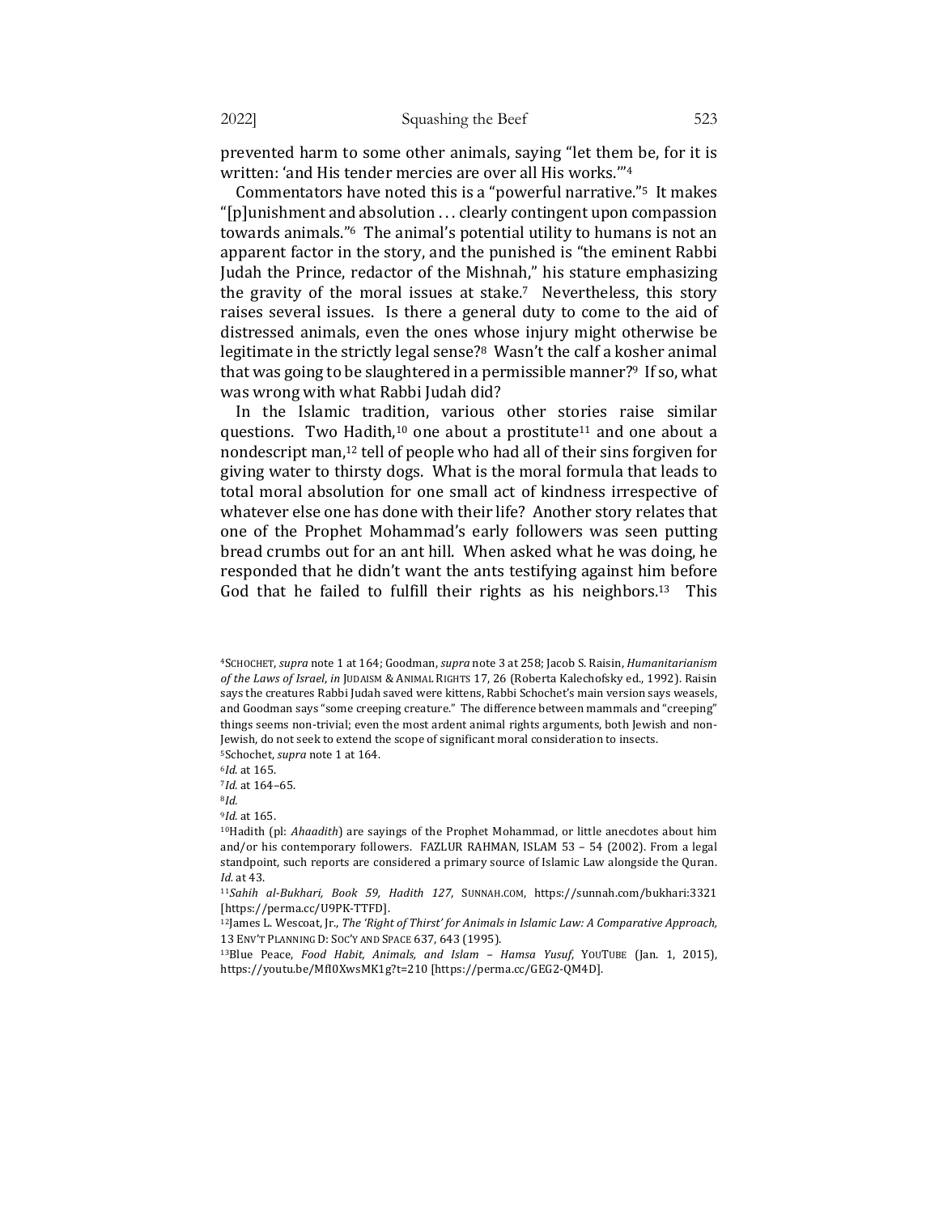prevented harm to some other animals, saying "let them be, for it is written: 'and His tender mercies are over all His works.'"[4]

Commentators have noted this is a "powerful narrative."[5] It makes "[p]unishment and absolution . . . clearly contingent upon compassion towards animals."[6] The animal's potential utility to humans is not an apparent factor in the story, and the punished is "the eminent Rabbi Judah the Prince, redactor of the Mishnah," his stature emphasizing the gravity of the moral issues at stake.[7] Nevertheless, this story raises several issues. Is there a general duty to come to the aid of distressed animals, even the ones whose injury might otherwise be legitimate in the strictly legal sense?[8] Wasn't the calf a kosher animal that was going to be slaughtered in a permissible manner?[9] If so, what was wrong with what Rabbi Judah did?

In the Islamic tradition, various other stories raise similar questions. Two Hadith,[10] one about a prostitute[11] and one about a nondescript man,[12] tell of people who had all of their sins forgiven for giving water to thirsty dogs. What is the moral formula that leads to total moral absolution for one small act of kindness irrespective of whatever else one has done with their life? Another story relates that one of the Prophet Mohammad's early followers was seen putting bread crumbs out for an ant hill. When asked what he was doing, he responded that he didn't want the ants testifying against him before God that he failed to fulfill their rights as his neighbors.[13] This

---

[4] SCHOCHET, *supra* note 1 at 164; Goodman, *supra* note 3 at 258; Jacob S. Raisin, *Humanitarianism of the Laws of Israel*, *in* JUDAISM & ANIMAL RIGHTS 17, 26 (Roberta Kalechofsky ed., 1992). Raisin says the creatures Rabbi Judah saved were kittens, Rabbi Schochet's main version says weasels, and Goodman says "some creeping creature." The difference between mammals and "creeping" things seems non-trivial; even the most ardent animal rights arguments, both Jewish and non-Jewish, do not seek to extend the scope of significant moral consideration to insects.

[5] Schochet, *supra* note 1 at 164.

[6] *Id.* at 165.

[7] *Id.* at 164–65.

[8] *Id.*

[9] *Id.* at 165.

[10] Hadith (pl: *Ahaadith*) are sayings of the Prophet Mohammad, or little anecdotes about him and/or his contemporary followers. FAZLUR RAHMAN, ISLAM 53 – 54 (2002). From a legal standpoint, such reports are considered a primary source of Islamic Law alongside the Quran. *Id.* at 43.

[11] *Sahih al-Bukhari, Book 59, Hadith 127*, SUNNAH.COM, https://sunnah.com/bukhari:3321 [https://perma.cc/U9PK-TTFD].

[12] James L. Wescoat, Jr., *The 'Right of Thirst' for Animals in Islamic Law: A Comparative Approach,* 13 ENV'T PLANNING D: SOC'Y AND SPACE 637, 643 (1995).

[13] Blue Peace, *Food Habit, Animals, and Islam – Hamsa Yusuf*, YOUTUBE (Jan. 1, 2015), https://youtu.be/Mfl0XwsMK1g?t=210 [https://perma.cc/GEG2-QM4D].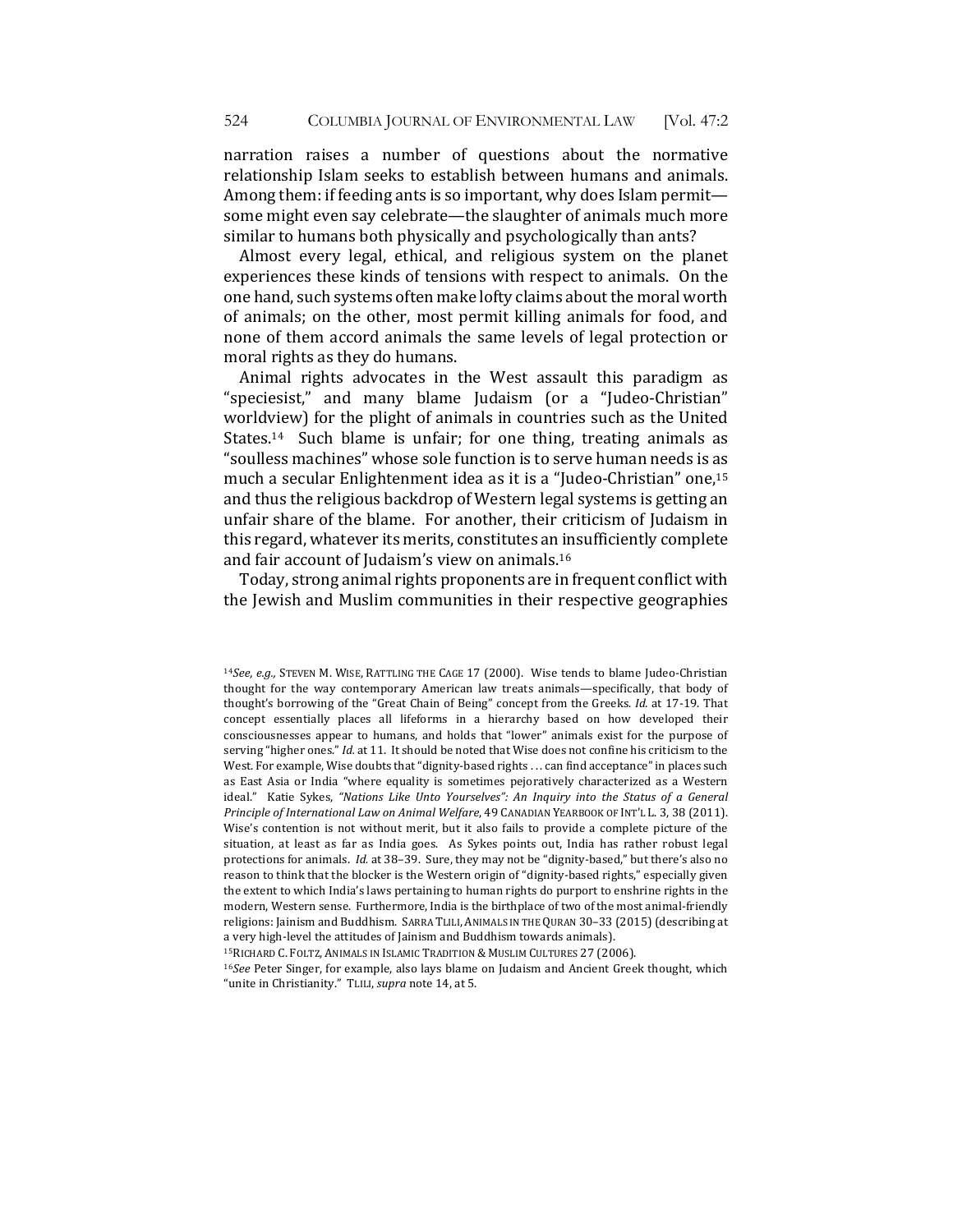narration raises a number of questions about the normative relationship Islam seeks to establish between humans and animals. Among them: if feeding ants is so important, why does Islam permit—some might even say celebrate—the slaughter of animals much more similar to humans both physically and psychologically than ants?

Almost every legal, ethical, and religious system on the planet experiences these kinds of tensions with respect to animals. On the one hand, such systems often make lofty claims about the moral worth of animals; on the other, most permit killing animals for food, and none of them accord animals the same levels of legal protection or moral rights as they do humans.

Animal rights advocates in the West assault this paradigm as "speciesist," and many blame Judaism (or a "Judeo-Christian" worldview) for the plight of animals in countries such as the United States.[14] Such blame is unfair; for one thing, treating animals as "soulless machines" whose sole function is to serve human needs is as much a secular Enlightenment idea as it is a "Judeo-Christian" one,[15] and thus the religious backdrop of Western legal systems is getting an unfair share of the blame. For another, their criticism of Judaism in this regard, whatever its merits, constitutes an insufficiently complete and fair account of Judaism's view on animals.[16]

Today, strong animal rights proponents are in frequent conflict with the Jewish and Muslim communities in their respective geographies

---

[14] *See, e.g.,* STEVEN M. WISE, RATTLING THE CAGE 17 (2000). Wise tends to blame Judeo-Christian thought for the way contemporary American law treats animals—specifically, that body of thought's borrowing of the "Great Chain of Being" concept from the Greeks. *Id.* at 17-19. That concept essentially places all lifeforms in a hierarchy based on how developed their consciousnesses appear to humans, and holds that "lower" animals exist for the purpose of serving "higher ones." *Id.* at 11. It should be noted that Wise does not confine his criticism to the West. For example, Wise doubts that "dignity-based rights . . . can find acceptance" in places such as East Asia or India "where equality is sometimes pejoratively characterized as a Western ideal." Katie Sykes, *"Nations Like Unto Yourselves": An Inquiry into the Status of a General Principle of International Law on Animal Welfare*, 49 CANADIAN YEARBOOK OF INT'L L. 3, 38 (2011). Wise's contention is not without merit, but it also fails to provide a complete picture of the situation, at least as far as India goes. As Sykes points out, India has rather robust legal protections for animals. *Id.* at 38–39. Sure, they may not be "dignity-based," but there's also no reason to think that the blocker is the Western origin of "dignity-based rights," especially given the extent to which India's laws pertaining to human rights do purport to enshrine rights in the modern, Western sense. Furthermore, India is the birthplace of two of the most animal-friendly religions: Jainism and Buddhism. SARRA TLILI, ANIMALS IN THE QURAN 30–33 (2015) (describing at a very high-level the attitudes of Jainism and Buddhism towards animals).

[15] RICHARD C. FOLTZ, ANIMALS IN ISLAMIC TRADITION & MUSLIM CULTURES 27 (2006).

[16] *See* Peter Singer, for example, also lays blame on Judaism and Ancient Greek thought, which "unite in Christianity." TLILI, *supra* note 14, at 5.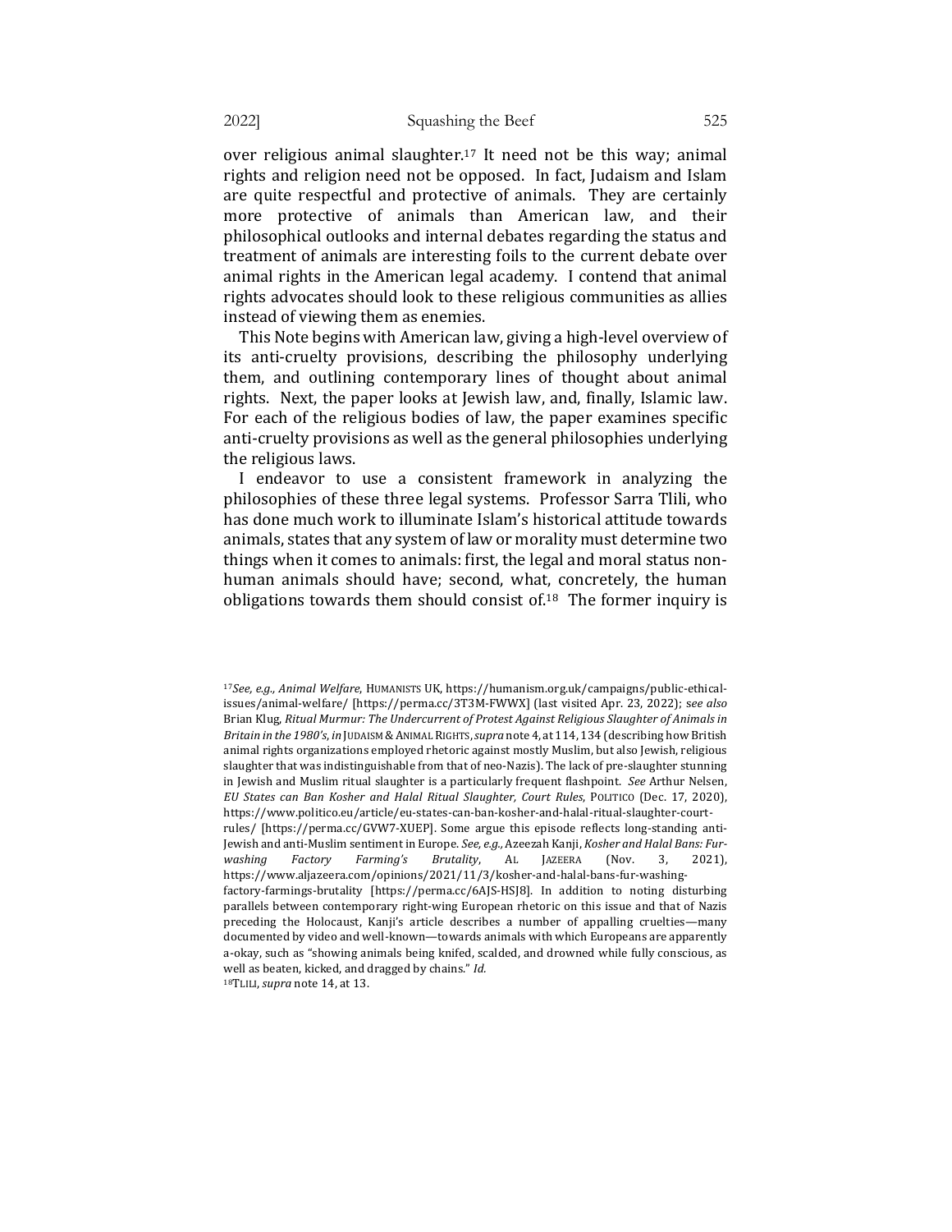over religious animal slaughter.[17] It need not be this way; animal rights and religion need not be opposed. In fact, Judaism and Islam are quite respectful and protective of animals. They are certainly more protective of animals than American law, and their philosophical outlooks and internal debates regarding the status and treatment of animals are interesting foils to the current debate over animal rights in the American legal academy. I contend that animal rights advocates should look to these religious communities as allies instead of viewing them as enemies.

This Note begins with American law, giving a high-level overview of its anti-cruelty provisions, describing the philosophy underlying them, and outlining contemporary lines of thought about animal rights. Next, the paper looks at Jewish law, and, finally, Islamic law. For each of the religious bodies of law, the paper examines specific anti-cruelty provisions as well as the general philosophies underlying the religious laws.

I endeavor to use a consistent framework in analyzing the philosophies of these three legal systems. Professor Sarra Tlili, who has done much work to illuminate Islam's historical attitude towards animals, states that any system of law or morality must determine two things when it comes to animals: first, the legal and moral status non-human animals should have; second, what, concretely, the human obligations towards them should consist of.[18] The former inquiry is

---

[17] *See, e.g.*, *Animal Welfare*, HUMANISTS UK, https://humanism.org.uk/campaigns/public-ethical-issues/animal-welfare/ [https://perma.cc/3T3M-FWWX] (last visited Apr. 23, 2022); *see also* Brian Klug, *Ritual Murmur: The Undercurrent of Protest Against Religious Slaughter of Animals in Britain in the 1980's*, *in* JUDAISM & ANIMAL RIGHTS, *supra* note 4, at 114, 134 (describing how British animal rights organizations employed rhetoric against mostly Muslim, but also Jewish, religious slaughter that was indistinguishable from that of neo-Nazis). The lack of pre-slaughter stunning in Jewish and Muslim ritual slaughter is a particularly frequent flashpoint. *See* Arthur Nelsen, *EU States can Ban Kosher and Halal Ritual Slaughter, Court Rules*, POLITICO (Dec. 17, 2020), https://www.politico.eu/article/eu-states-can-ban-kosher-and-halal-ritual-slaughter-court-rules/ [https://perma.cc/GVW7-XUEP]. Some argue this episode reflects long-standing anti-Jewish and anti-Muslim sentiment in Europe. *See, e.g.*, Azeezah Kanji, *Kosher and Halal Bans: Fur-washing Factory Farming's Brutality*, AL JAZEERA (Nov. 3, 2021), https://www.aljazeera.com/opinions/2021/11/3/kosher-and-halal-bans-fur-washing-factory-farmings-brutality [https://perma.cc/6AJS-HSJ8]. In addition to noting disturbing parallels between contemporary right-wing European rhetoric on this issue and that of Nazis preceding the Holocaust, Kanji's article describes a number of appalling cruelties—many documented by video and well-known—towards animals with which Europeans are apparently a-okay, such as "showing animals being knifed, scalded, and drowned while fully conscious, as well as beaten, kicked, and dragged by chains." *Id.*

[18] TLILI, *supra* note 14, at 13.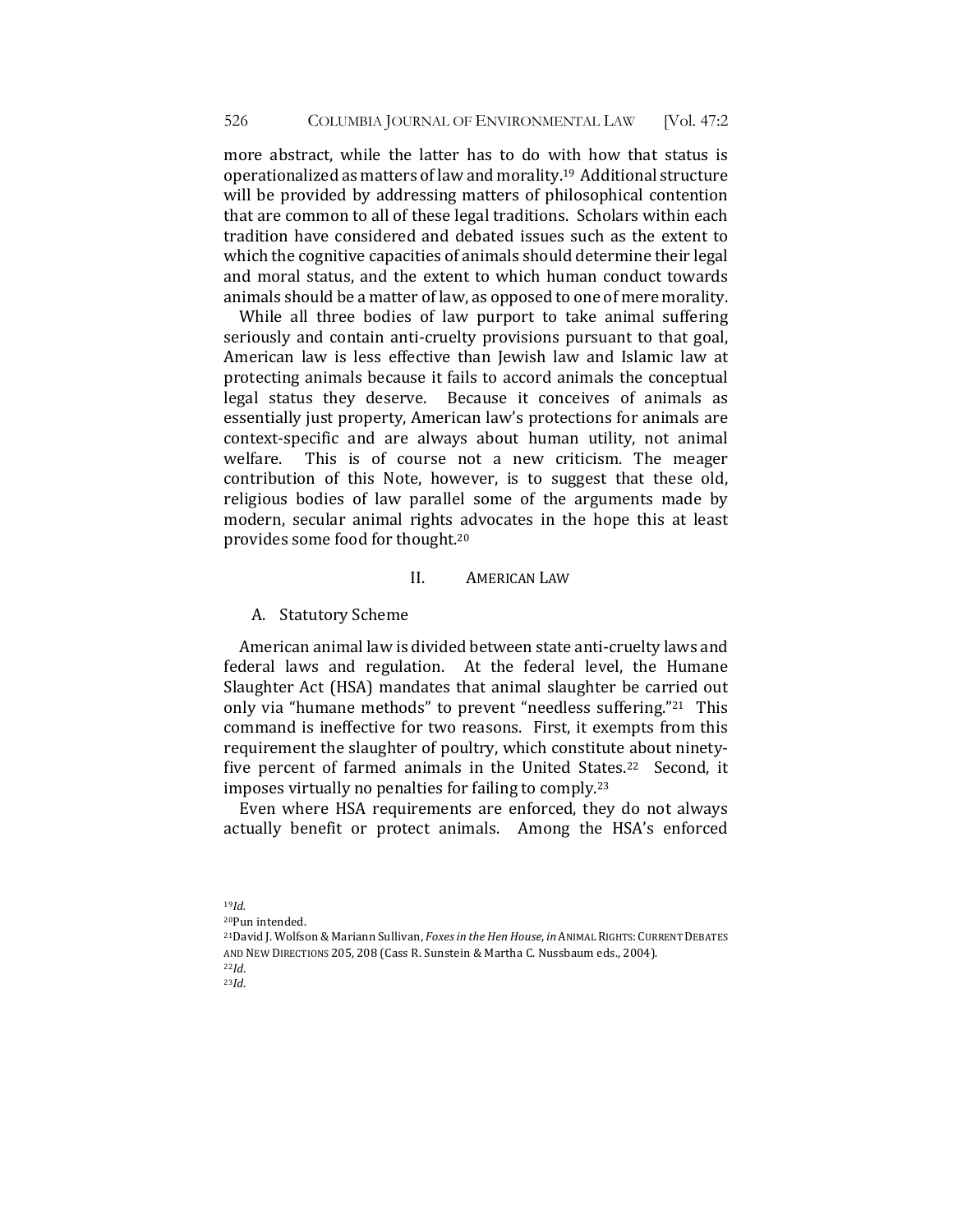more abstract, while the latter has to do with how that status is operationalized as matters of law and morality.[19] Additional structure will be provided by addressing matters of philosophical contention that are common to all of these legal traditions. Scholars within each tradition have considered and debated issues such as the extent to which the cognitive capacities of animals should determine their legal and moral status, and the extent to which human conduct towards animals should be a matter of law, as opposed to one of mere morality.

While all three bodies of law purport to take animal suffering seriously and contain anti-cruelty provisions pursuant to that goal, American law is less effective than Jewish law and Islamic law at protecting animals because it fails to accord animals the conceptual legal status they deserve. Because it conceives of animals as essentially just property, American law's protections for animals are context-specific and are always about human utility, not animal welfare. This is of course not a new criticism. The meager contribution of this Note, however, is to suggest that these old, religious bodies of law parallel some of the arguments made by modern, secular animal rights advocates in the hope this at least provides some food for thought.[20]

## II. AMERICAN LAW

### A. Statutory Scheme

American animal law is divided between state anti-cruelty laws and federal laws and regulation. At the federal level, the Humane Slaughter Act (HSA) mandates that animal slaughter be carried out only via "humane methods" to prevent "needless suffering."[21] This command is ineffective for two reasons. First, it exempts from this requirement the slaughter of poultry, which constitute about ninety-five percent of farmed animals in the United States.[22] Second, it imposes virtually no penalties for failing to comply.[23]

Even where HSA requirements are enforced, they do not always actually benefit or protect animals. Among the HSA's enforced

---

[19] *Id.*

[20] Pun intended.

[21] David J. Wolfson & Mariann Sullivan, *Foxes in the Hen House*, *in* ANIMAL RIGHTS: CURRENT DEBATES AND NEW DIRECTIONS 205, 208 (Cass R. Sunstein & Martha C. Nussbaum eds., 2004).

[22] *Id.*

[23] *Id.*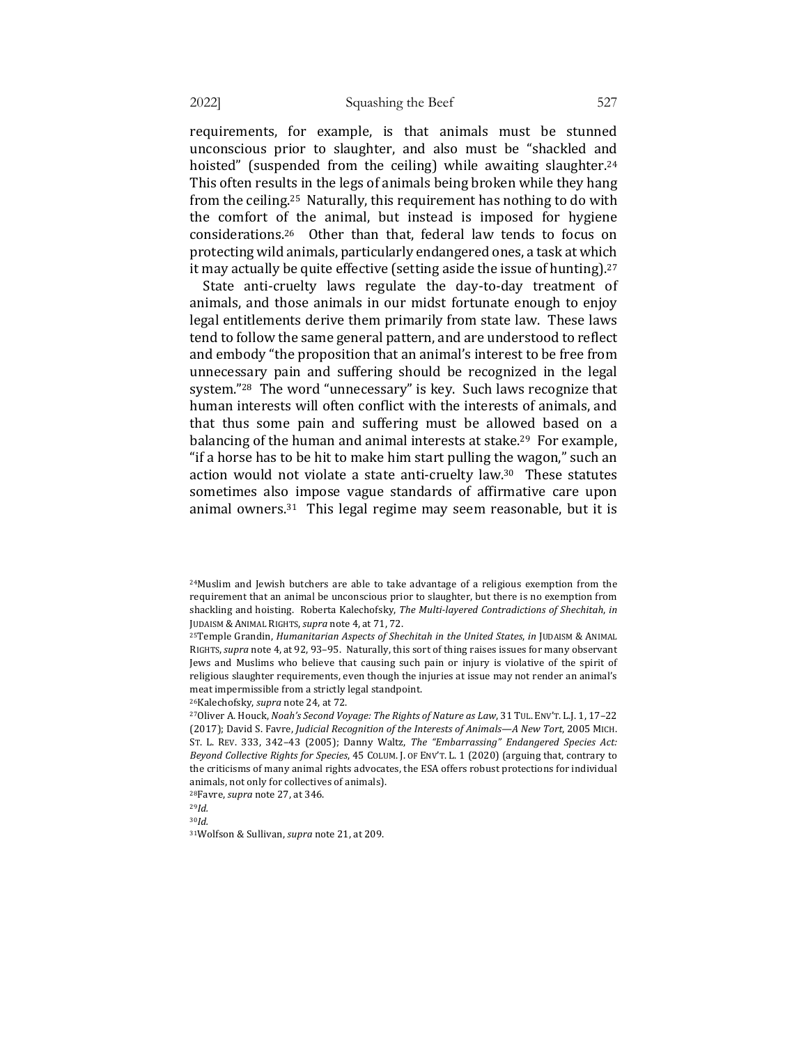requirements, for example, is that animals must be stunned unconscious prior to slaughter, and also must be "shackled and hoisted" (suspended from the ceiling) while awaiting slaughter.[24] This often results in the legs of animals being broken while they hang from the ceiling.[25] Naturally, this requirement has nothing to do with the comfort of the animal, but instead is imposed for hygiene considerations.[26] Other than that, federal law tends to focus on protecting wild animals, particularly endangered ones, a task at which it may actually be quite effective (setting aside the issue of hunting).[27]

State anti-cruelty laws regulate the day-to-day treatment of animals, and those animals in our midst fortunate enough to enjoy legal entitlements derive them primarily from state law. These laws tend to follow the same general pattern, and are understood to reflect and embody "the proposition that an animal's interest to be free from unnecessary pain and suffering should be recognized in the legal system."[28] The word "unnecessary" is key. Such laws recognize that human interests will often conflict with the interests of animals, and that thus some pain and suffering must be allowed based on a balancing of the human and animal interests at stake.[29] For example, "if a horse has to be hit to make him start pulling the wagon," such an action would not violate a state anti-cruelty law.[30] These statutes sometimes also impose vague standards of affirmative care upon animal owners.[31] This legal regime may seem reasonable, but it is

---

[24]Muslim and Jewish butchers are able to take advantage of a religious exemption from the requirement that an animal be unconscious prior to slaughter, but there is no exemption from shackling and hoisting. Roberta Kalechofsky, *The Multi-layered Contradictions of Shechitah*, *in* JUDAISM & ANIMAL RIGHTS, *supra* note 4, at 71, 72.

[25]Temple Grandin, *Humanitarian Aspects of Shechitah in the United States*, *in* JUDAISM & ANIMAL RIGHTS, *supra* note 4, at 92, 93–95. Naturally, this sort of thing raises issues for many observant Jews and Muslims who believe that causing such pain or injury is violative of the spirit of religious slaughter requirements, even though the injuries at issue may not render an animal's meat impermissible from a strictly legal standpoint.

[26]Kalechofsky, *supra* note 24, at 72.

[27]Oliver A. Houck, *Noah's Second Voyage: The Rights of Nature as Law*, 31 TUL. ENV'T. L.J. 1, 17–22 (2017); David S. Favre, *Judicial Recognition of the Interests of Animals—A New Tort*, 2005 MICH. ST. L. REV. 333, 342–43 (2005); Danny Waltz, *The "Embarrassing" Endangered Species Act: Beyond Collective Rights for Species*, 45 COLUM. J. OF ENV'T. L. 1 (2020) (arguing that, contrary to the criticisms of many animal rights advocates, the ESA offers robust protections for individual animals, not only for collectives of animals).

[28]Favre, *supra* note 27, at 346.

[29]*Id.*

[30]*Id.*

[31]Wolfson & Sullivan, *supra* note 21, at 209.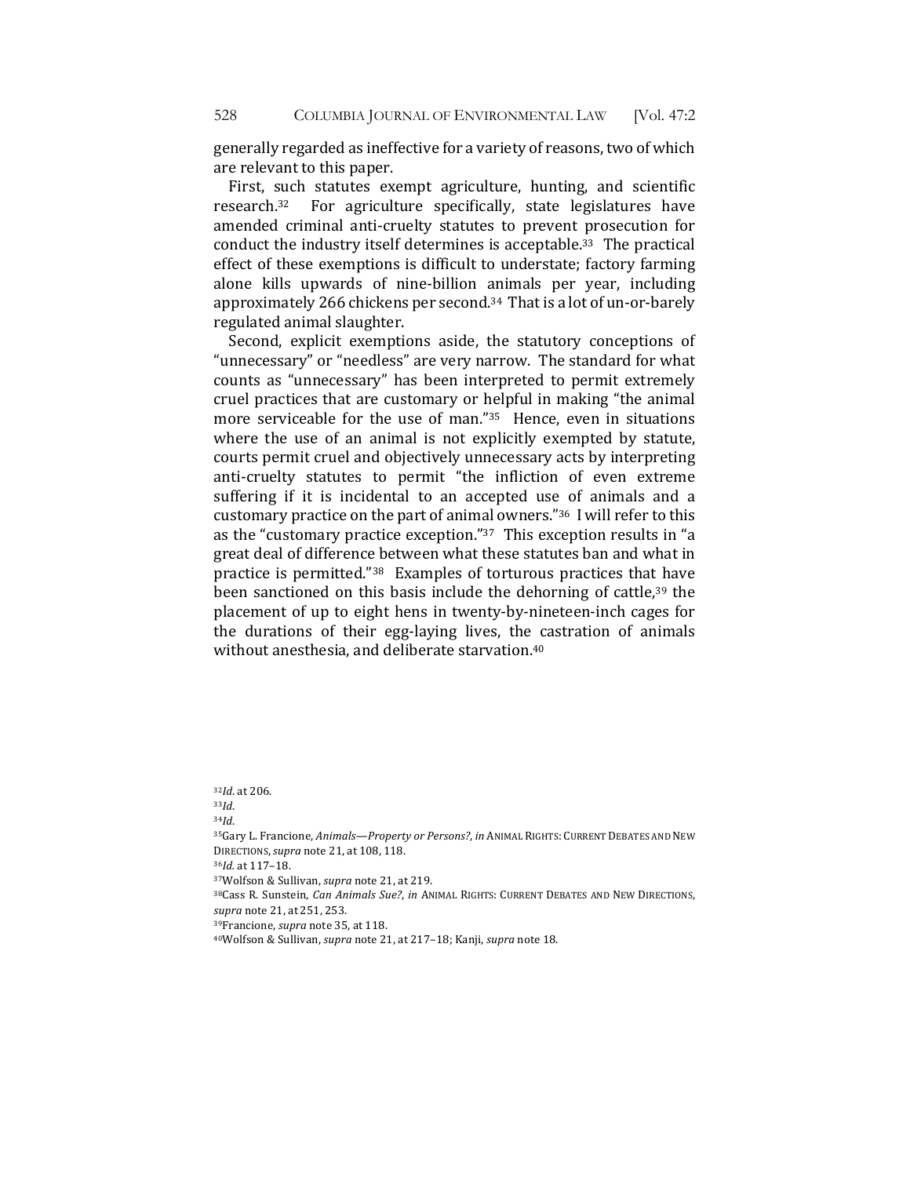generally regarded as ineffective for a variety of reasons, two of which are relevant to this paper.

First, such statutes exempt agriculture, hunting, and scientific research.[32] For agriculture specifically, state legislatures have amended criminal anti-cruelty statutes to prevent prosecution for conduct the industry itself determines is acceptable.[33] The practical effect of these exemptions is difficult to understate; factory farming alone kills upwards of nine-billion animals per year, including approximately 266 chickens per second.[34] That is a lot of un-or-barely regulated animal slaughter.

Second, explicit exemptions aside, the statutory conceptions of "unnecessary" or "needless" are very narrow. The standard for what counts as "unnecessary" has been interpreted to permit extremely cruel practices that are customary or helpful in making "the animal more serviceable for the use of man."[35] Hence, even in situations where the use of an animal is not explicitly exempted by statute, courts permit cruel and objectively unnecessary acts by interpreting anti-cruelty statutes to permit "the infliction of even extreme suffering if it is incidental to an accepted use of animals and a customary practice on the part of animal owners."[36] I will refer to this as the "customary practice exception."[37] This exception results in "a great deal of difference between what these statutes ban and what in practice is permitted."[38] Examples of torturous practices that have been sanctioned on this basis include the dehorning of cattle,[39] the placement of up to eight hens in twenty-by-nineteen-inch cages for the durations of their egg-laying lives, the castration of animals without anesthesia, and deliberate starvation.[40]

---

[32] *Id*. at 206.

[33] *Id*.

[34] *Id*.

[35] Gary L. Francione, *Animals—Property or Persons?*, *in* ANIMAL RIGHTS: CURRENT DEBATES AND NEW DIRECTIONS, *supra* note 21, at 108, 118.

[36] *Id.* at 117–18.

[37] Wolfson & Sullivan, *supra* note 21, at 219.

[38] Cass R. Sunstein, *Can Animals Sue?*, *in* ANIMAL RIGHTS: CURRENT DEBATES AND NEW DIRECTIONS, *supra* note 21, at 251, 253.

[39] Francione, *supra* note 35, at 118.

[40] Wolfson & Sullivan, *supra* note 21, at 217–18; Kanji, *supra* note 18.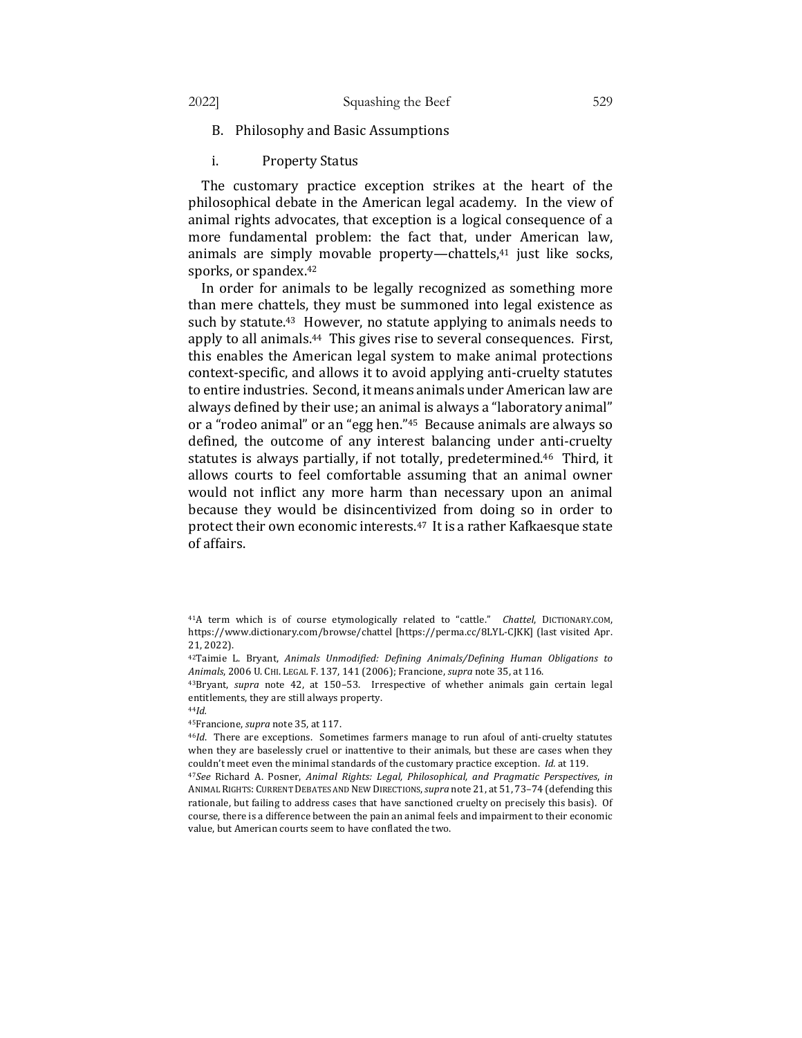### B. Philosophy and Basic Assumptions

#### i. Property Status

The customary practice exception strikes at the heart of the philosophical debate in the American legal academy. In the view of animal rights advocates, that exception is a logical consequence of a more fundamental problem: the fact that, under American law, animals are simply movable property—chattels,[41] just like socks, sporks, or spandex.[42]

In order for animals to be legally recognized as something more than mere chattels, they must be summoned into legal existence as such by statute.[43] However, no statute applying to animals needs to apply to all animals.[44] This gives rise to several consequences. First, this enables the American legal system to make animal protections context-specific, and allows it to avoid applying anti-cruelty statutes to entire industries. Second, it means animals under American law are always defined by their use; an animal is always a "laboratory animal" or a "rodeo animal" or an "egg hen."[45] Because animals are always so defined, the outcome of any interest balancing under anti-cruelty statutes is always partially, if not totally, predetermined.[46] Third, it allows courts to feel comfortable assuming that an animal owner would not inflict any more harm than necessary upon an animal because they would be disincentivized from doing so in order to protect their own economic interests.[47] It is a rather Kafkaesque state of affairs.

---

[41] A term which is of course etymologically related to "cattle." *Chattel*, DICTIONARY.COM, https://www.dictionary.com/browse/chattel [https://perma.cc/8LYL-CJKK] (last visited Apr. 21, 2022).

[42] Taimie L. Bryant, *Animals Unmodified: Defining Animals/Defining Human Obligations to Animals*, 2006 U. CHI. LEGAL F. 137, 141 (2006); Francione, *supra* note 35, at 116.

[43] Bryant, *supra* note 42, at 150–53. Irrespective of whether animals gain certain legal entitlements, they are still always property.

[44] *Id.*

[45] Francione, *supra* note 35, at 117.

[46] *Id*. There are exceptions. Sometimes farmers manage to run afoul of anti-cruelty statutes when they are baselessly cruel or inattentive to their animals, but these are cases when they couldn't meet even the minimal standards of the customary practice exception. *Id.* at 119.

[47] *See* Richard A. Posner, *Animal Rights: Legal, Philosophical, and Pragmatic Perspectives*, *in* ANIMAL RIGHTS: CURRENT DEBATES AND NEW DIRECTIONS, *supra* note 21, at 51, 73–74 (defending this rationale, but failing to address cases that have sanctioned cruelty on precisely this basis). Of course, there is a difference between the pain an animal feels and impairment to their economic value, but American courts seem to have conflated the two.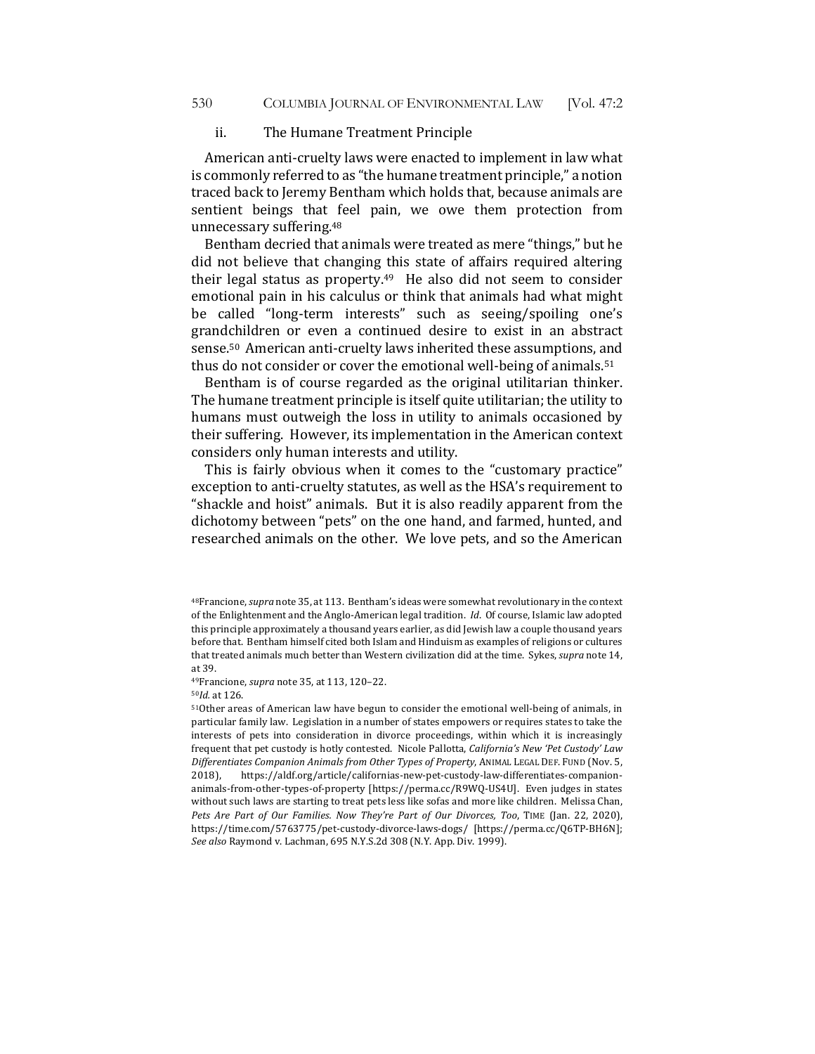### ii. The Humane Treatment Principle

American anti-cruelty laws were enacted to implement in law what is commonly referred to as "the humane treatment principle," a notion traced back to Jeremy Bentham which holds that, because animals are sentient beings that feel pain, we owe them protection from unnecessary suffering.[48]

Bentham decried that animals were treated as mere "things," but he did not believe that changing this state of affairs required altering their legal status as property.[49] He also did not seem to consider emotional pain in his calculus or think that animals had what might be called "long-term interests" such as seeing/spoiling one's grandchildren or even a continued desire to exist in an abstract sense.[50] American anti-cruelty laws inherited these assumptions, and thus do not consider or cover the emotional well-being of animals.[51]

Bentham is of course regarded as the original utilitarian thinker. The humane treatment principle is itself quite utilitarian; the utility to humans must outweigh the loss in utility to animals occasioned by their suffering. However, its implementation in the American context considers only human interests and utility.

This is fairly obvious when it comes to the "customary practice" exception to anti-cruelty statutes, as well as the HSA's requirement to "shackle and hoist" animals. But it is also readily apparent from the dichotomy between "pets" on the one hand, and farmed, hunted, and researched animals on the other. We love pets, and so the American

---

[48] Francione, *supra* note 35, at 113. Bentham's ideas were somewhat revolutionary in the context of the Enlightenment and the Anglo-American legal tradition. *Id*. Of course, Islamic law adopted this principle approximately a thousand years earlier, as did Jewish law a couple thousand years before that. Bentham himself cited both Islam and Hinduism as examples of religions or cultures that treated animals much better than Western civilization did at the time. Sykes, *supra* note 14, at 39.

[49] Francione, *supra* note 35, at 113, 120–22.

[50] *Id.* at 126.

[51] Other areas of American law have begun to consider the emotional well-being of animals, in particular family law. Legislation in a number of states empowers or requires states to take the interests of pets into consideration in divorce proceedings, within which it is increasingly frequent that pet custody is hotly contested. Nicole Pallotta, *California's New 'Pet Custody' Law Differentiates Companion Animals from Other Types of Property*, ANIMAL LEGAL DEF. FUND (Nov. 5, 2018), https://aldf.org/article/californias-new-pet-custody-law-differentiates-companion-animals-from-other-types-of-property [https://perma.cc/R9WQ-US4U]. Even judges in states without such laws are starting to treat pets less like sofas and more like children. Melissa Chan, *Pets Are Part of Our Families. Now They're Part of Our Divorces, Too*, TIME (Jan. 22, 2020), https://time.com/5763775/pet-custody-divorce-laws-dogs/ [https://perma.cc/Q6TP-BH6N]; *See also* Raymond v. Lachman, 695 N.Y.S.2d 308 (N.Y. App. Div. 1999).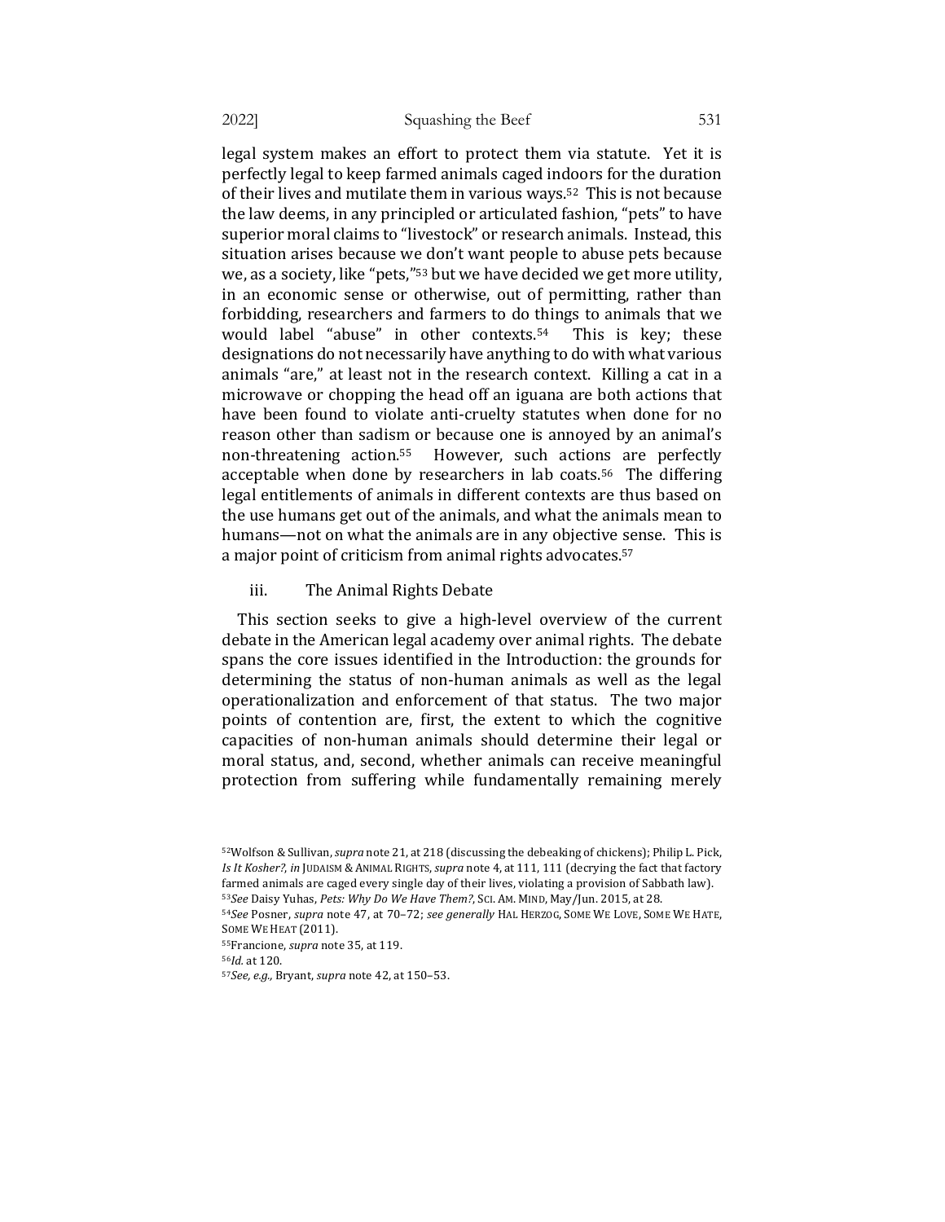legal system makes an effort to protect them via statute. Yet it is perfectly legal to keep farmed animals caged indoors for the duration of their lives and mutilate them in various ways.[52] This is not because the law deems, in any principled or articulated fashion, "pets" to have superior moral claims to "livestock" or research animals. Instead, this situation arises because we don't want people to abuse pets because we, as a society, like "pets,"[53] but we have decided we get more utility, in an economic sense or otherwise, out of permitting, rather than forbidding, researchers and farmers to do things to animals that we would label "abuse" in other contexts.[54] This is key; these designations do not necessarily have anything to do with what various animals "are," at least not in the research context. Killing a cat in a microwave or chopping the head off an iguana are both actions that have been found to violate anti-cruelty statutes when done for no reason other than sadism or because one is annoyed by an animal's non-threatening action.[55] However, such actions are perfectly acceptable when done by researchers in lab coats.[56] The differing legal entitlements of animals in different contexts are thus based on the use humans get out of the animals, and what the animals mean to humans—not on what the animals are in any objective sense. This is a major point of criticism from animal rights advocates.[57]

### iii. The Animal Rights Debate

This section seeks to give a high-level overview of the current debate in the American legal academy over animal rights. The debate spans the core issues identified in the Introduction: the grounds for determining the status of non-human animals as well as the legal operationalization and enforcement of that status. The two major points of contention are, first, the extent to which the cognitive capacities of non-human animals should determine their legal or moral status, and, second, whether animals can receive meaningful protection from suffering while fundamentally remaining merely

---

[52] Wolfson & Sullivan, *supra* note 21, at 218 (discussing the debeaking of chickens); Philip L. Pick, *Is It Kosher?*, *in* JUDAISM & ANIMAL RIGHTS, *supra* note 4, at 111, 111 (decrying the fact that factory farmed animals are caged every single day of their lives, violating a provision of Sabbath law).

[53] *See* Daisy Yuhas, *Pets: Why Do We Have Them?*, SCI. AM. MIND, May/Jun. 2015, at 28.

[54] *See* Posner, *supra* note 47, at 70–72; *see generally* HAL HERZOG, SOME WE LOVE, SOME WE HATE, SOME WE HEAT (2011).

[55] Francione, *supra* note 35, at 119.

[56] *Id.* at 120.

[57] *See, e.g.*, Bryant, *supra* note 42, at 150–53.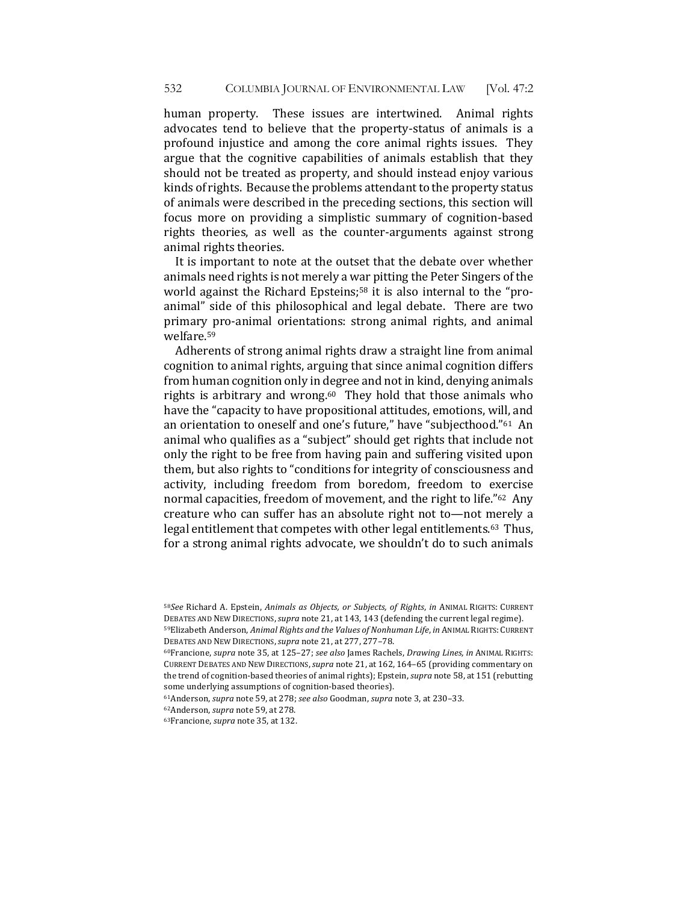human property. These issues are intertwined. Animal rights advocates tend to believe that the property-status of animals is a profound injustice and among the core animal rights issues. They argue that the cognitive capabilities of animals establish that they should not be treated as property, and should instead enjoy various kinds of rights. Because the problems attendant to the property status of animals were described in the preceding sections, this section will focus more on providing a simplistic summary of cognition-based rights theories, as well as the counter-arguments against strong animal rights theories.

It is important to note at the outset that the debate over whether animals need rights is not merely a war pitting the Peter Singers of the world against the Richard Epsteins;[58] it is also internal to the "pro-animal" side of this philosophical and legal debate. There are two primary pro-animal orientations: strong animal rights, and animal welfare.[59]

Adherents of strong animal rights draw a straight line from animal cognition to animal rights, arguing that since animal cognition differs from human cognition only in degree and not in kind, denying animals rights is arbitrary and wrong.[60] They hold that those animals who have the "capacity to have propositional attitudes, emotions, will, and an orientation to oneself and one's future," have "subjecthood."[61] An animal who qualifies as a "subject" should get rights that include not only the right to be free from having pain and suffering visited upon them, but also rights to "conditions for integrity of consciousness and activity, including freedom from boredom, freedom to exercise normal capacities, freedom of movement, and the right to life."[62] Any creature who can suffer has an absolute right not to—not merely a legal entitlement that competes with other legal entitlements.[63] Thus, for a strong animal rights advocate, we shouldn't do to such animals

[58] *See* Richard A. Epstein, *Animals as Objects, or Subjects, of Rights*, *in* ANIMAL RIGHTS: CURRENT DEBATES AND NEW DIRECTIONS, *supra* note 21, at 143, 143 (defending the current legal regime).

[59] Elizabeth Anderson, *Animal Rights and the Values of Nonhuman Life*, *in* ANIMAL RIGHTS: CURRENT DEBATES AND NEW DIRECTIONS, *supra* note 21, at 277, 277–78.

[60] Francione, *supra* note 35, at 125–27; *see also* James Rachels, *Drawing Lines, in* ANIMAL RIGHTS: CURRENT DEBATES AND NEW DIRECTIONS, *supra* note 21, at 162, 164–65 (providing commentary on the trend of cognition-based theories of animal rights); Epstein, *supra* note 58, at 151 (rebutting some underlying assumptions of cognition-based theories).

[61] Anderson, *supra* note 59, at 278; *see also* Goodman, *supra* note 3, at 230–33.

[62] Anderson, *supra* note 59, at 278.

[63] Francione, *supra* note 35, at 132.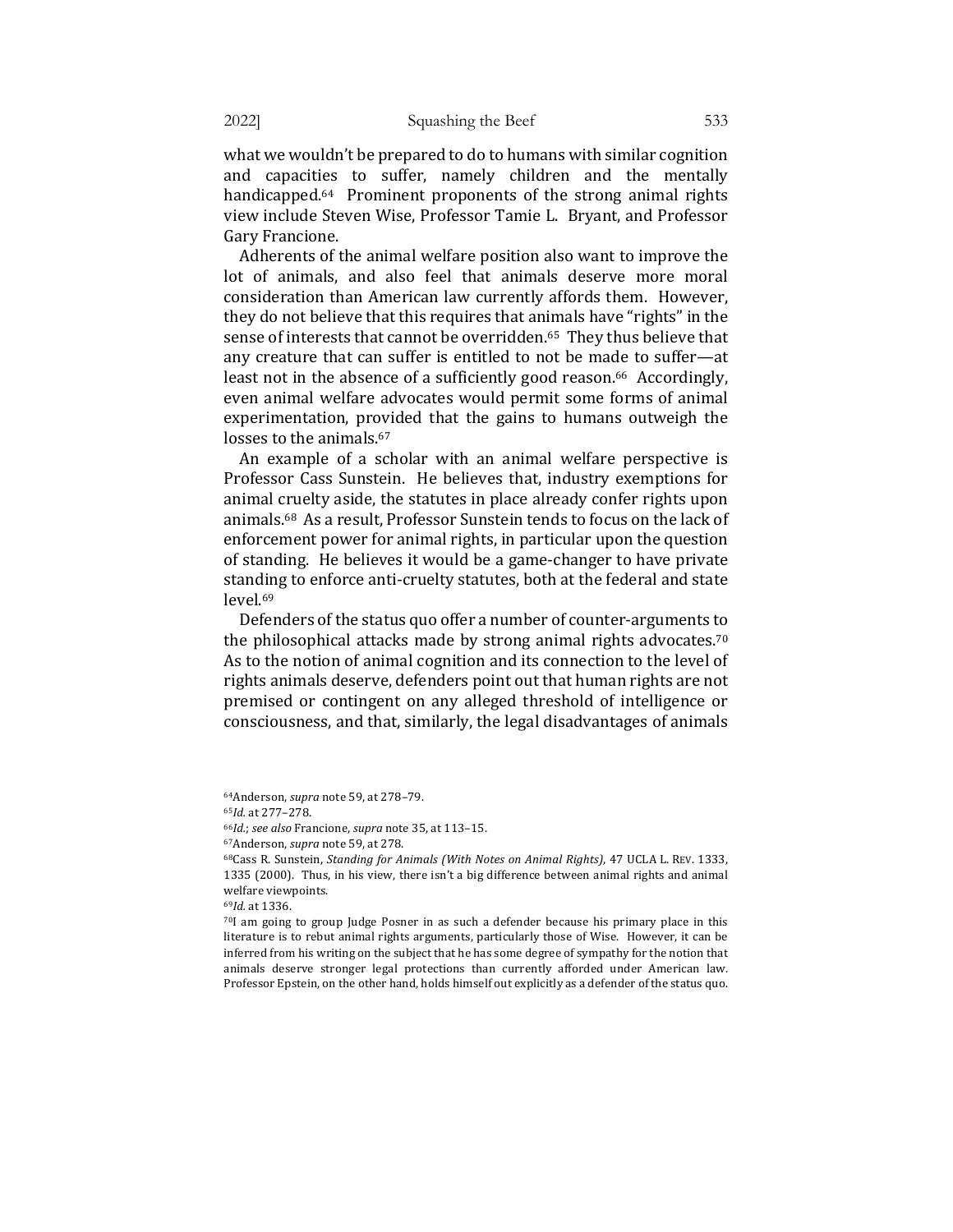what we wouldn't be prepared to do to humans with similar cognition and capacities to suffer, namely children and the mentally handicapped.[64] Prominent proponents of the strong animal rights view include Steven Wise, Professor Tamie L. Bryant, and Professor Gary Francione.

Adherents of the animal welfare position also want to improve the lot of animals, and also feel that animals deserve more moral consideration than American law currently affords them. However, they do not believe that this requires that animals have "rights" in the sense of interests that cannot be overridden.[65] They thus believe that any creature that can suffer is entitled to not be made to suffer—at least not in the absence of a sufficiently good reason.[66] Accordingly, even animal welfare advocates would permit some forms of animal experimentation, provided that the gains to humans outweigh the losses to the animals.[67]

An example of a scholar with an animal welfare perspective is Professor Cass Sunstein. He believes that, industry exemptions for animal cruelty aside, the statutes in place already confer rights upon animals.[68] As a result, Professor Sunstein tends to focus on the lack of enforcement power for animal rights, in particular upon the question of standing. He believes it would be a game-changer to have private standing to enforce anti-cruelty statutes, both at the federal and state level.[69]

Defenders of the status quo offer a number of counter-arguments to the philosophical attacks made by strong animal rights advocates.[70] As to the notion of animal cognition and its connection to the level of rights animals deserve, defenders point out that human rights are not premised or contingent on any alleged threshold of intelligence or consciousness, and that, similarly, the legal disadvantages of animals

---

[64] Anderson, *supra* note 59, at 278–79.

[65] *Id.* at 277–278.

[66] *Id.*; *see also* Francione, *supra* note 35, at 113–15.

[67] Anderson, *supra* note 59, at 278.

[68] Cass R. Sunstein, *Standing for Animals (With Notes on Animal Rights)*, 47 UCLA L. REV. 1333, 1335 (2000). Thus, in his view, there isn't a big difference between animal rights and animal welfare viewpoints.

[69] *Id.* at 1336.

[70] I am going to group Judge Posner in as such a defender because his primary place in this literature is to rebut animal rights arguments, particularly those of Wise. However, it can be inferred from his writing on the subject that he has some degree of sympathy for the notion that animals deserve stronger legal protections than currently afforded under American law. Professor Epstein, on the other hand, holds himself out explicitly as a defender of the status quo.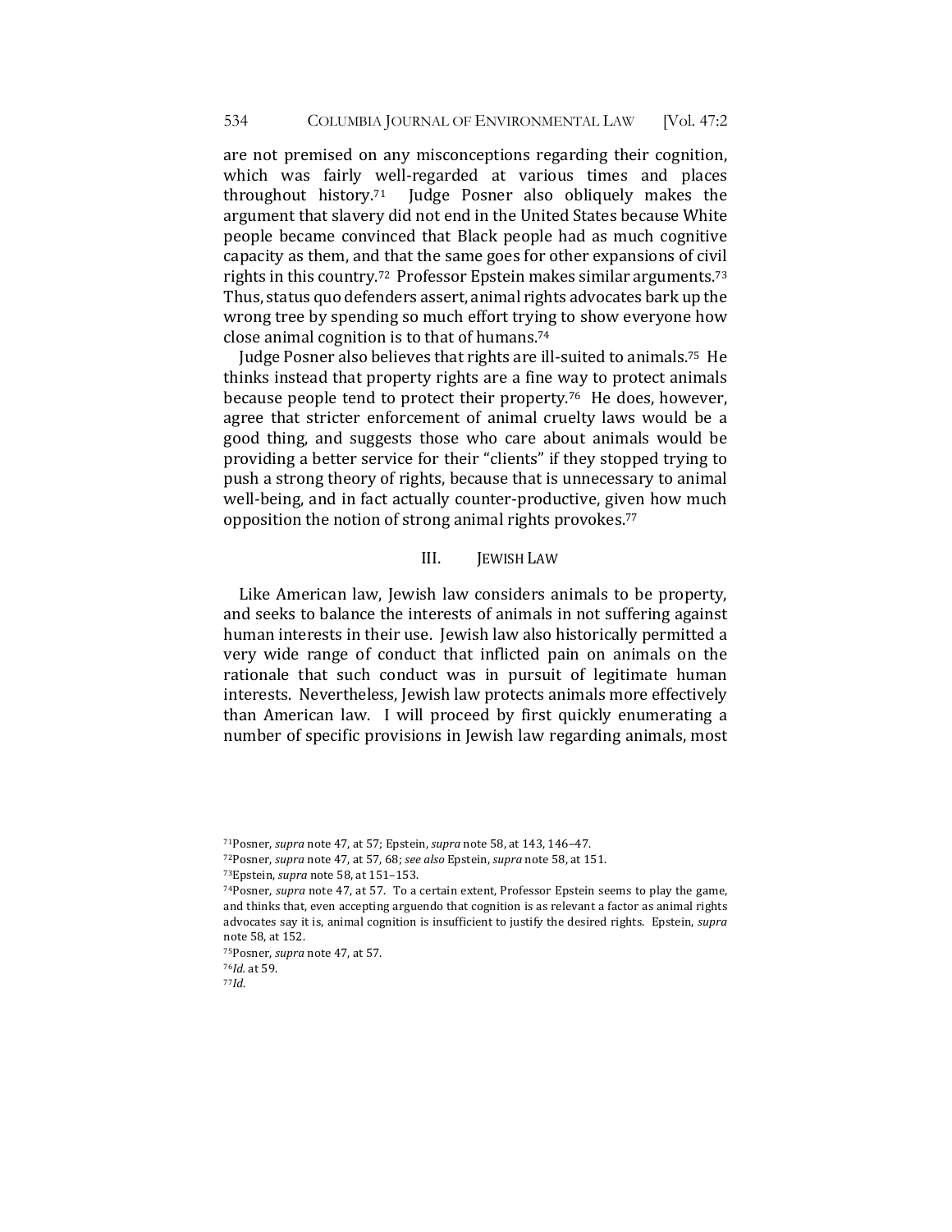are not premised on any misconceptions regarding their cognition, which was fairly well-regarded at various times and places throughout history.[71] Judge Posner also obliquely makes the argument that slavery did not end in the United States because White people became convinced that Black people had as much cognitive capacity as them, and that the same goes for other expansions of civil rights in this country.[72] Professor Epstein makes similar arguments.[73] Thus, status quo defenders assert, animal rights advocates bark up the wrong tree by spending so much effort trying to show everyone how close animal cognition is to that of humans.[74]

Judge Posner also believes that rights are ill-suited to animals.[75] He thinks instead that property rights are a fine way to protect animals because people tend to protect their property.[76] He does, however, agree that stricter enforcement of animal cruelty laws would be a good thing, and suggests those who care about animals would be providing a better service for their "clients" if they stopped trying to push a strong theory of rights, because that is unnecessary to animal well-being, and in fact actually counter-productive, given how much opposition the notion of strong animal rights provokes.[77]

## III. JEWISH LAW

Like American law, Jewish law considers animals to be property, and seeks to balance the interests of animals in not suffering against human interests in their use. Jewish law also historically permitted a very wide range of conduct that inflicted pain on animals on the rationale that such conduct was in pursuit of legitimate human interests. Nevertheless, Jewish law protects animals more effectively than American law. I will proceed by first quickly enumerating a number of specific provisions in Jewish law regarding animals, most

---

[71] Posner, *supra* note 47, at 57; Epstein, *supra* note 58, at 143, 146–47.

[72] Posner, *supra* note 47, at 57, 68; *see also* Epstein, *supra* note 58, at 151.

[73] Epstein, *supra* note 58, at 151–153.

[74] Posner, *supra* note 47, at 57. To a certain extent, Professor Epstein seems to play the game, and thinks that, even accepting arguendo that cognition is as relevant a factor as animal rights advocates say it is, animal cognition is insufficient to justify the desired rights. Epstein, *supra* note 58, at 152.

[75] Posner, *supra* note 47, at 57.

[76] *Id.* at 59.

[77] *Id.*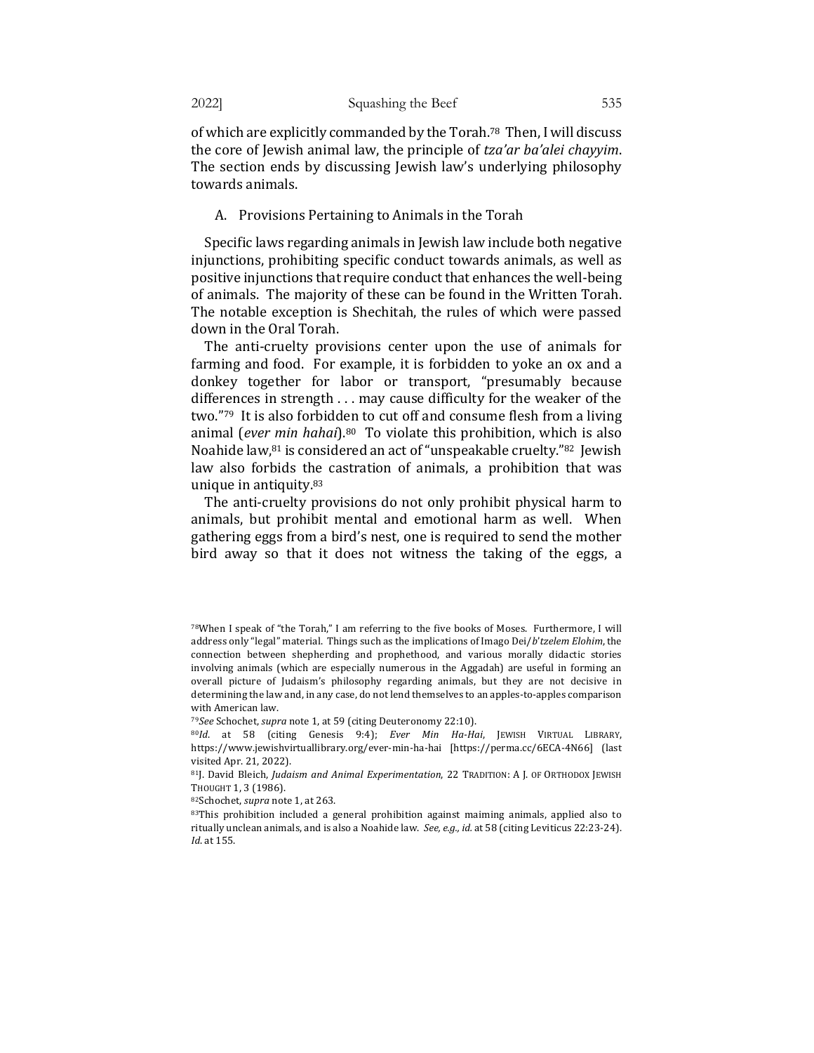of which are explicitly commanded by the Torah.[78] Then, I will discuss the core of Jewish animal law, the principle of *tza'ar ba'alei chayyim*. The section ends by discussing Jewish law's underlying philosophy towards animals.

### A. Provisions Pertaining to Animals in the Torah

Specific laws regarding animals in Jewish law include both negative injunctions, prohibiting specific conduct towards animals, as well as positive injunctions that require conduct that enhances the well-being of animals. The majority of these can be found in the Written Torah. The notable exception is Shechitah, the rules of which were passed down in the Oral Torah.

The anti-cruelty provisions center upon the use of animals for farming and food. For example, it is forbidden to yoke an ox and a donkey together for labor or transport, "presumably because differences in strength . . . may cause difficulty for the weaker of the two."[79] It is also forbidden to cut off and consume flesh from a living animal (*ever min hahai*).[80] To violate this prohibition, which is also Noahide law,[81] is considered an act of "unspeakable cruelty."[82] Jewish law also forbids the castration of animals, a prohibition that was unique in antiquity.[83]

The anti-cruelty provisions do not only prohibit physical harm to animals, but prohibit mental and emotional harm as well. When gathering eggs from a bird's nest, one is required to send the mother bird away so that it does not witness the taking of the eggs, a

---

[78] When I speak of "the Torah," I am referring to the five books of Moses. Furthermore, I will address only "legal" material. Things such as the implications of Imago Dei/*b'tzelem Elohim*, the connection between shepherding and prophethood, and various morally didactic stories involving animals (which are especially numerous in the Aggadah) are useful in forming an overall picture of Judaism's philosophy regarding animals, but they are not decisive in determining the law and, in any case, do not lend themselves to an apples-to-apples comparison with American law.

[79] *See* Schochet, *supra* note 1, at 59 (citing Deuteronomy 22:10).

[80] *Id.* at 58 (citing Genesis 9:4); *Ever Min Ha-Hai*, JEWISH VIRTUAL LIBRARY, https://www.jewishvirtuallibrary.org/ever-min-ha-hai [https://perma.cc/6ECA-4N66] (last visited Apr. 21, 2022).

[81] J. David Bleich, *Judaism and Animal Experimentation*, 22 TRADITION: A J. OF ORTHODOX JEWISH THOUGHT 1, 3 (1986).

[82] Schochet, *supra* note 1, at 263.

[83] This prohibition included a general prohibition against maiming animals, applied also to ritually unclean animals, and is also a Noahide law. *See, e.g., id.* at 58 (citing Leviticus 22:23-24). *Id.* at 155.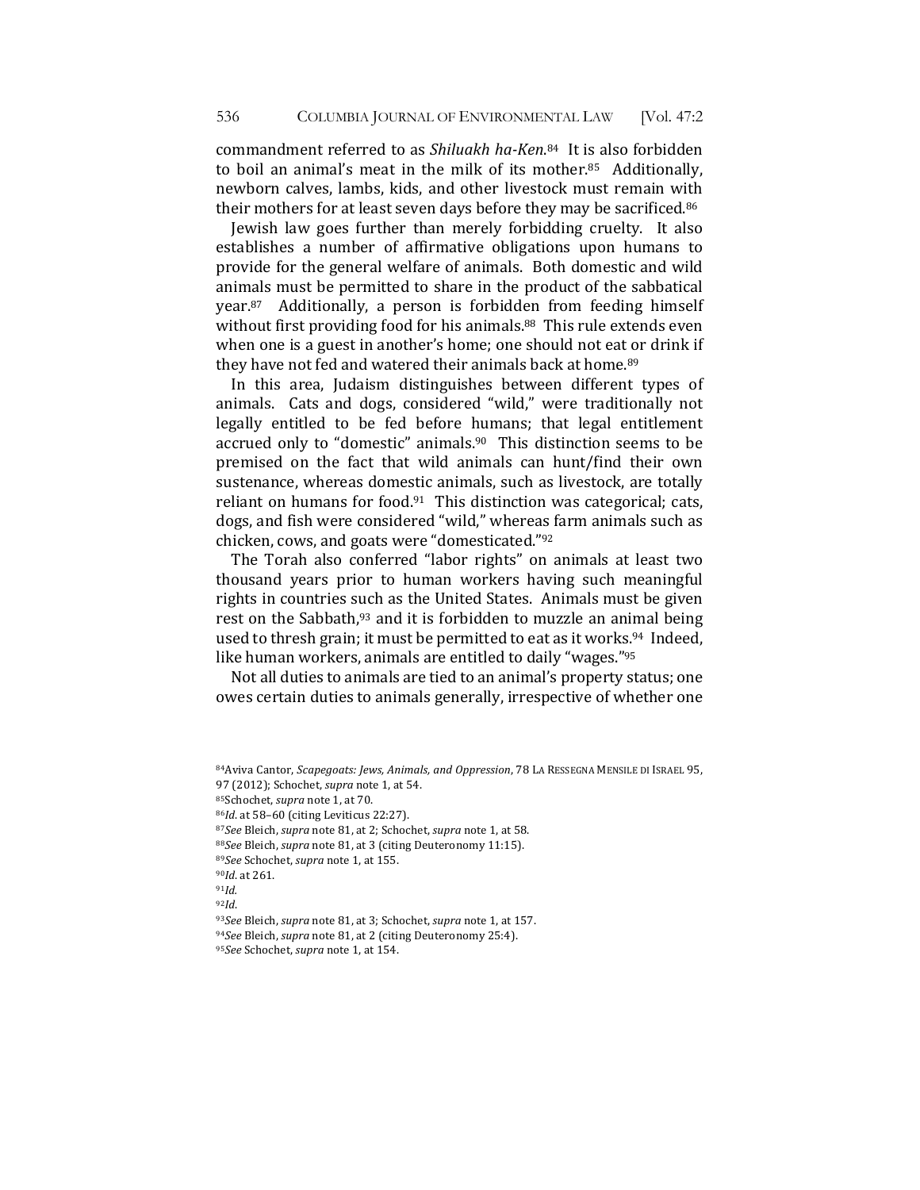commandment referred to as *Shiluakh ha-Ken*.[84] It is also forbidden to boil an animal's meat in the milk of its mother.[85] Additionally, newborn calves, lambs, kids, and other livestock must remain with their mothers for at least seven days before they may be sacrificed.[86]

Jewish law goes further than merely forbidding cruelty. It also establishes a number of affirmative obligations upon humans to provide for the general welfare of animals. Both domestic and wild animals must be permitted to share in the product of the sabbatical year.[87] Additionally, a person is forbidden from feeding himself without first providing food for his animals.[88] This rule extends even when one is a guest in another's home; one should not eat or drink if they have not fed and watered their animals back at home.[89]

In this area, Judaism distinguishes between different types of animals. Cats and dogs, considered "wild," were traditionally not legally entitled to be fed before humans; that legal entitlement accrued only to "domestic" animals.[90] This distinction seems to be premised on the fact that wild animals can hunt/find their own sustenance, whereas domestic animals, such as livestock, are totally reliant on humans for food.[91] This distinction was categorical; cats, dogs, and fish were considered "wild," whereas farm animals such as chicken, cows, and goats were "domesticated."[92]

The Torah also conferred "labor rights" on animals at least two thousand years prior to human workers having such meaningful rights in countries such as the United States. Animals must be given rest on the Sabbath,[93] and it is forbidden to muzzle an animal being used to thresh grain; it must be permitted to eat as it works.[94] Indeed, like human workers, animals are entitled to daily "wages."[95]

Not all duties to animals are tied to an animal's property status; one owes certain duties to animals generally, irrespective of whether one

---

[84]Aviva Cantor, *Scapegoats: Jews, Animals, and Oppression*, 78 LA RESSEGNA MENSILE DI ISRAEL 95, 97 (2012); Schochet, *supra* note 1, at 54.

[85]Schochet, *supra* note 1, at 70.

[86]*Id.* at 58–60 (citing Leviticus 22:27).

[87]*See* Bleich, *supra* note 81, at 2; Schochet, *supra* note 1, at 58.

[88]*See* Bleich, *supra* note 81, at 3 (citing Deuteronomy 11:15).

[89]*See* Schochet, *supra* note 1, at 155.

[90]*Id.* at 261.

[91]*Id.*

[92]*Id.*

[93]*See* Bleich, *supra* note 81, at 3; Schochet, *supra* note 1, at 157.

[94]*See* Bleich, *supra* note 81, at 2 (citing Deuteronomy 25:4).

[95]*See* Schochet, *supra* note 1, at 154.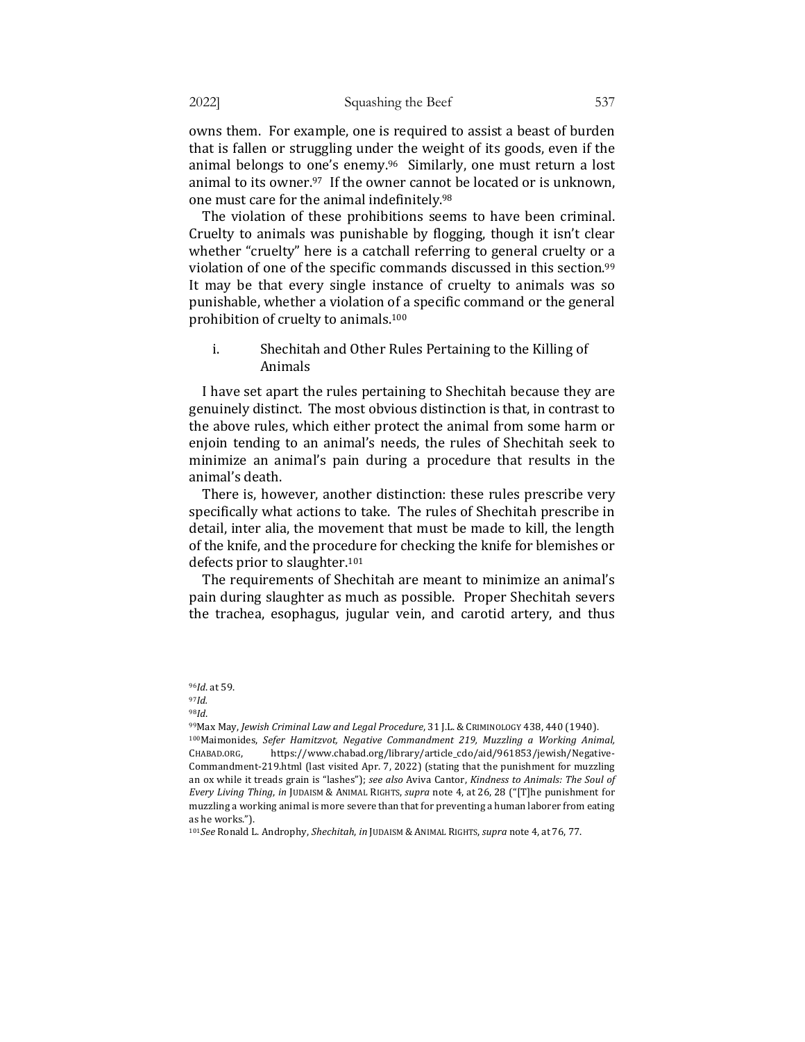owns them. For example, one is required to assist a beast of burden that is fallen or struggling under the weight of its goods, even if the animal belongs to one's enemy.[96] Similarly, one must return a lost animal to its owner.[97] If the owner cannot be located or is unknown, one must care for the animal indefinitely.[98]

The violation of these prohibitions seems to have been criminal. Cruelty to animals was punishable by flogging, though it isn't clear whether "cruelty" here is a catchall referring to general cruelty or a violation of one of the specific commands discussed in this section.[99] It may be that every single instance of cruelty to animals was so punishable, whether a violation of a specific command or the general prohibition of cruelty to animals.[100]

### i. Shechitah and Other Rules Pertaining to the Killing of Animals

I have set apart the rules pertaining to Shechitah because they are genuinely distinct. The most obvious distinction is that, in contrast to the above rules, which either protect the animal from some harm or enjoin tending to an animal's needs, the rules of Shechitah seek to minimize an animal's pain during a procedure that results in the animal's death.

There is, however, another distinction: these rules prescribe very specifically what actions to take. The rules of Shechitah prescribe in detail, inter alia, the movement that must be made to kill, the length of the knife, and the procedure for checking the knife for blemishes or defects prior to slaughter.[101]

The requirements of Shechitah are meant to minimize an animal's pain during slaughter as much as possible. Proper Shechitah severs the trachea, esophagus, jugular vein, and carotid artery, and thus

---

[96] *Id.* at 59.

[97] *Id.*

[98] *Id.*

[99] Max May, *Jewish Criminal Law and Legal Procedure*, 31 J.L. & CRIMINOLOGY 438, 440 (1940).

[100] Maimonides, *Sefer Hamitzvot, Negative Commandment 219, Muzzling a Working Animal,* CHABAD.ORG, https://www.chabad.org/library/article_cdo/aid/961853/jewish/Negative-Commandment-219.html (last visited Apr. 7, 2022) (stating that the punishment for muzzling an ox while it treads grain is "lashes"); *see also* Aviva Cantor, *Kindness to Animals: The Soul of Every Living Thing*, *in* JUDAISM & ANIMAL RIGHTS, *supra* note 4, at 26, 28 ("[T]he punishment for muzzling a working animal is more severe than that for preventing a human laborer from eating as he works.").

[101] *See* Ronald L. Androphy, *Shechitah*, *in* JUDAISM & ANIMAL RIGHTS, *supra* note 4, at 76, 77.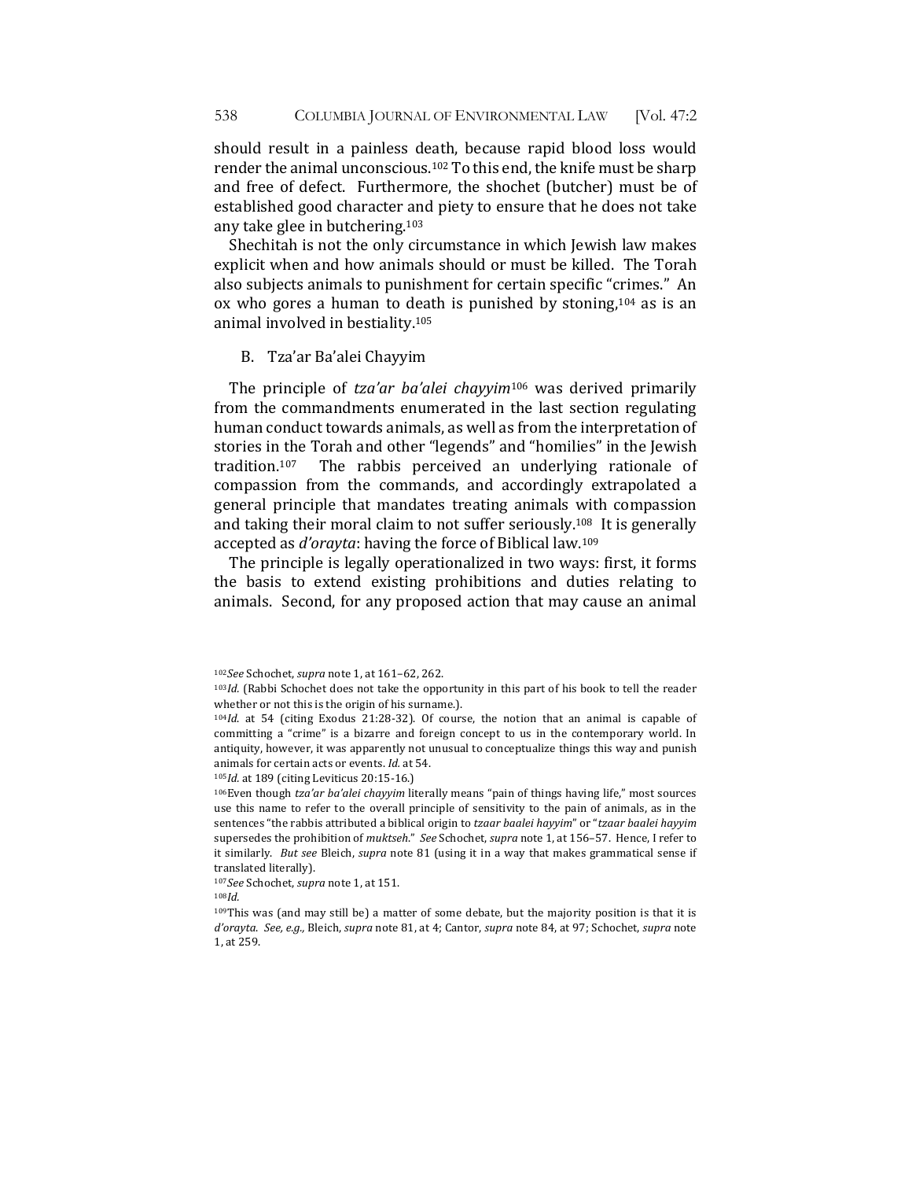should result in a painless death, because rapid blood loss would render the animal unconscious.[102] To this end, the knife must be sharp and free of defect. Furthermore, the shochet (butcher) must be of established good character and piety to ensure that he does not take any take glee in butchering.[103]

Shechitah is not the only circumstance in which Jewish law makes explicit when and how animals should or must be killed. The Torah also subjects animals to punishment for certain specific "crimes." An ox who gores a human to death is punished by stoning,[104] as is an animal involved in bestiality.[105]

## B. Tza'ar Ba'alei Chayyim

The principle of *tza'ar ba'alei chayyim*[106] was derived primarily from the commandments enumerated in the last section regulating human conduct towards animals, as well as from the interpretation of stories in the Torah and other "legends" and "homilies" in the Jewish tradition.[107] The rabbis perceived an underlying rationale of compassion from the commands, and accordingly extrapolated a general principle that mandates treating animals with compassion and taking their moral claim to not suffer seriously.[108] It is generally accepted as *d'orayta*: having the force of Biblical law.[109]

The principle is legally operationalized in two ways: first, it forms the basis to extend existing prohibitions and duties relating to animals. Second, for any proposed action that may cause an animal

---

[102] *See* Schochet, *supra* note 1, at 161–62, 262.

[103] *Id.* (Rabbi Schochet does not take the opportunity in this part of his book to tell the reader whether or not this is the origin of his surname.).

[104] *Id.* at 54 (citing Exodus 21:28-32). Of course, the notion that an animal is capable of committing a "crime" is a bizarre and foreign concept to us in the contemporary world. In antiquity, however, it was apparently not unusual to conceptualize things this way and punish animals for certain acts or events. *Id.* at 54.

[105] *Id.* at 189 (citing Leviticus 20:15-16.)

[106] Even though *tza'ar ba'alei chayyim* literally means "pain of things having life," most sources use this name to refer to the overall principle of sensitivity to the pain of animals, as in the sentences "the rabbis attributed a biblical origin to *tzaar baalei hayyim*" or "*tzaar baalei hayyim* supersedes the prohibition of *muktseh*." *See* Schochet, *supra* note 1, at 156–57. Hence, I refer to it similarly. *But see* Bleich, *supra* note 81 (using it in a way that makes grammatical sense if translated literally).

[107] *See* Schochet, *supra* note 1, at 151.

[108] *Id.*

[109] This was (and may still be) a matter of some debate, but the majority position is that it is *d'orayta*. *See, e.g.,* Bleich, *supra* note 81, at 4; Cantor, *supra* note 84, at 97; Schochet, *supra* note 1, at 259.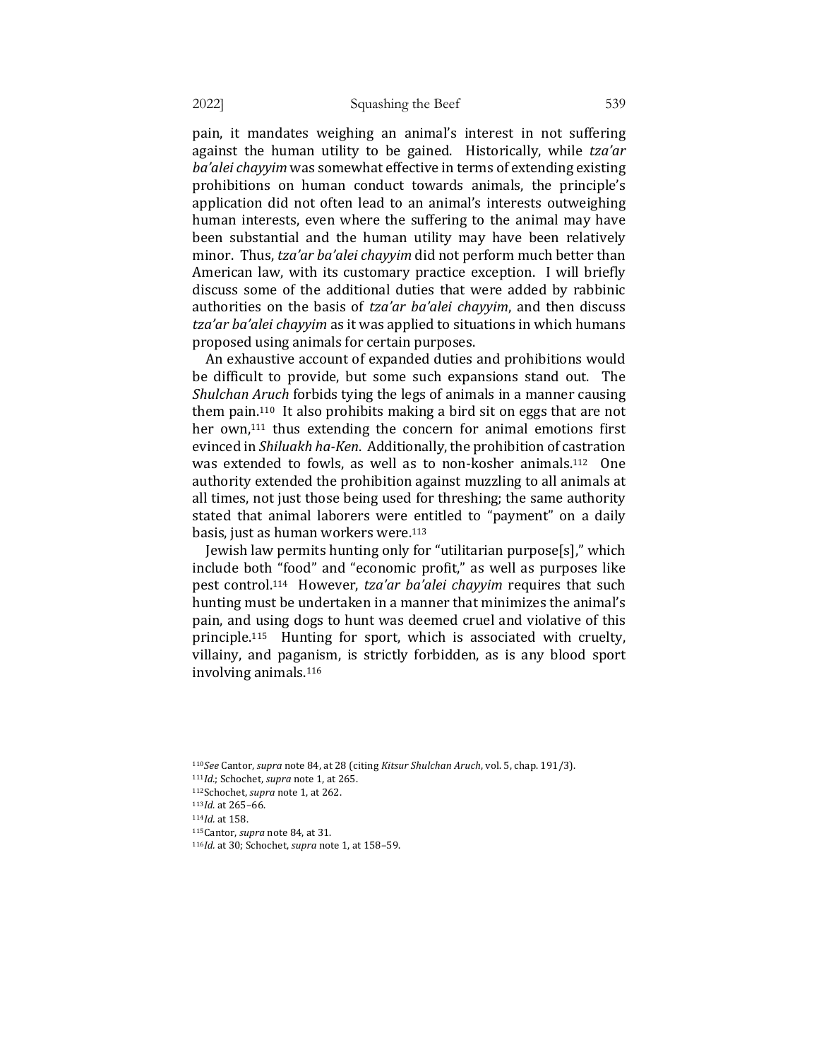pain, it mandates weighing an animal's interest in not suffering against the human utility to be gained. Historically, while *tza'ar ba'alei chayyim* was somewhat effective in terms of extending existing prohibitions on human conduct towards animals, the principle's application did not often lead to an animal's interests outweighing human interests, even where the suffering to the animal may have been substantial and the human utility may have been relatively minor. Thus, *tza'ar ba'alei chayyim* did not perform much better than American law, with its customary practice exception. I will briefly discuss some of the additional duties that were added by rabbinic authorities on the basis of *tza'ar ba'alei chayyim*, and then discuss *tza'ar ba'alei chayyim* as it was applied to situations in which humans proposed using animals for certain purposes.

An exhaustive account of expanded duties and prohibitions would be difficult to provide, but some such expansions stand out. The *Shulchan Aruch* forbids tying the legs of animals in a manner causing them pain.[110] It also prohibits making a bird sit on eggs that are not her own,[111] thus extending the concern for animal emotions first evinced in *Shiluakh ha-Ken*. Additionally, the prohibition of castration was extended to fowls, as well as to non-kosher animals.[112] One authority extended the prohibition against muzzling to all animals at all times, not just those being used for threshing; the same authority stated that animal laborers were entitled to "payment" on a daily basis, just as human workers were.[113]

Jewish law permits hunting only for "utilitarian purpose[s]," which include both "food" and "economic profit," as well as purposes like pest control.[114] However, *tza'ar ba'alei chayyim* requires that such hunting must be undertaken in a manner that minimizes the animal's pain, and using dogs to hunt was deemed cruel and violative of this principle.[115] Hunting for sport, which is associated with cruelty, villainy, and paganism, is strictly forbidden, as is any blood sport involving animals.[116]

[110] *See* Cantor, *supra* note 84, at 28 (citing *Kitsur Shulchan Aruch*, vol. 5, chap. 191/3).

[111] *Id.*; Schochet, *supra* note 1, at 265.

[112] Schochet, *supra* note 1, at 262.

[113] *Id.* at 265–66.

[114] *Id.* at 158.

[115] Cantor, *supra* note 84, at 31.

[116] *Id.* at 30; Schochet, *supra* note 1, at 158–59.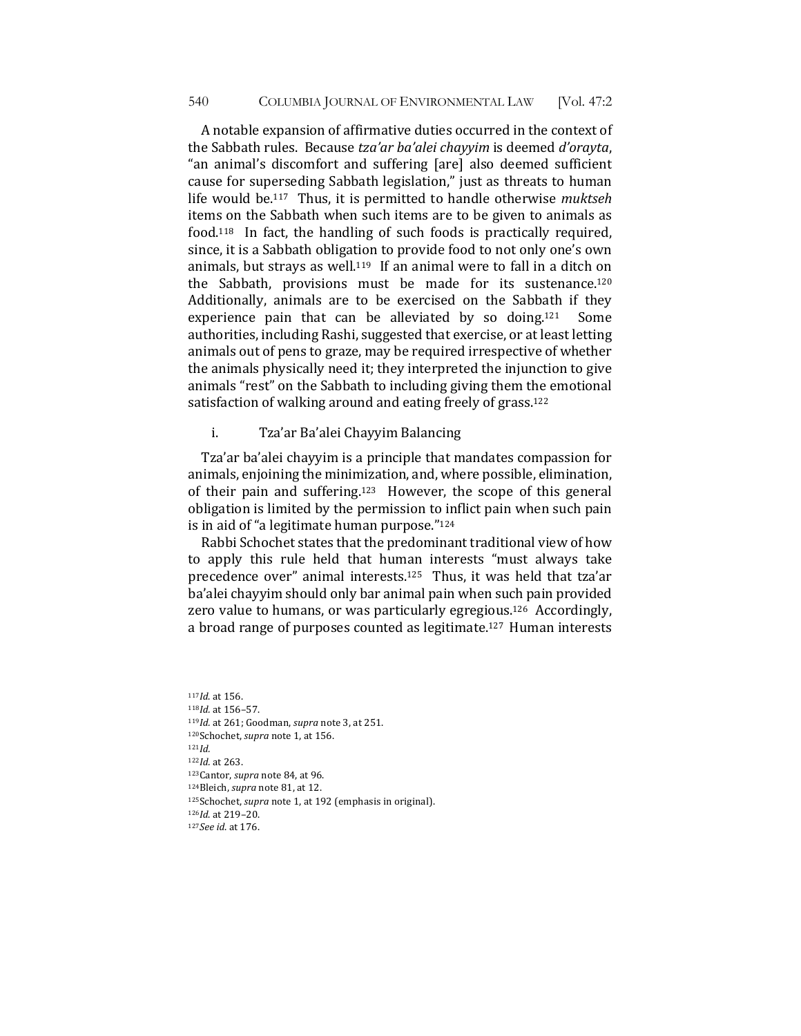A notable expansion of affirmative duties occurred in the context of the Sabbath rules. Because *tza'ar ba'alei chayyim* is deemed *d'orayta*, "an animal's discomfort and suffering [are] also deemed sufficient cause for superseding Sabbath legislation," just as threats to human life would be.[117] Thus, it is permitted to handle otherwise *muktseh* items on the Sabbath when such items are to be given to animals as food.[118] In fact, the handling of such foods is practically required, since, it is a Sabbath obligation to provide food to not only one's own animals, but strays as well.[119] If an animal were to fall in a ditch on the Sabbath, provisions must be made for its sustenance.[120] Additionally, animals are to be exercised on the Sabbath if they experience pain that can be alleviated by so doing.[121] Some authorities, including Rashi, suggested that exercise, or at least letting animals out of pens to graze, may be required irrespective of whether the animals physically need it; they interpreted the injunction to give animals "rest" on the Sabbath to including giving them the emotional satisfaction of walking around and eating freely of grass.[122]

i. Tza'ar Ba'alei Chayyim Balancing

Tza'ar ba'alei chayyim is a principle that mandates compassion for animals, enjoining the minimization, and, where possible, elimination, of their pain and suffering.[123] However, the scope of this general obligation is limited by the permission to inflict pain when such pain is in aid of "a legitimate human purpose."[124]

Rabbi Schochet states that the predominant traditional view of how to apply this rule held that human interests "must always take precedence over" animal interests.[125] Thus, it was held that tza'ar ba'alei chayyim should only bar animal pain when such pain provided zero value to humans, or was particularly egregious.[126] Accordingly, a broad range of purposes counted as legitimate.[127] Human interests

[117] *Id.* at 156.
[118] *Id.* at 156–57.
[119] *Id.* at 261; Goodman, *supra* note 3, at 251.
[120] Schochet, *supra* note 1, at 156.
[121] *Id.*
[122] *Id.* at 263.
[123] Cantor, *supra* note 84, at 96.
[124] Bleich, *supra* note 81, at 12.
[125] Schochet, *supra* note 1, at 192 (emphasis in original).
[126] *Id.* at 219–20.
[127] *See id.* at 176.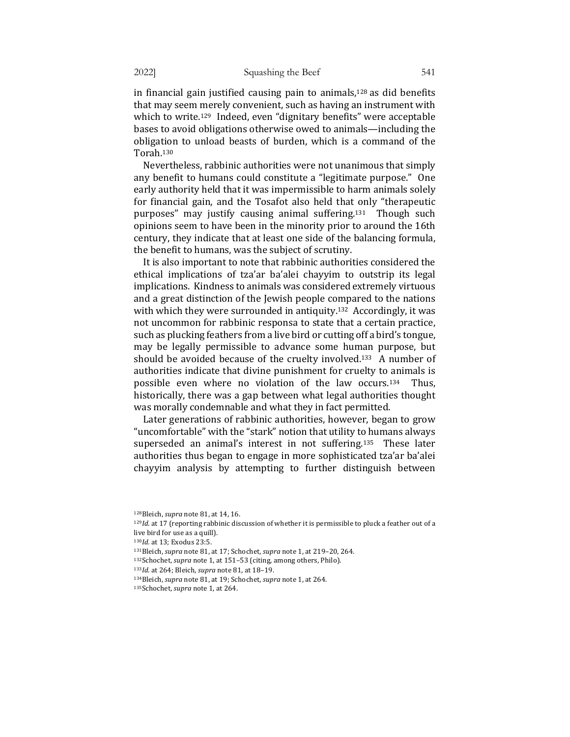in financial gain justified causing pain to animals,[128] as did benefits that may seem merely convenient, such as having an instrument with which to write.[129] Indeed, even "dignitary benefits" were acceptable bases to avoid obligations otherwise owed to animals—including the obligation to unload beasts of burden, which is a command of the Torah.[130]

Nevertheless, rabbinic authorities were not unanimous that simply any benefit to humans could constitute a "legitimate purpose." One early authority held that it was impermissible to harm animals solely for financial gain, and the Tosafot also held that only "therapeutic purposes" may justify causing animal suffering.[131] Though such opinions seem to have been in the minority prior to around the 16th century, they indicate that at least one side of the balancing formula, the benefit to humans, was the subject of scrutiny.

It is also important to note that rabbinic authorities considered the ethical implications of tza'ar ba'alei chayyim to outstrip its legal implications. Kindness to animals was considered extremely virtuous and a great distinction of the Jewish people compared to the nations with which they were surrounded in antiquity.[132] Accordingly, it was not uncommon for rabbinic responsa to state that a certain practice, such as plucking feathers from a live bird or cutting off a bird's tongue, may be legally permissible to advance some human purpose, but should be avoided because of the cruelty involved.[133] A number of authorities indicate that divine punishment for cruelty to animals is possible even where no violation of the law occurs.[134] Thus, historically, there was a gap between what legal authorities thought was morally condemnable and what they in fact permitted.

Later generations of rabbinic authorities, however, began to grow "uncomfortable" with the "stark" notion that utility to humans always superseded an animal's interest in not suffering.[135] These later authorities thus began to engage in more sophisticated tza'ar ba'alei chayyim analysis by attempting to further distinguish between

---

[128] Bleich, *supra* note 81, at 14, 16.

[129] *Id.* at 17 (reporting rabbinic discussion of whether it is permissible to pluck a feather out of a live bird for use as a quill).

[130] *Id.* at 13; Exodus 23:5.

[131] Bleich, *supra* note 81, at 17; Schochet, *supra* note 1, at 219–20, 264.

[132] Schochet, *supra* note 1, at 151–53 (citing, among others, Philo).

[133] *Id.* at 264; Bleich, *supra* note 81, at 18–19.

[134] Bleich, *supra* note 81, at 19; Schochet, *supra* note 1, at 264.

[135] Schochet, *supra* note 1, at 264.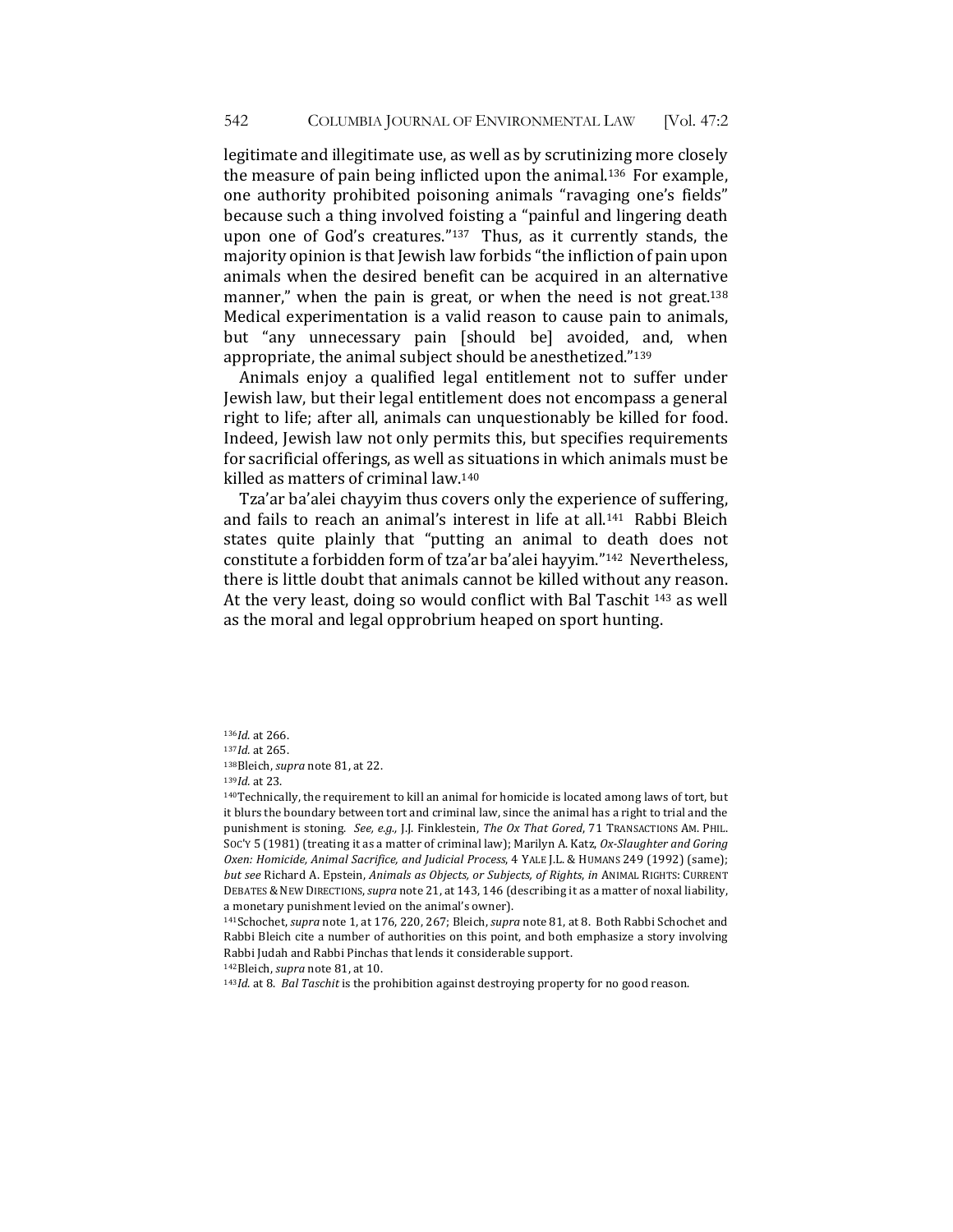legitimate and illegitimate use, as well as by scrutinizing more closely the measure of pain being inflicted upon the animal.[136] For example, one authority prohibited poisoning animals "ravaging one's fields" because such a thing involved foisting a "painful and lingering death upon one of God's creatures."[137] Thus, as it currently stands, the majority opinion is that Jewish law forbids "the infliction of pain upon animals when the desired benefit can be acquired in an alternative manner," when the pain is great, or when the need is not great.[138] Medical experimentation is a valid reason to cause pain to animals, but "any unnecessary pain [should be] avoided, and, when appropriate, the animal subject should be anesthetized."[139]

Animals enjoy a qualified legal entitlement not to suffer under Jewish law, but their legal entitlement does not encompass a general right to life; after all, animals can unquestionably be killed for food. Indeed, Jewish law not only permits this, but specifies requirements for sacrificial offerings, as well as situations in which animals must be killed as matters of criminal law.[140]

Tza'ar ba'alei chayyim thus covers only the experience of suffering, and fails to reach an animal's interest in life at all.[141] Rabbi Bleich states quite plainly that "putting an animal to death does not constitute a forbidden form of tza'ar ba'alei hayyim."[142] Nevertheless, there is little doubt that animals cannot be killed without any reason. At the very least, doing so would conflict with Bal Taschit [143] as well as the moral and legal opprobrium heaped on sport hunting.

---

[136] *Id.* at 266.

[137] *Id.* at 265.

[138] Bleich, *supra* note 81, at 22.

[139] *Id.* at 23.

[140] Technically, the requirement to kill an animal for homicide is located among laws of tort, but it blurs the boundary between tort and criminal law, since the animal has a right to trial and the punishment is stoning. *See, e.g.,* J.J. Finklestein, *The Ox That Gored*, 71 TRANSACTIONS AM. PHIL. SOC'Y 5 (1981) (treating it as a matter of criminal law); Marilyn A. Katz, *Ox-Slaughter and Goring Oxen: Homicide, Animal Sacrifice, and Judicial Process*, 4 YALE J.L. & HUMANS 249 (1992) (same); *but see* Richard A. Epstein, *Animals as Objects, or Subjects, of Rights*, *in* ANIMAL RIGHTS: CURRENT DEBATES & NEW DIRECTIONS, *supra* note 21, at 143, 146 (describing it as a matter of noxal liability, a monetary punishment levied on the animal's owner).

[141] Schochet, *supra* note 1, at 176, 220, 267; Bleich, *supra* note 81, at 8. Both Rabbi Schochet and Rabbi Bleich cite a number of authorities on this point, and both emphasize a story involving Rabbi Judah and Rabbi Pinchas that lends it considerable support.

[142] Bleich, *supra* note 81, at 10.

[143] *Id.* at 8. *Bal Taschit* is the prohibition against destroying property for no good reason.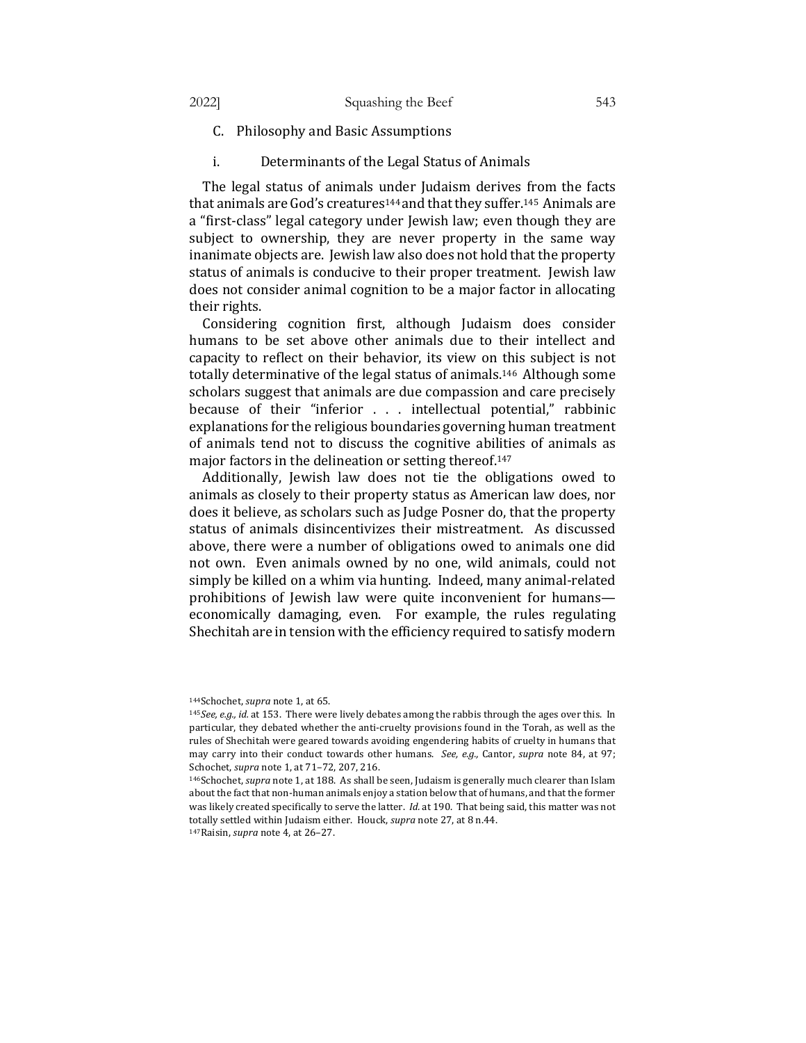### C. Philosophy and Basic Assumptions

#### i. Determinants of the Legal Status of Animals

The legal status of animals under Judaism derives from the facts that animals are God's creatures[144] and that they suffer.[145] Animals are a "first-class" legal category under Jewish law; even though they are subject to ownership, they are never property in the same way inanimate objects are. Jewish law also does not hold that the property status of animals is conducive to their proper treatment. Jewish law does not consider animal cognition to be a major factor in allocating their rights.

Considering cognition first, although Judaism does consider humans to be set above other animals due to their intellect and capacity to reflect on their behavior, its view on this subject is not totally determinative of the legal status of animals.[146] Although some scholars suggest that animals are due compassion and care precisely because of their "inferior . . . intellectual potential," rabbinic explanations for the religious boundaries governing human treatment of animals tend not to discuss the cognitive abilities of animals as major factors in the delineation or setting thereof.[147]

Additionally, Jewish law does not tie the obligations owed to animals as closely to their property status as American law does, nor does it believe, as scholars such as Judge Posner do, that the property status of animals disincentivizes their mistreatment. As discussed above, there were a number of obligations owed to animals one did not own. Even animals owned by no one, wild animals, could not simply be killed on a whim via hunting. Indeed, many animal-related prohibitions of Jewish law were quite inconvenient for humans—economically damaging, even. For example, the rules regulating Shechitah are in tension with the efficiency required to satisfy modern

---

[144] Schochet, *supra* note 1, at 65.

[145] *See, e.g., id.* at 153. There were lively debates among the rabbis through the ages over this. In particular, they debated whether the anti-cruelty provisions found in the Torah, as well as the rules of Shechitah were geared towards avoiding engendering habits of cruelty in humans that may carry into their conduct towards other humans. *See, e.g.,* Cantor, *supra* note 84, at 97; Schochet, *supra* note 1, at 71–72, 207, 216.

[146] Schochet, *supra* note 1, at 188. As shall be seen, Judaism is generally much clearer than Islam about the fact that non-human animals enjoy a station below that of humans, and that the former was likely created specifically to serve the latter. *Id.* at 190. That being said, this matter was not totally settled within Judaism either. Houck, *supra* note 27, at 8 n.44.

[147] Raisin, *supra* note 4, at 26–27.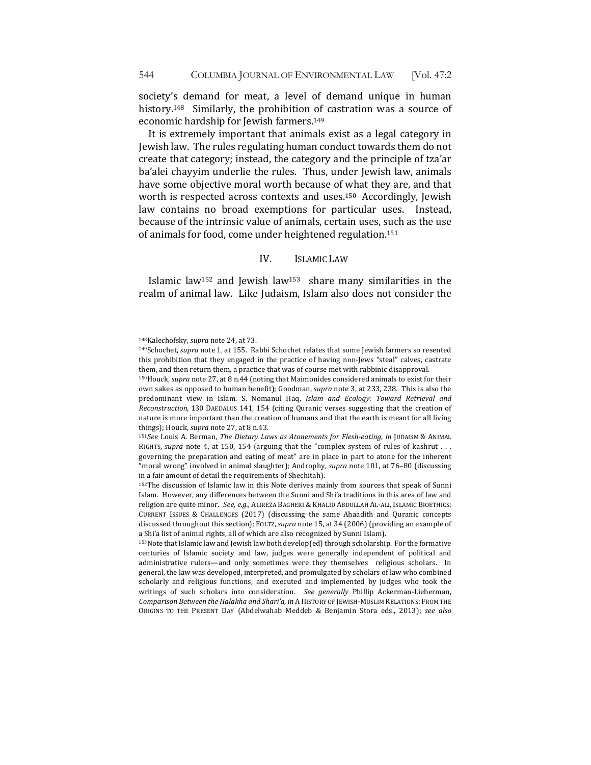society's demand for meat, a level of demand unique in human history.[148] Similarly, the prohibition of castration was a source of economic hardship for Jewish farmers.[149]

It is extremely important that animals exist as a legal category in Jewish law. The rules regulating human conduct towards them do not create that category; instead, the category and the principle of tza'ar ba'alei chayyim underlie the rules. Thus, under Jewish law, animals have some objective moral worth because of what they are, and that worth is respected across contexts and uses.[150] Accordingly, Jewish law contains no broad exemptions for particular uses. Instead, because of the intrinsic value of animals, certain uses, such as the use of animals for food, come under heightened regulation.[151]

## IV. ISLAMIC LAW

Islamic law[152] and Jewish law[153] share many similarities in the realm of animal law. Like Judaism, Islam also does not consider the

---

[148] Kalechofsky, *supra* note 24, at 73.

[149] Schochet, *supra* note 1, at 155. Rabbi Schochet relates that some Jewish farmers so resented this prohibition that they engaged in the practice of having non-Jews "steal" calves, castrate them, and then return them, a practice that was of course met with rabbinic disapproval.

[150] Houck, *supra* note 27, at 8 n.44 (noting that Maimonides considered animals to exist for their own sakes as opposed to human benefit); Goodman, *supra* note 3, at 233, 238. This is also the predominant view in Islam. S. Nomanul Haq, *Islam and Ecology: Toward Retrieval and Reconstruction,* 130 DAEDALUS 141, 154 (citing Quranic verses suggesting that the creation of nature is more important than the creation of humans and that the earth is meant for all living things); Houck, *supra* note 27, at 8 n.43.

[151] *See* Louis A. Berman, *The Dietary Laws as Atonements for Flesh-eating*, *in* JUDAISM & ANIMAL RIGHTS, *supra* note 4, at 150, 154 (arguing that the "complex system of rules of kashrut . . . governing the preparation and eating of meat" are in place in part to atone for the inherent "moral wrong" involved in animal slaughter); Androphy, *supra* note 101, at 76–80 (discussing in a fair amount of detail the requirements of Shechitah).

[152] The discussion of Islamic law in this Note derives mainly from sources that speak of Sunni Islam. However, any differences between the Sunni and Shi'a traditions in this area of law and religion are quite minor. *See, e.g.,* ALIREZA BAGHERI & KHALID ABDULLAH AL-ALI, ISLAMIC BIOETHICS: CURRENT ISSUES & CHALLENGES (2017) (discussing the same Ahaadith and Quranic concepts discussed throughout this section); FOLTZ, *supra* note 15, at 34 (2006) (providing an example of a Shi'a list of animal rights, all of which are also recognized by Sunni Islam).

[153] Note that Islamic law and Jewish law both develop(ed) through scholarship. For the formative centuries of Islamic society and law, judges were generally independent of political and administrative rulers—and only sometimes were they themselves religious scholars. In general, the law was developed, interpreted, and promulgated by scholars of law who combined scholarly and religious functions, and executed and implemented by judges who took the writings of such scholars into consideration. *See generally* Phillip Ackerman-Lieberman, *Comparison Between the Halakha and Shari'a*, *in* A HISTORY OF JEWISH-MUSLIM RELATIONS: FROM THE ORIGINS TO THE PRESENT DAY (Abdelwahab Meddeb & Benjamin Stora eds., 2013); *see also*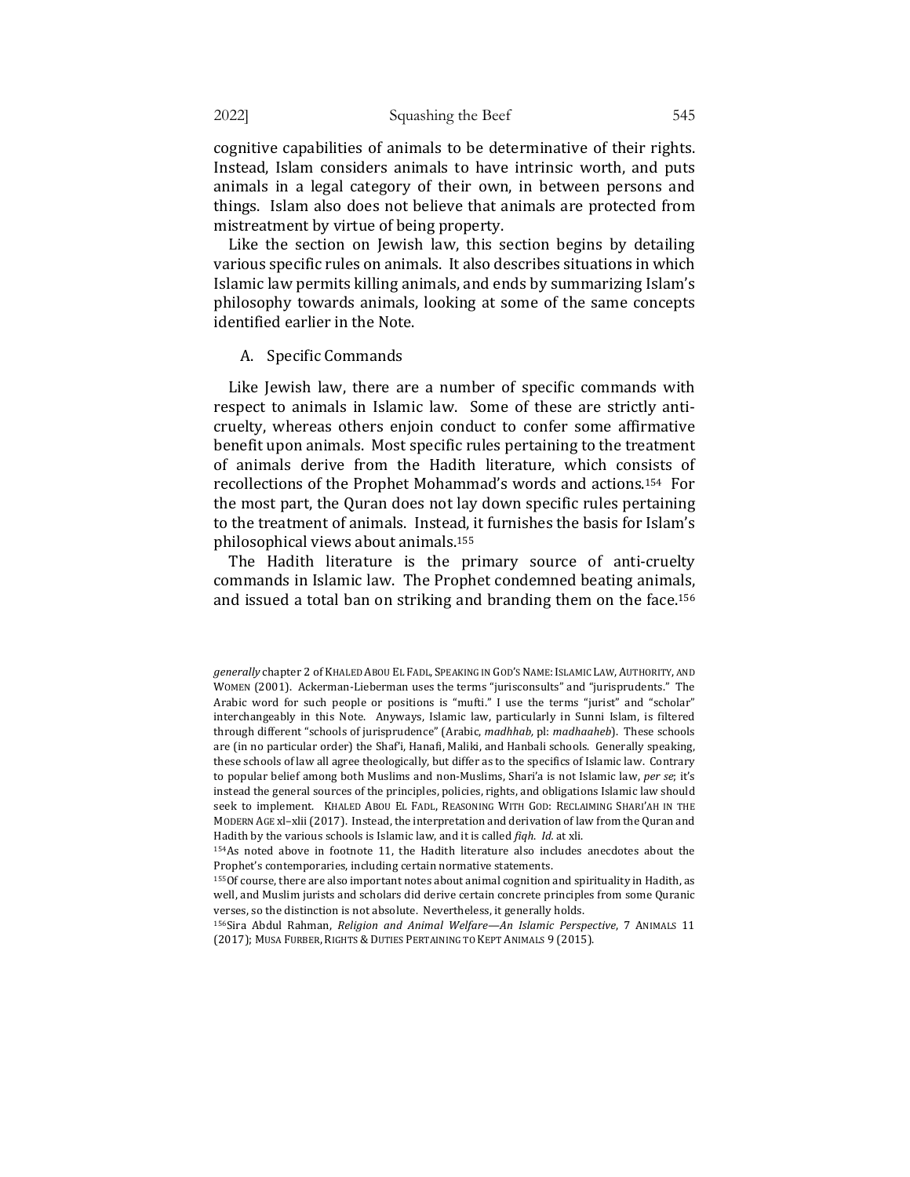cognitive capabilities of animals to be determinative of their rights. Instead, Islam considers animals to have intrinsic worth, and puts animals in a legal category of their own, in between persons and things. Islam also does not believe that animals are protected from mistreatment by virtue of being property.

Like the section on Jewish law, this section begins by detailing various specific rules on animals. It also describes situations in which Islamic law permits killing animals, and ends by summarizing Islam's philosophy towards animals, looking at some of the same concepts identified earlier in the Note.

### A. Specific Commands

Like Jewish law, there are a number of specific commands with respect to animals in Islamic law. Some of these are strictly anti-cruelty, whereas others enjoin conduct to confer some affirmative benefit upon animals. Most specific rules pertaining to the treatment of animals derive from the Hadith literature, which consists of recollections of the Prophet Mohammad's words and actions.[154] For the most part, the Quran does not lay down specific rules pertaining to the treatment of animals. Instead, it furnishes the basis for Islam's philosophical views about animals.[155]

The Hadith literature is the primary source of anti-cruelty commands in Islamic law. The Prophet condemned beating animals, and issued a total ban on striking and branding them on the face.[156]

---

*generally* chapter 2 of KHALED ABOU EL FADL, SPEAKING IN GOD'S NAME: ISLAMIC LAW, AUTHORITY, AND WOMEN (2001). Ackerman-Lieberman uses the terms "jurisconsults" and "jurisprudents." The Arabic word for such people or positions is "mufti." I use the terms "jurist" and "scholar" interchangeably in this Note. Anyways, Islamic law, particularly in Sunni Islam, is filtered through different "schools of jurisprudence" (Arabic, *madhhab*, pl: *madhaaheb*). These schools are (in no particular order) the Shaf'i, Hanafi, Maliki, and Hanbali schools. Generally speaking, these schools of law all agree theologically, but differ as to the specifics of Islamic law. Contrary to popular belief among both Muslims and non-Muslims, Shari'a is not Islamic law, *per se*; it's instead the general sources of the principles, policies, rights, and obligations Islamic law should seek to implement. KHALED ABOU EL FADL, REASONING WITH GOD: RECLAIMING SHARI'AH IN THE MODERN AGE xl–xlii (2017). Instead, the interpretation and derivation of law from the Quran and Hadith by the various schools is Islamic law, and it is called *fiqh*. *Id.* at xli.

[154] As noted above in footnote 11, the Hadith literature also includes anecdotes about the Prophet's contemporaries, including certain normative statements.

[155] Of course, there are also important notes about animal cognition and spirituality in Hadith, as well, and Muslim jurists and scholars did derive certain concrete principles from some Quranic verses, so the distinction is not absolute. Nevertheless, it generally holds.

[156] Sira Abdul Rahman, *Religion and Animal Welfare—An Islamic Perspective*, 7 ANIMALS 11 (2017); MUSA FURBER, RIGHTS & DUTIES PERTAINING TO KEPT ANIMALS 9 (2015).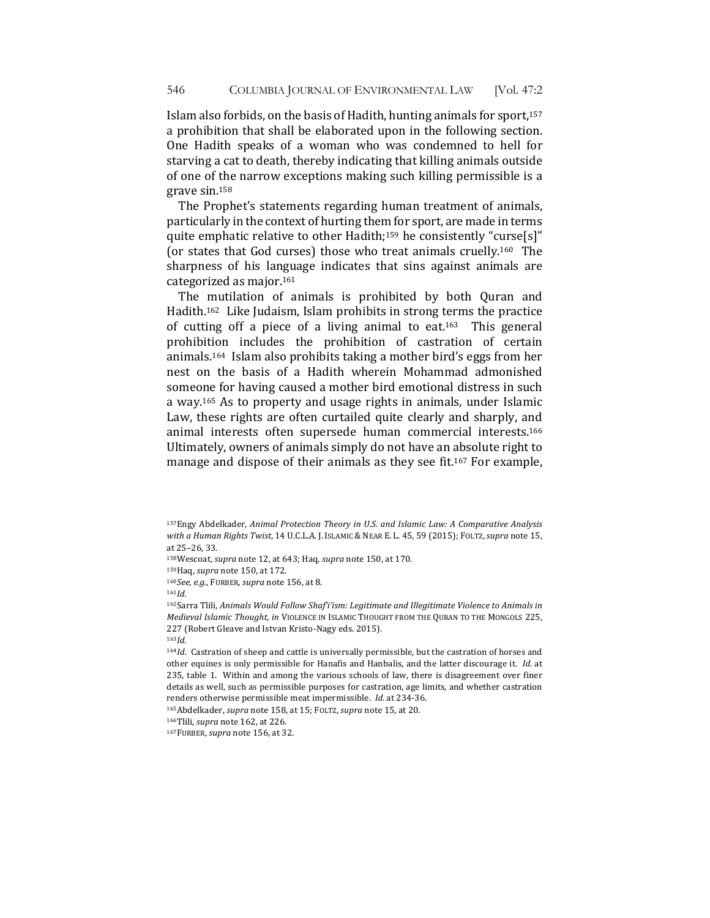Islam also forbids, on the basis of Hadith, hunting animals for sport,[157] a prohibition that shall be elaborated upon in the following section. One Hadith speaks of a woman who was condemned to hell for starving a cat to death, thereby indicating that killing animals outside of one of the narrow exceptions making such killing permissible is a grave sin.[158]

The Prophet's statements regarding human treatment of animals, particularly in the context of hurting them for sport, are made in terms quite emphatic relative to other Hadith;[159] he consistently "curse[s]" (or states that God curses) those who treat animals cruelly.[160] The sharpness of his language indicates that sins against animals are categorized as major.[161]

The mutilation of animals is prohibited by both Quran and Hadith.[162] Like Judaism, Islam prohibits in strong terms the practice of cutting off a piece of a living animal to eat.[163] This general prohibition includes the prohibition of castration of certain animals.[164] Islam also prohibits taking a mother bird's eggs from her nest on the basis of a Hadith wherein Mohammad admonished someone for having caused a mother bird emotional distress in such a way.[165] As to property and usage rights in animals, under Islamic Law, these rights are often curtailed quite clearly and sharply, and animal interests often supersede human commercial interests.[166] Ultimately, owners of animals simply do not have an absolute right to manage and dispose of their animals as they see fit.[167] For example,

---

[157] Engy Abdelkader, *Animal Protection Theory in U.S. and Islamic Law: A Comparative Analysis with a Human Rights Twist*, 14 U.C.L.A. J. ISLAMIC & NEAR E. L. 45, 59 (2015); FOLTZ, *supra* note 15, at 25–26, 33.

[158] Wescoat, *supra* note 12, at 643; Haq, *supra* note 150, at 170.

[159] Haq, *supra* note 150, at 172.

[160] *See, e.g.*, FURBER, *supra* note 156, at 8.

[161] *Id.*

[162] Sarra Tlili, *Animals Would Follow Shaf'i'ism: Legitimate and Illegitimate Violence to Animals in Medieval Islamic Thought*, *in* VIOLENCE IN ISLAMIC THOUGHT FROM THE QURAN TO THE MONGOLS 225, 227 (Robert Gleave and Istvan Kristo-Nagy eds. 2015).

[163] *Id.*

[164] *Id.* Castration of sheep and cattle is universally permissible, but the castration of horses and other equines is only permissible for Hanafis and Hanbalis, and the latter discourage it. *Id.* at 235, table 1. Within and among the various schools of law, there is disagreement over finer details as well, such as permissible purposes for castration, age limits, and whether castration renders otherwise permissible meat impermissible. *Id.* at 234-36.

[165] Abdelkader, *supra* note 158, at 15; FOLTZ, *supra* note 15, at 20.

[166] Tlili, *supra* note 162, at 226.

[167] FURBER, *supra* note 156, at 32.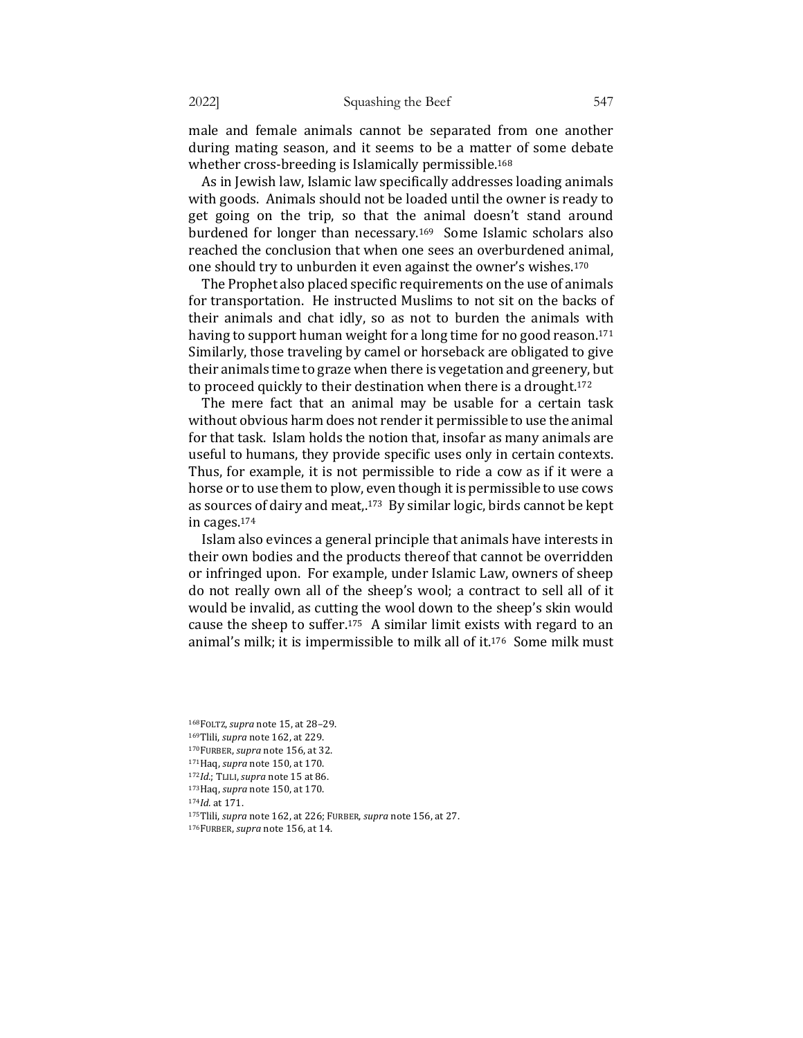male and female animals cannot be separated from one another during mating season, and it seems to be a matter of some debate whether cross-breeding is Islamically permissible.[168]

As in Jewish law, Islamic law specifically addresses loading animals with goods. Animals should not be loaded until the owner is ready to get going on the trip, so that the animal doesn't stand around burdened for longer than necessary.[169] Some Islamic scholars also reached the conclusion that when one sees an overburdened animal, one should try to unburden it even against the owner's wishes.[170]

The Prophet also placed specific requirements on the use of animals for transportation. He instructed Muslims to not sit on the backs of their animals and chat idly, so as not to burden the animals with having to support human weight for a long time for no good reason.[171] Similarly, those traveling by camel or horseback are obligated to give their animals time to graze when there is vegetation and greenery, but to proceed quickly to their destination when there is a drought.[172]

The mere fact that an animal may be usable for a certain task without obvious harm does not render it permissible to use the animal for that task. Islam holds the notion that, insofar as many animals are useful to humans, they provide specific uses only in certain contexts. Thus, for example, it is not permissible to ride a cow as if it were a horse or to use them to plow, even though it is permissible to use cows as sources of dairy and meat,.[173] By similar logic, birds cannot be kept in cages.[174]

Islam also evinces a general principle that animals have interests in their own bodies and the products thereof that cannot be overridden or infringed upon. For example, under Islamic Law, owners of sheep do not really own all of the sheep's wool; a contract to sell all of it would be invalid, as cutting the wool down to the sheep's skin would cause the sheep to suffer.[175] A similar limit exists with regard to an animal's milk; it is impermissible to milk all of it.[176] Some milk must

[168] FOLTZ, *supra* note 15, at 28–29.

[169] Tlili, *supra* note 162, at 229.

[170] FURBER, *supra* note 156, at 32.

[171] Haq, *supra* note 150, at 170.

[172] *Id.*; TLILI, *supra* note 15 at 86.

[173] Haq, *supra* note 150, at 170.

[174] *Id.* at 171.

[175] Tlili, *supra* note 162, at 226; FURBER, *supra* note 156, at 27.

[176] FURBER, *supra* note 156, at 14.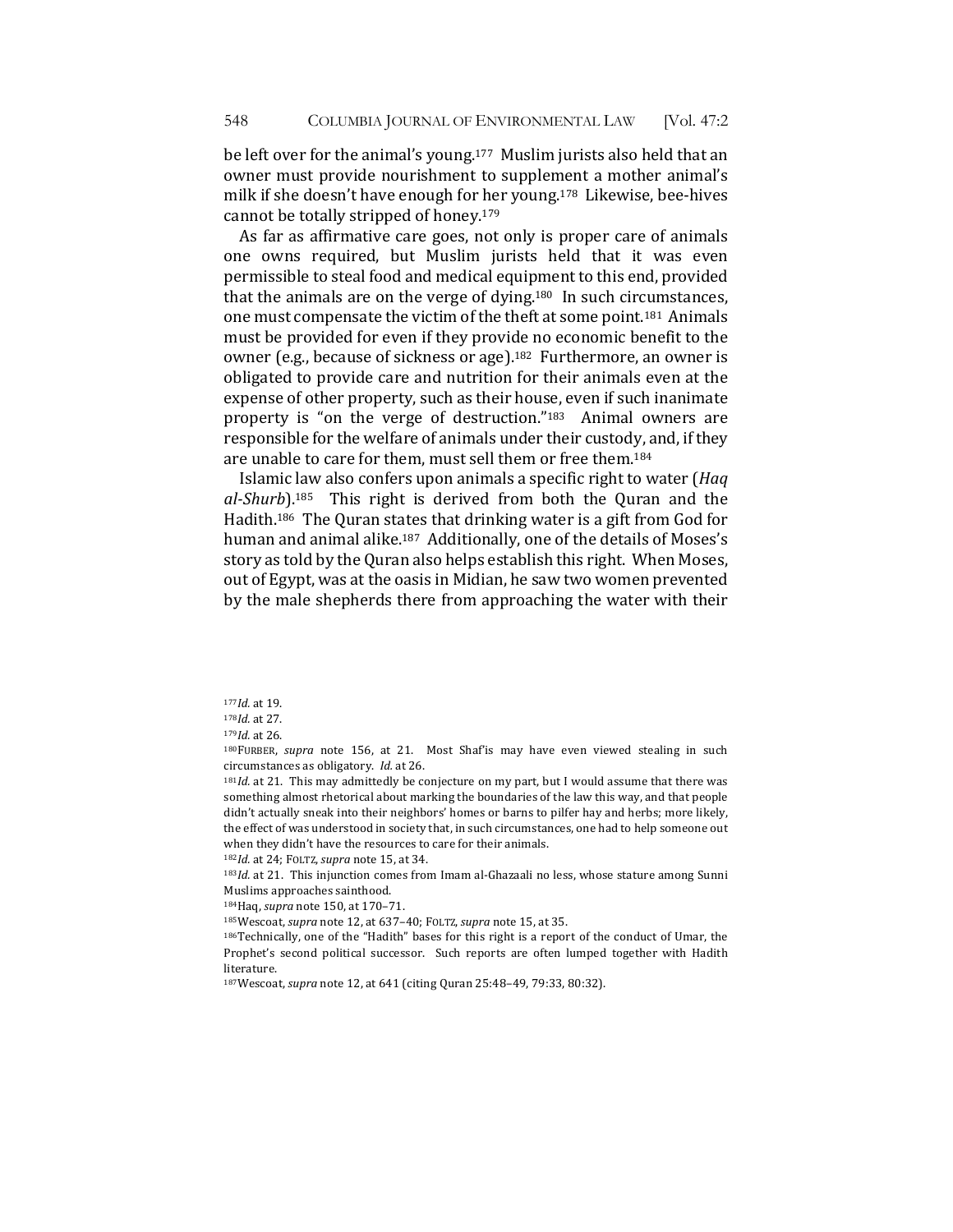be left over for the animal's young.[177] Muslim jurists also held that an owner must provide nourishment to supplement a mother animal's milk if she doesn't have enough for her young.[178] Likewise, bee-hives cannot be totally stripped of honey.[179]

As far as affirmative care goes, not only is proper care of animals one owns required, but Muslim jurists held that it was even permissible to steal food and medical equipment to this end, provided that the animals are on the verge of dying.[180] In such circumstances, one must compensate the victim of the theft at some point.[181] Animals must be provided for even if they provide no economic benefit to the owner (e.g., because of sickness or age).[182] Furthermore, an owner is obligated to provide care and nutrition for their animals even at the expense of other property, such as their house, even if such inanimate property is "on the verge of destruction."[183] Animal owners are responsible for the welfare of animals under their custody, and, if they are unable to care for them, must sell them or free them.[184]

Islamic law also confers upon animals a specific right to water (*Haq al-Shurb*).[185] This right is derived from both the Quran and the Hadith.[186] The Quran states that drinking water is a gift from God for human and animal alike.[187] Additionally, one of the details of Moses's story as told by the Quran also helps establish this right. When Moses, out of Egypt, was at the oasis in Midian, he saw two women prevented by the male shepherds there from approaching the water with their

---

[177] *Id.* at 19.

[178] *Id.* at 27.

[179] *Id.* at 26.

[180] FURBER, *supra* note 156, at 21. Most Shaf'is may have even viewed stealing in such circumstances as obligatory. *Id.* at 26.

[181] *Id.* at 21. This may admittedly be conjecture on my part, but I would assume that there was something almost rhetorical about marking the boundaries of the law this way, and that people didn't actually sneak into their neighbors' homes or barns to pilfer hay and herbs; more likely, the effect of was understood in society that, in such circumstances, one had to help someone out when they didn't have the resources to care for their animals.

[182] *Id.* at 24; FOLTZ, *supra* note 15, at 34.

[183] *Id.* at 21. This injunction comes from Imam al-Ghazaali no less, whose stature among Sunni Muslims approaches sainthood.

[184] Haq, *supra* note 150, at 170–71.

[185] Wescoat, *supra* note 12, at 637–40; FOLTZ, *supra* note 15, at 35.

[186] Technically, one of the "Hadith" bases for this right is a report of the conduct of Umar, the Prophet's second political successor. Such reports are often lumped together with Hadith literature.

[187] Wescoat, *supra* note 12, at 641 (citing Quran 25:48–49, 79:33, 80:32).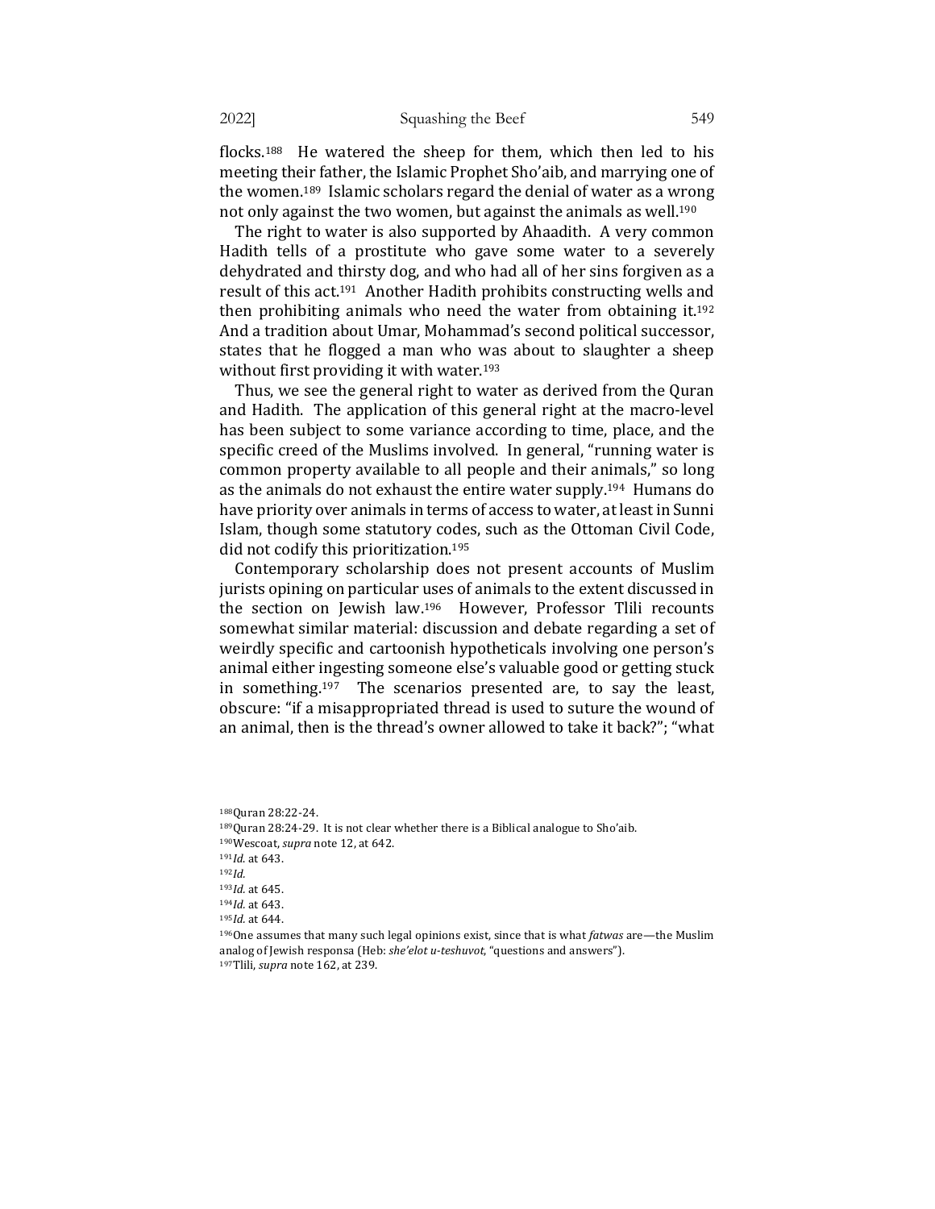flocks.[188] He watered the sheep for them, which then led to his meeting their father, the Islamic Prophet Sho'aib, and marrying one of the women.[189] Islamic scholars regard the denial of water as a wrong not only against the two women, but against the animals as well.[190]

The right to water is also supported by Ahaadith. A very common Hadith tells of a prostitute who gave some water to a severely dehydrated and thirsty dog, and who had all of her sins forgiven as a result of this act.[191] Another Hadith prohibits constructing wells and then prohibiting animals who need the water from obtaining it.[192] And a tradition about Umar, Mohammad's second political successor, states that he flogged a man who was about to slaughter a sheep without first providing it with water.[193]

Thus, we see the general right to water as derived from the Quran and Hadith. The application of this general right at the macro-level has been subject to some variance according to time, place, and the specific creed of the Muslims involved. In general, "running water is common property available to all people and their animals," so long as the animals do not exhaust the entire water supply.[194] Humans do have priority over animals in terms of access to water, at least in Sunni Islam, though some statutory codes, such as the Ottoman Civil Code, did not codify this prioritization.[195]

Contemporary scholarship does not present accounts of Muslim jurists opining on particular uses of animals to the extent discussed in the section on Jewish law.[196] However, Professor Tlili recounts somewhat similar material: discussion and debate regarding a set of weirdly specific and cartoonish hypotheticals involving one person's animal either ingesting someone else's valuable good or getting stuck in something.[197] The scenarios presented are, to say the least, obscure: "if a misappropriated thread is used to suture the wound of an animal, then is the thread's owner allowed to take it back?"; "what

---

[188] Quran 28:22-24.

[189] Quran 28:24-29. It is not clear whether there is a Biblical analogue to Sho'aib.

[190] Wescoat, *supra* note 12, at 642.

[191] *Id.* at 643.

[192] *Id.*

[193] *Id.* at 645.

[194] *Id.* at 643.

[195] *Id.* at 644.

[196] One assumes that many such legal opinions exist, since that is what *fatwas* are—the Muslim analog of Jewish responsa (Heb: *she'elot u-teshuvot*, "questions and answers").

[197] Tlili, *supra* note 162, at 239.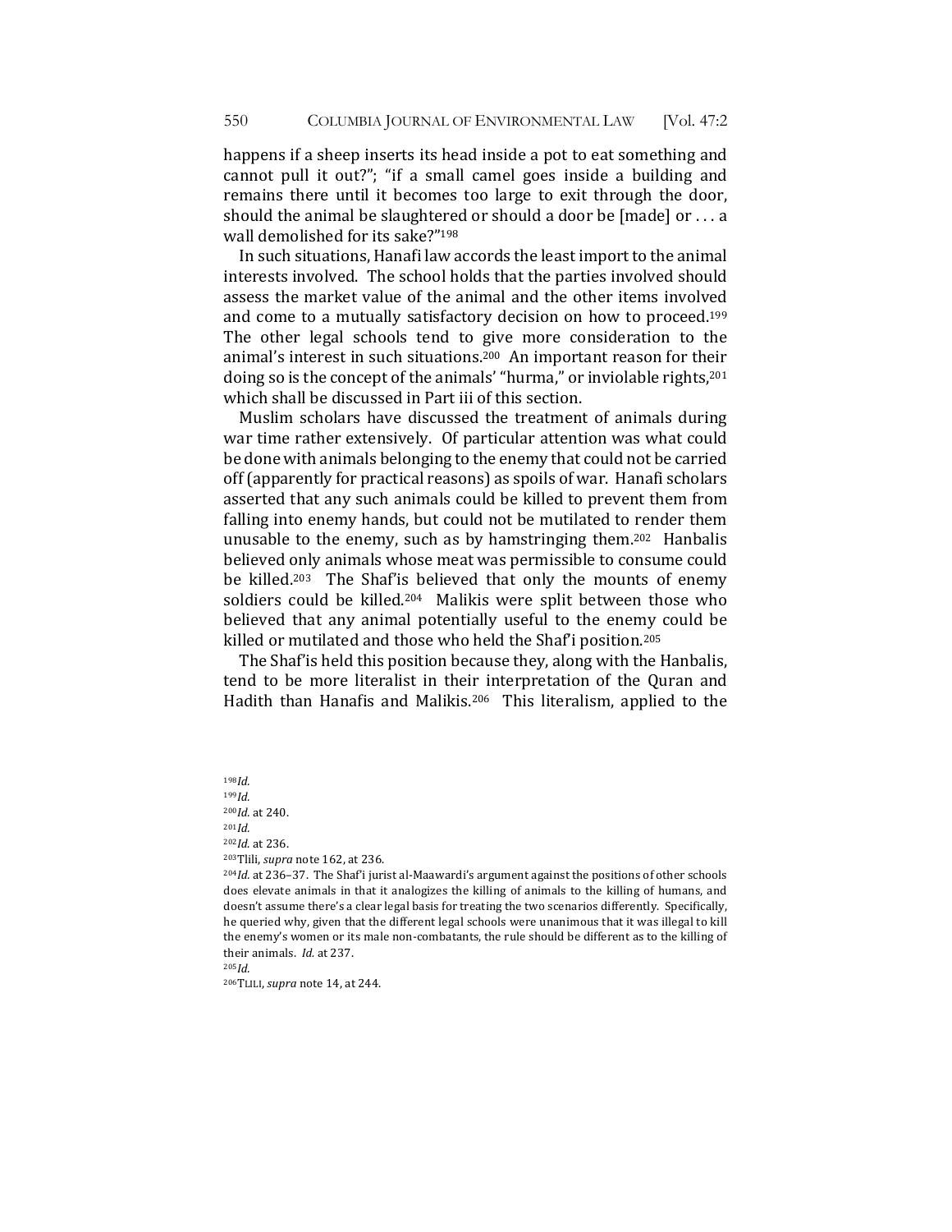happens if a sheep inserts its head inside a pot to eat something and cannot pull it out?"; "if a small camel goes inside a building and remains there until it becomes too large to exit through the door, should the animal be slaughtered or should a door be [made] or . . . a wall demolished for its sake?"[198]

In such situations, Hanafi law accords the least import to the animal interests involved. The school holds that the parties involved should assess the market value of the animal and the other items involved and come to a mutually satisfactory decision on how to proceed.[199] The other legal schools tend to give more consideration to the animal's interest in such situations.[200] An important reason for their doing so is the concept of the animals' "hurma," or inviolable rights,[201] which shall be discussed in Part iii of this section.

Muslim scholars have discussed the treatment of animals during war time rather extensively. Of particular attention was what could be done with animals belonging to the enemy that could not be carried off (apparently for practical reasons) as spoils of war. Hanafi scholars asserted that any such animals could be killed to prevent them from falling into enemy hands, but could not be mutilated to render them unusable to the enemy, such as by hamstringing them.[202] Hanbalis believed only animals whose meat was permissible to consume could be killed.[203] The Shaf'is believed that only the mounts of enemy soldiers could be killed.[204] Malikis were split between those who believed that any animal potentially useful to the enemy could be killed or mutilated and those who held the Shaf'i position.[205]

The Shaf'is held this position because they, along with the Hanbalis, tend to be more literalist in their interpretation of the Quran and Hadith than Hanafis and Malikis.[206] This literalism, applied to the

---

[198] *Id.*

[199] *Id.*

[200] *Id.* at 240.

[201] *Id.*

[202] *Id.* at 236.

[203] Tlili, *supra* note 162, at 236.

[204] *Id.* at 236–37. The Shaf'i jurist al-Maawardi's argument against the positions of other schools does elevate animals in that it analogizes the killing of animals to the killing of humans, and doesn't assume there's a clear legal basis for treating the two scenarios differently. Specifically, he queried why, given that the different legal schools were unanimous that it was illegal to kill the enemy's women or its male non-combatants, the rule should be different as to the killing of their animals. *Id.* at 237.

[205] *Id.*

[206] TLILI, *supra* note 14, at 244.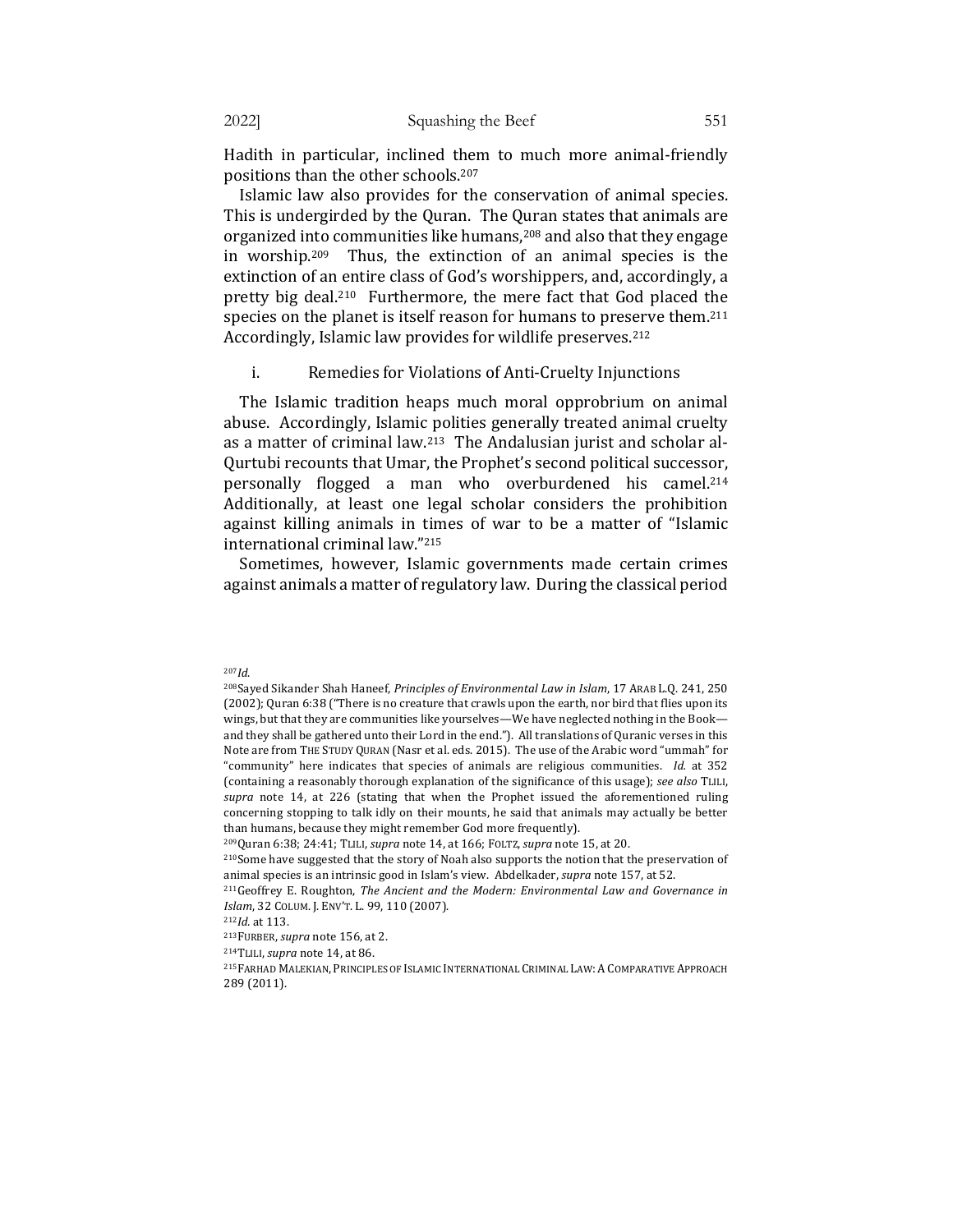Hadith in particular, inclined them to much more animal-friendly positions than the other schools.[207]

Islamic law also provides for the conservation of animal species. This is undergirded by the Quran. The Quran states that animals are organized into communities like humans,[208] and also that they engage in worship.[209] Thus, the extinction of an animal species is the extinction of an entire class of God's worshippers, and, accordingly, a pretty big deal.[210] Furthermore, the mere fact that God placed the species on the planet is itself reason for humans to preserve them.[211] Accordingly, Islamic law provides for wildlife preserves.[212]

### i. Remedies for Violations of Anti-Cruelty Injunctions

The Islamic tradition heaps much moral opprobrium on animal abuse. Accordingly, Islamic polities generally treated animal cruelty as a matter of criminal law.[213] The Andalusian jurist and scholar al-Qurtubi recounts that Umar, the Prophet's second political successor, personally flogged a man who overburdened his camel.[214] Additionally, at least one legal scholar considers the prohibition against killing animals in times of war to be a matter of "Islamic international criminal law."[215]

Sometimes, however, Islamic governments made certain crimes against animals a matter of regulatory law. During the classical period

---

[207] *Id.*

[208] Sayed Sikander Shah Haneef, *Principles of Environmental Law in Islam*, 17 ARAB L.Q. 241, 250 (2002); Quran 6:38 ("There is no creature that crawls upon the earth, nor bird that flies upon its wings, but that they are communities like yourselves—We have neglected nothing in the Book—and they shall be gathered unto their Lord in the end."). All translations of Quranic verses in this Note are from THE STUDY QURAN (Nasr et al. eds. 2015). The use of the Arabic word "ummah" for "community" here indicates that species of animals are religious communities. *Id.* at 352 (containing a reasonably thorough explanation of the significance of this usage); *see also* TLILI, *supra* note 14, at 226 (stating that when the Prophet issued the aforementioned ruling concerning stopping to talk idly on their mounts, he said that animals may actually be better than humans, because they might remember God more frequently).

[209] Quran 6:38; 24:41; TLILI, *supra* note 14, at 166; FOLTZ, *supra* note 15, at 20.

[210] Some have suggested that the story of Noah also supports the notion that the preservation of animal species is an intrinsic good in Islam's view. Abdelkader, *supra* note 157, at 52.

[211] Geoffrey E. Roughton, *The Ancient and the Modern: Environmental Law and Governance in Islam*, 32 COLUM. J. ENV'T. L. 99, 110 (2007).

[212] *Id.* at 113.

[213] FURBER, *supra* note 156, at 2.

[214] TLILI, *supra* note 14, at 86.

[215] FARHAD MALEKIAN, PRINCIPLES OF ISLAMIC INTERNATIONAL CRIMINAL LAW: A COMPARATIVE APPROACH 289 (2011).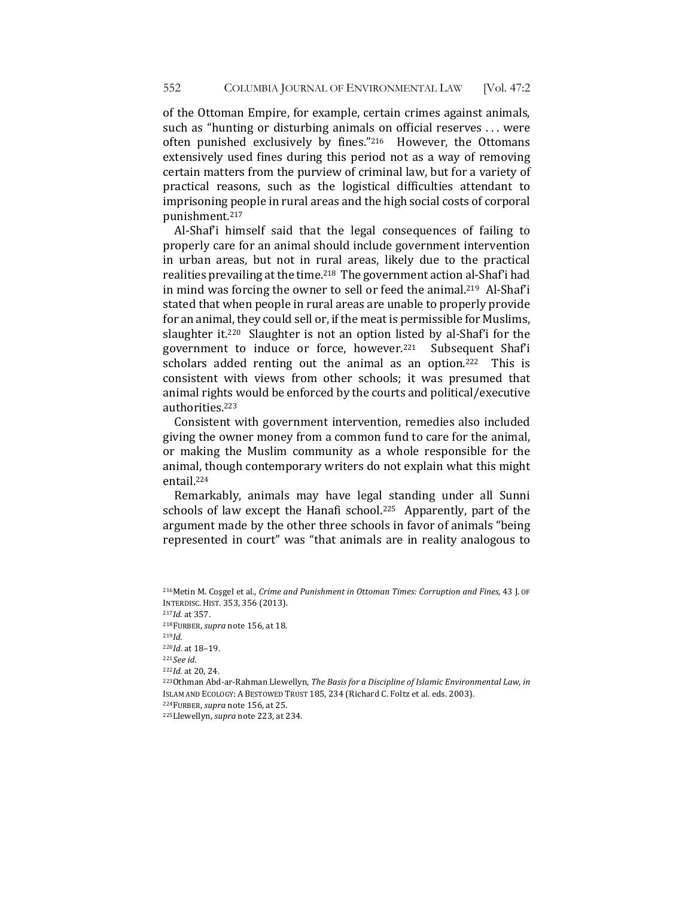of the Ottoman Empire, for example, certain crimes against animals, such as "hunting or disturbing animals on official reserves . . . were often punished exclusively by fines."[216] However, the Ottomans extensively used fines during this period not as a way of removing certain matters from the purview of criminal law, but for a variety of practical reasons, such as the logistical difficulties attendant to imprisoning people in rural areas and the high social costs of corporal punishment.[217]

Al-Shaf'i himself said that the legal consequences of failing to properly care for an animal should include government intervention in urban areas, but not in rural areas, likely due to the practical realities prevailing at the time.[218] The government action al-Shaf'i had in mind was forcing the owner to sell or feed the animal.[219] Al-Shaf'i stated that when people in rural areas are unable to properly provide for an animal, they could sell or, if the meat is permissible for Muslims, slaughter it.[220] Slaughter is not an option listed by al-Shaf'i for the government to induce or force, however.[221] Subsequent Shaf'i scholars added renting out the animal as an option.[222] This is consistent with views from other schools; it was presumed that animal rights would be enforced by the courts and political/executive authorities.[223]

Consistent with government intervention, remedies also included giving the owner money from a common fund to care for the animal, or making the Muslim community as a whole responsible for the animal, though contemporary writers do not explain what this might entail.[224]

Remarkably, animals may have legal standing under all Sunni schools of law except the Hanafi school.[225] Apparently, part of the argument made by the other three schools in favor of animals "being represented in court" was "that animals are in reality analogous to

[216] Metin M. Coşgel et al., *Crime and Punishment in Ottoman Times: Corruption and Fines*, 43 J. OF INTERDISC. HIST. 353, 356 (2013).
[217] *Id.* at 357.
[218] FURBER, *supra* note 156, at 18.
[219] *Id.*
[220] *Id.* at 18–19.
[221] *See id.*
[222] *Id.* at 20, 24.
[223] Othman Abd-ar-Rahman Llewellyn, *The Basis for a Discipline of Islamic Environmental Law*, *in* ISLAM AND ECOLOGY: A BESTOWED TRUST 185, 234 (Richard C. Foltz et al. eds. 2003).
[224] FURBER, *supra* note 156, at 25.
[225] Llewellyn, *supra* note 223, at 234.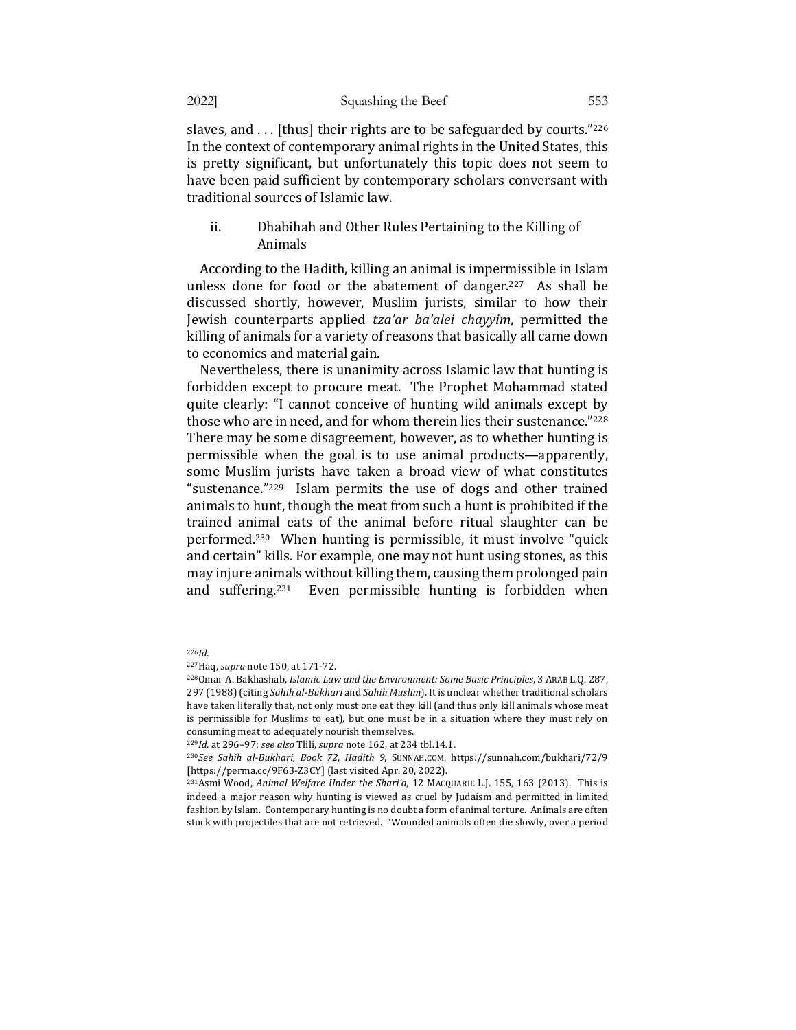slaves, and . . . [thus] their rights are to be safeguarded by courts."[226] In the context of contemporary animal rights in the United States, this is pretty significant, but unfortunately this topic does not seem to have been paid sufficient by contemporary scholars conversant with traditional sources of Islamic law.

### ii. Dhabihah and Other Rules Pertaining to the Killing of Animals

According to the Hadith, killing an animal is impermissible in Islam unless done for food or the abatement of danger.[227] As shall be discussed shortly, however, Muslim jurists, similar to how their Jewish counterparts applied *tza'ar ba'alei chayyim*, permitted the killing of animals for a variety of reasons that basically all came down to economics and material gain.

Nevertheless, there is unanimity across Islamic law that hunting is forbidden except to procure meat. The Prophet Mohammad stated quite clearly: "I cannot conceive of hunting wild animals except by those who are in need, and for whom therein lies their sustenance."[228] There may be some disagreement, however, as to whether hunting is permissible when the goal is to use animal products—apparently, some Muslim jurists have taken a broad view of what constitutes "sustenance."[229] Islam permits the use of dogs and other trained animals to hunt, though the meat from such a hunt is prohibited if the trained animal eats of the animal before ritual slaughter can be performed.[230] When hunting is permissible, it must involve "quick and certain" kills. For example, one may not hunt using stones, as this may injure animals without killing them, causing them prolonged pain and suffering.[231] Even permissible hunting is forbidden when

---

[226] *Id.*

[227] Haq, *supra* note 150, at 171-72.

[228] Omar A. Bakhashab, *Islamic Law and the Environment: Some Basic Principles*, 3 ARAB L.Q. 287, 297 (1988) (citing *Sahih al-Bukhari* and *Sahih Muslim*). It is unclear whether traditional scholars have taken literally that, not only must one eat they kill (and thus only kill animals whose meat is permissible for Muslims to eat), but one must be in a situation where they must rely on consuming meat to adequately nourish themselves.

[229] *Id.* at 296–97; *see also* Tlili, *supra* note 162, at 234 tbl.14.1.

[230] *See Sahih al-Bukhari, Book 72, Hadith 9*, SUNNAH.COM, https://sunnah.com/bukhari/72/9 [https://perma.cc/9F63-Z3CY] (last visited Apr. 20, 2022).

[231] Asmi Wood, *Animal Welfare Under the Shari'a*, 12 MACQUARIE L.J. 155, 163 (2013). This is indeed a major reason why hunting is viewed as cruel by Judaism and permitted in limited fashion by Islam. Contemporary hunting is no doubt a form of animal torture. Animals are often stuck with projectiles that are not retrieved. "Wounded animals often die slowly, over a period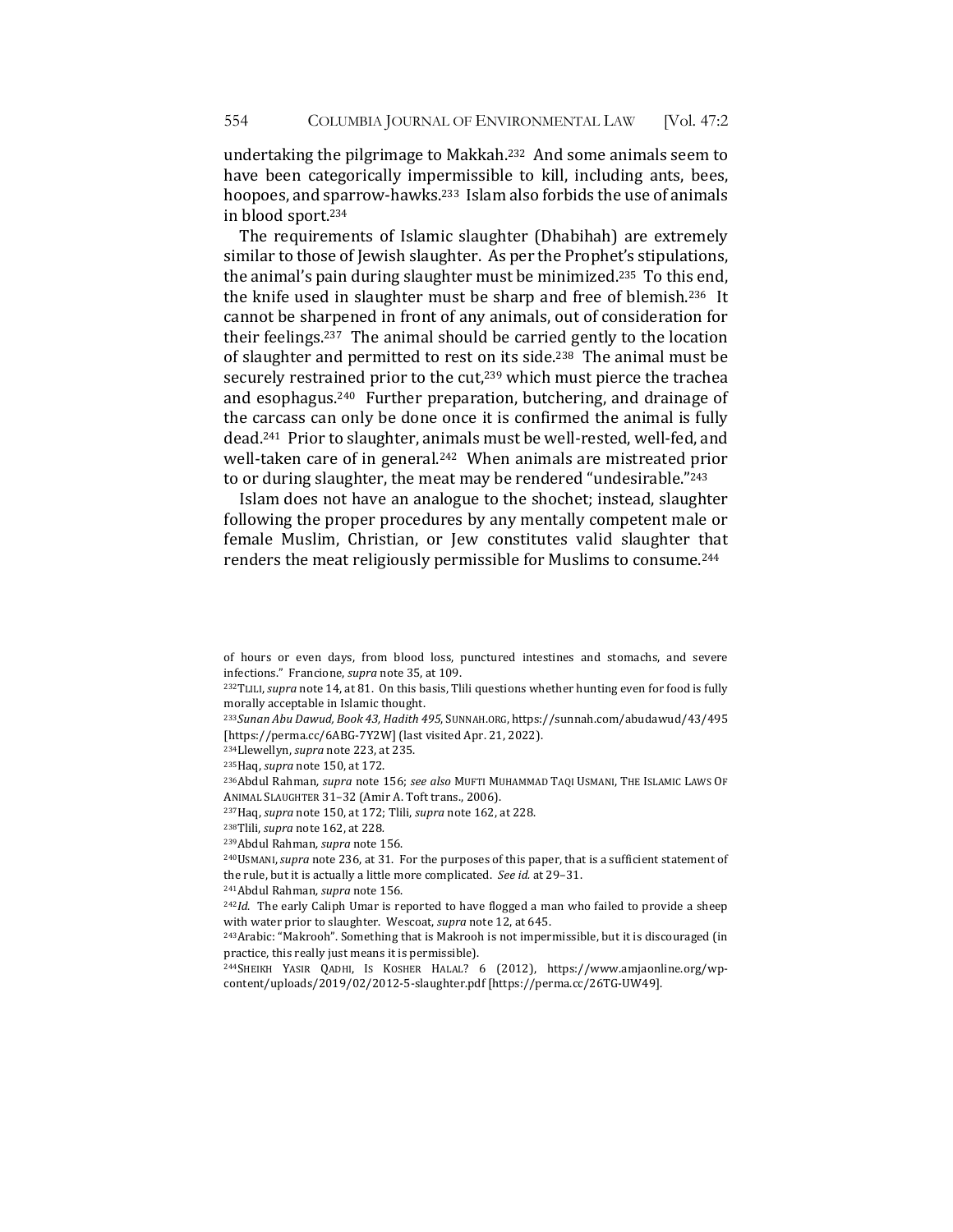undertaking the pilgrimage to Makkah.[232] And some animals seem to have been categorically impermissible to kill, including ants, bees, hoopoes, and sparrow-hawks.[233] Islam also forbids the use of animals in blood sport.[234]

The requirements of Islamic slaughter (Dhabihah) are extremely similar to those of Jewish slaughter. As per the Prophet's stipulations, the animal's pain during slaughter must be minimized.[235] To this end, the knife used in slaughter must be sharp and free of blemish.[236] It cannot be sharpened in front of any animals, out of consideration for their feelings.[237] The animal should be carried gently to the location of slaughter and permitted to rest on its side.[238] The animal must be securely restrained prior to the cut,[239] which must pierce the trachea and esophagus.[240] Further preparation, butchering, and drainage of the carcass can only be done once it is confirmed the animal is fully dead.[241] Prior to slaughter, animals must be well-rested, well-fed, and well-taken care of in general.[242] When animals are mistreated prior to or during slaughter, the meat may be rendered "undesirable."[243]

Islam does not have an analogue to the shochet; instead, slaughter following the proper procedures by any mentally competent male or female Muslim, Christian, or Jew constitutes valid slaughter that renders the meat religiously permissible for Muslims to consume.[244]

---

of hours or even days, from blood loss, punctured intestines and stomachs, and severe infections." Francione, *supra* note 35, at 109.

[232] TLILI, *supra* note 14, at 81. On this basis, Tlili questions whether hunting even for food is fully morally acceptable in Islamic thought.

[233] *Sunan Abu Dawud, Book 43, Hadith 495*, SUNNAH.ORG, https://sunnah.com/abudawud/43/495 [https://perma.cc/6ABG-7Y2W] (last visited Apr. 21, 2022).

[234] Llewellyn, *supra* note 223, at 235.

[235] Haq, *supra* note 150, at 172.

[236] Abdul Rahman, *supra* note 156; *see also* MUFTI MUHAMMAD TAQI USMANI, THE ISLAMIC LAWS OF ANIMAL SLAUGHTER 31–32 (Amir A. Toft trans., 2006).

[237] Haq, *supra* note 150, at 172; Tlili, *supra* note 162, at 228.

[238] Tlili, *supra* note 162, at 228.

[239] Abdul Rahman, *supra* note 156.

[240] USMANI, *supra* note 236, at 31. For the purposes of this paper, that is a sufficient statement of the rule, but it is actually a little more complicated. *See id.* at 29–31.

[241] Abdul Rahman, *supra* note 156.

[242] *Id.* The early Caliph Umar is reported to have flogged a man who failed to provide a sheep with water prior to slaughter. Wescoat, *supra* note 12, at 645.

[243] Arabic: "Makrooh". Something that is Makrooh is not impermissible, but it is discouraged (in practice, this really just means it is permissible).

[244] SHEIKH YASIR QADHI, IS KOSHER HALAL? 6 (2012), https://www.amjaonline.org/wp-content/uploads/2019/02/2012-5-slaughter.pdf [https://perma.cc/26TG-UW49].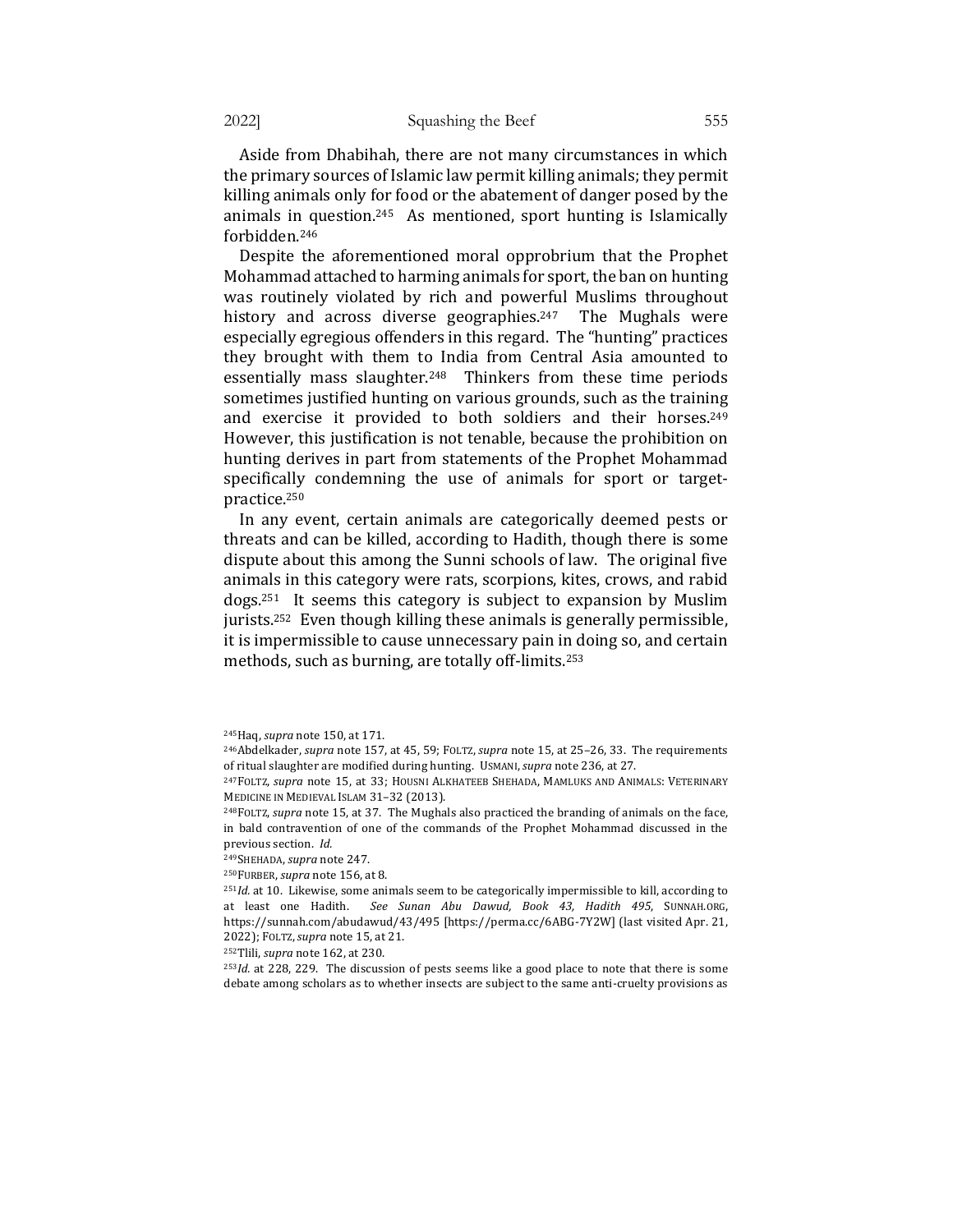Aside from Dhabihah, there are not many circumstances in which the primary sources of Islamic law permit killing animals; they permit killing animals only for food or the abatement of danger posed by the animals in question.[245] As mentioned, sport hunting is Islamically forbidden.[246]

Despite the aforementioned moral opprobrium that the Prophet Mohammad attached to harming animals for sport, the ban on hunting was routinely violated by rich and powerful Muslims throughout history and across diverse geographies.[247] The Mughals were especially egregious offenders in this regard. The "hunting" practices they brought with them to India from Central Asia amounted to essentially mass slaughter.[248] Thinkers from these time periods sometimes justified hunting on various grounds, such as the training and exercise it provided to both soldiers and their horses.[249] However, this justification is not tenable, because the prohibition on hunting derives in part from statements of the Prophet Mohammad specifically condemning the use of animals for sport or target-practice.[250]

In any event, certain animals are categorically deemed pests or threats and can be killed, according to Hadith, though there is some dispute about this among the Sunni schools of law. The original five animals in this category were rats, scorpions, kites, crows, and rabid dogs.[251] It seems this category is subject to expansion by Muslim jurists.[252] Even though killing these animals is generally permissible, it is impermissible to cause unnecessary pain in doing so, and certain methods, such as burning, are totally off-limits.[253]

---

[245] Haq, *supra* note 150, at 171.

[246] Abdelkader, *supra* note 157, at 45, 59; FOLTZ, *supra* note 15, at 25–26, 33. The requirements of ritual slaughter are modified during hunting. USMANI, *supra* note 236, at 27.

[247] FOLTZ, *supra* note 15, at 33; HOUSNI ALKHATEEB SHEHADA, MAMLUKS AND ANIMALS: VETERINARY MEDICINE IN MEDIEVAL ISLAM 31–32 (2013).

[248] FOLTZ, *supra* note 15, at 37. The Mughals also practiced the branding of animals on the face, in bald contravention of one of the commands of the Prophet Mohammad discussed in the previous section. *Id.*

[249] SHEHADA, *supra* note 247.

[250] FURBER, *supra* note 156, at 8.

[251] *Id.* at 10. Likewise, some animals seem to be categorically impermissible to kill, according to at least one Hadith. *See Sunan Abu Dawud, Book 43, Hadith 495*, SUNNAH.ORG, https://sunnah.com/abudawud/43/495 [https://perma.cc/6ABG-7Y2W] (last visited Apr. 21, 2022); FOLTZ, *supra* note 15, at 21.

[252] Tlili, *supra* note 162, at 230.

[253] *Id.* at 228, 229. The discussion of pests seems like a good place to note that there is some debate among scholars as to whether insects are subject to the same anti-cruelty provisions as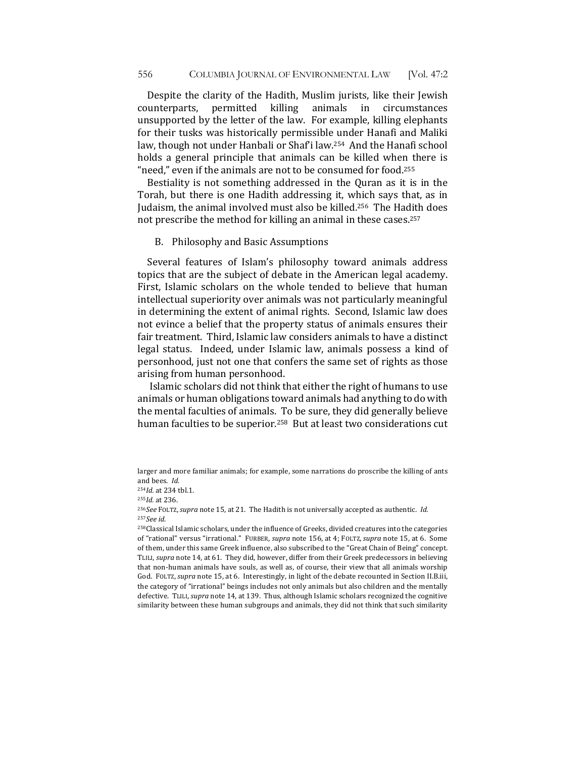Despite the clarity of the Hadith, Muslim jurists, like their Jewish counterparts, permitted killing animals in circumstances unsupported by the letter of the law. For example, killing elephants for their tusks was historically permissible under Hanafi and Maliki law, though not under Hanbali or Shaf'i law.[254] And the Hanafi school holds a general principle that animals can be killed when there is "need," even if the animals are not to be consumed for food.[255]

Bestiality is not something addressed in the Quran as it is in the Torah, but there is one Hadith addressing it, which says that, as in Judaism, the animal involved must also be killed.[256] The Hadith does not prescribe the method for killing an animal in these cases.[257]

## B. Philosophy and Basic Assumptions

Several features of Islam's philosophy toward animals address topics that are the subject of debate in the American legal academy. First, Islamic scholars on the whole tended to believe that human intellectual superiority over animals was not particularly meaningful in determining the extent of animal rights. Second, Islamic law does not evince a belief that the property status of animals ensures their fair treatment. Third, Islamic law considers animals to have a distinct legal status. Indeed, under Islamic law, animals possess a kind of personhood, just not one that confers the same set of rights as those arising from human personhood.

Islamic scholars did not think that either the right of humans to use animals or human obligations toward animals had anything to do with the mental faculties of animals. To be sure, they did generally believe human faculties to be superior.[258] But at least two considerations cut

---

larger and more familiar animals; for example, some narrations do proscribe the killing of ants and bees. *Id.*

[254] *Id.* at 234 tbl.1.

[255] *Id.* at 236.

[256] *See* FOLTZ, *supra* note 15, at 21. The Hadith is not universally accepted as authentic. *Id.*

[257] *See id.*

[258] Classical Islamic scholars, under the influence of Greeks, divided creatures into the categories of "rational" versus "irrational." FURBER, *supra* note 156, at 4; FOLTZ, *supra* note 15, at 6. Some of them, under this same Greek influence, also subscribed to the "Great Chain of Being" concept. TLILI, *supra* note 14, at 61. They did, however, differ from their Greek predecessors in believing that non-human animals have souls, as well as, of course, their view that all animals worship God. FOLTZ, *supra* note 15, at 6. Interestingly, in light of the debate recounted in Section II.B.iii, the category of "irrational" beings includes not only animals but also children and the mentally defective. TLILI, *supra* note 14, at 139. Thus, although Islamic scholars recognized the cognitive similarity between these human subgroups and animals, they did not think that such similarity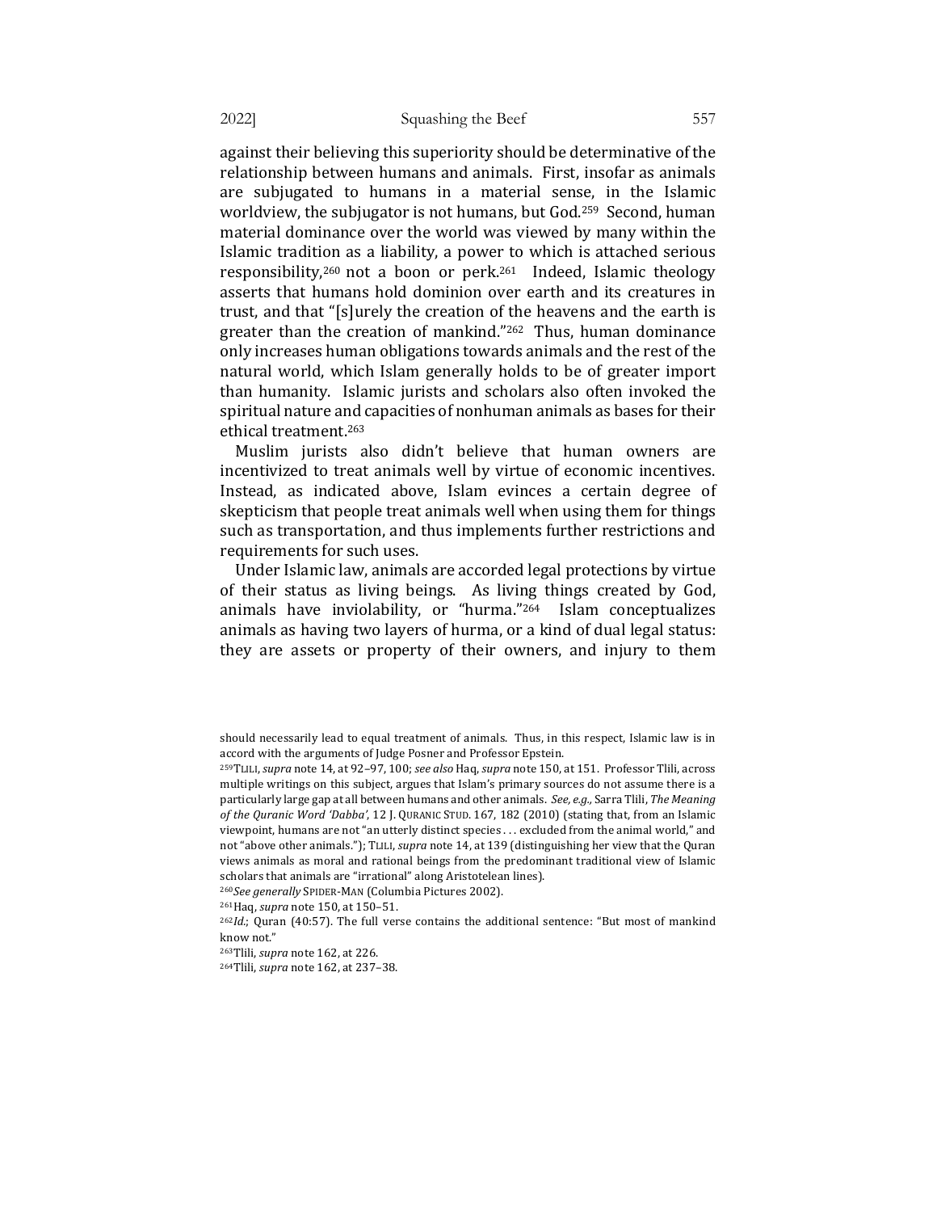against their believing this superiority should be determinative of the relationship between humans and animals. First, insofar as animals are subjugated to humans in a material sense, in the Islamic worldview, the subjugator is not humans, but God.[259] Second, human material dominance over the world was viewed by many within the Islamic tradition as a liability, a power to which is attached serious responsibility,[260] not a boon or perk.[261] Indeed, Islamic theology asserts that humans hold dominion over earth and its creatures in trust, and that "[s]urely the creation of the heavens and the earth is greater than the creation of mankind."[262] Thus, human dominance only increases human obligations towards animals and the rest of the natural world, which Islam generally holds to be of greater import than humanity. Islamic jurists and scholars also often invoked the spiritual nature and capacities of nonhuman animals as bases for their ethical treatment.[263]

Muslim jurists also didn't believe that human owners are incentivized to treat animals well by virtue of economic incentives. Instead, as indicated above, Islam evinces a certain degree of skepticism that people treat animals well when using them for things such as transportation, and thus implements further restrictions and requirements for such uses.

Under Islamic law, animals are accorded legal protections by virtue of their status as living beings. As living things created by God, animals have inviolability, or "hurma."[264] Islam conceptualizes animals as having two layers of hurma, or a kind of dual legal status: they are assets or property of their owners, and injury to them

---

should necessarily lead to equal treatment of animals. Thus, in this respect, Islamic law is in accord with the arguments of Judge Posner and Professor Epstein.

[259] TLILI, *supra* note 14, at 92–97, 100; *see also* Haq, *supra* note 150, at 151. Professor Tlili, across multiple writings on this subject, argues that Islam's primary sources do not assume there is a particularly large gap at all between humans and other animals. *See, e.g.,* Sarra Tlili, *The Meaning of the Quranic Word 'Dabba'*, 12 J. QURANIC STUD. 167, 182 (2010) (stating that, from an Islamic viewpoint, humans are not "an utterly distinct species . . . excluded from the animal world," and not "above other animals."); TLILI, *supra* note 14, at 139 (distinguishing her view that the Quran views animals as moral and rational beings from the predominant traditional view of Islamic scholars that animals are "irrational" along Aristotelean lines).

[260] *See generally* SPIDER-MAN (Columbia Pictures 2002).

[261] Haq, *supra* note 150, at 150–51.

[262] *Id.*; Quran (40:57). The full verse contains the additional sentence: "But most of mankind know not."

[263] Tlili, *supra* note 162, at 226.

[264] Tlili, *supra* note 162, at 237–38.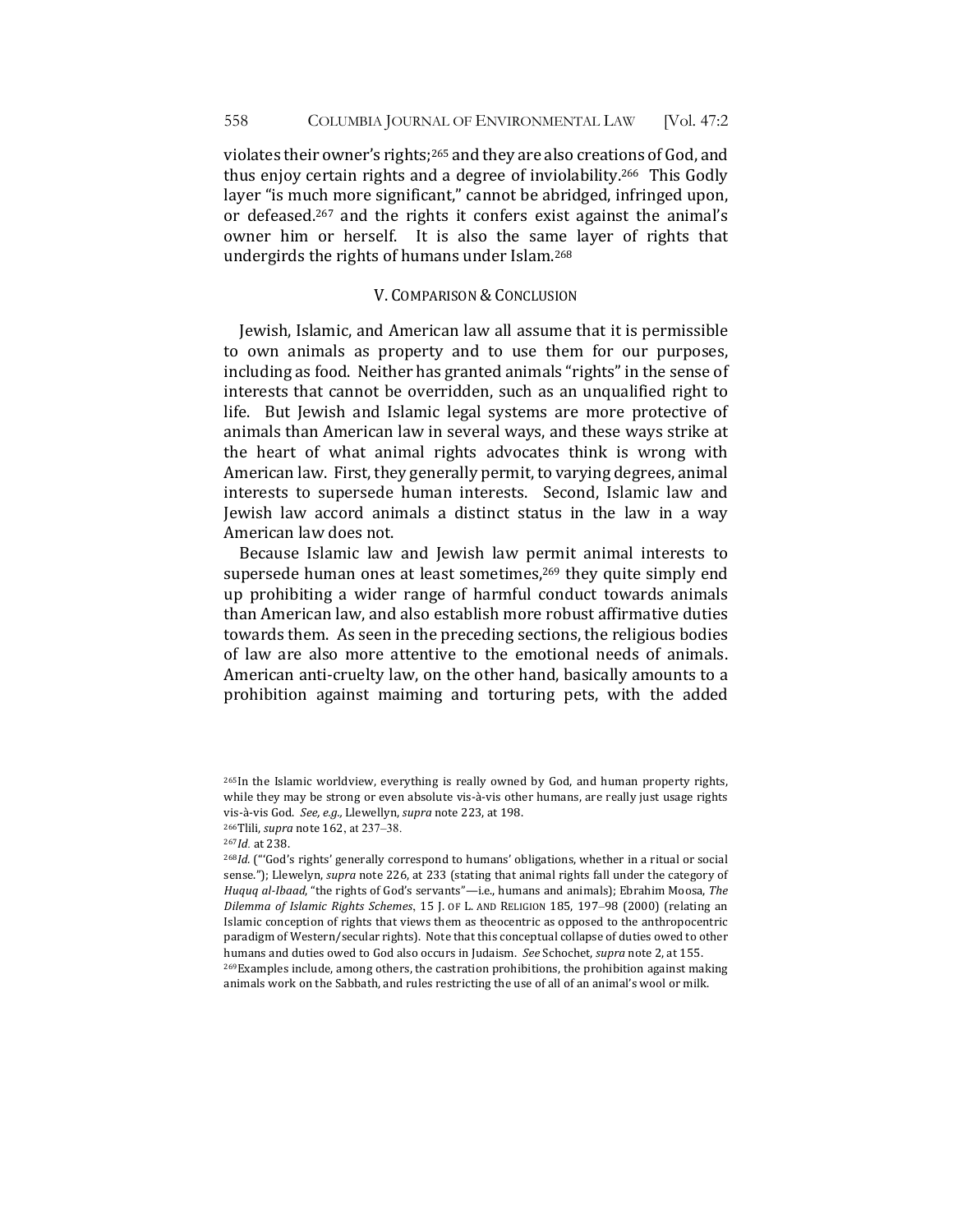violates their owner's rights;[265] and they are also creations of God, and thus enjoy certain rights and a degree of inviolability.[266] This Godly layer "is much more significant," cannot be abridged, infringed upon, or defeased.[267] and the rights it confers exist against the animal's owner him or herself. It is also the same layer of rights that undergirds the rights of humans under Islam.[268]

## V. COMPARISON & CONCLUSION

Jewish, Islamic, and American law all assume that it is permissible to own animals as property and to use them for our purposes, including as food. Neither has granted animals "rights" in the sense of interests that cannot be overridden, such as an unqualified right to life. But Jewish and Islamic legal systems are more protective of animals than American law in several ways, and these ways strike at the heart of what animal rights advocates think is wrong with American law. First, they generally permit, to varying degrees, animal interests to supersede human interests. Second, Islamic law and Jewish law accord animals a distinct status in the law in a way American law does not.

Because Islamic law and Jewish law permit animal interests to supersede human ones at least sometimes,[269] they quite simply end up prohibiting a wider range of harmful conduct towards animals than American law, and also establish more robust affirmative duties towards them. As seen in the preceding sections, the religious bodies of law are also more attentive to the emotional needs of animals. American anti-cruelty law, on the other hand, basically amounts to a prohibition against maiming and torturing pets, with the added

---

[265] In the Islamic worldview, everything is really owned by God, and human property rights, while they may be strong or even absolute vis-à-vis other humans, are really just usage rights vis-à-vis God. *See, e.g.*, Llewellyn, *supra* note 223, at 198.

[266] Tlili, *supra* note 162, at 237–38.

[267] *Id.* at 238.

[268] *Id.* ("'God's rights' generally correspond to humans' obligations, whether in a ritual or social sense."); Llewelyn, *supra* note 226, at 233 (stating that animal rights fall under the category of *Huquq al-Ibaad*, "the rights of God's servants"—i.e., humans and animals); Ebrahim Moosa, *The Dilemma of Islamic Rights Schemes*, 15 J. OF L. AND RELIGION 185, 197–98 (2000) (relating an Islamic conception of rights that views them as theocentric as opposed to the anthropocentric paradigm of Western/secular rights). Note that this conceptual collapse of duties owed to other humans and duties owed to God also occurs in Judaism. *See* Schochet, *supra* note 2, at 155.

[269] Examples include, among others, the castration prohibitions, the prohibition against making animals work on the Sabbath, and rules restricting the use of all of an animal's wool or milk.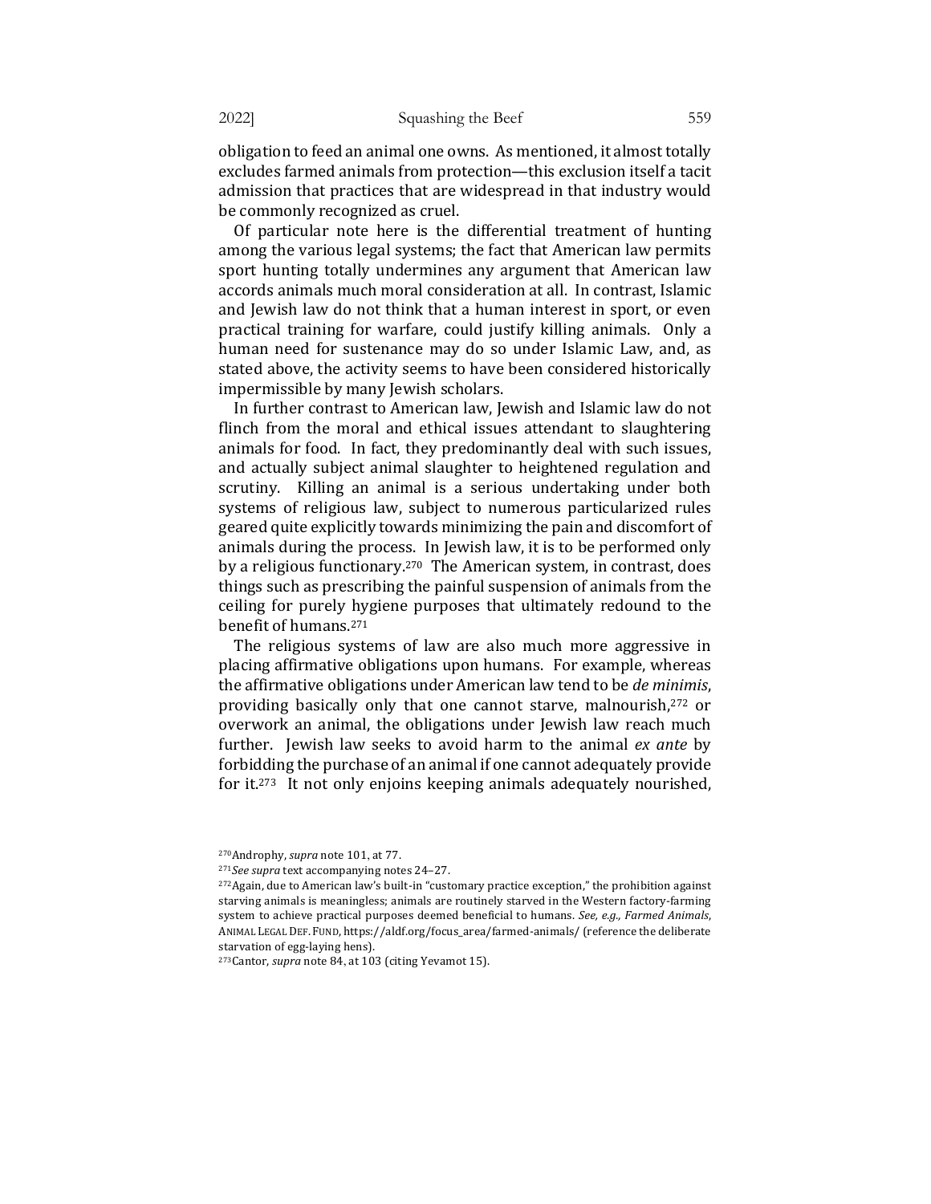obligation to feed an animal one owns. As mentioned, it almost totally excludes farmed animals from protection—this exclusion itself a tacit admission that practices that are widespread in that industry would be commonly recognized as cruel.

Of particular note here is the differential treatment of hunting among the various legal systems; the fact that American law permits sport hunting totally undermines any argument that American law accords animals much moral consideration at all. In contrast, Islamic and Jewish law do not think that a human interest in sport, or even practical training for warfare, could justify killing animals. Only a human need for sustenance may do so under Islamic Law, and, as stated above, the activity seems to have been considered historically impermissible by many Jewish scholars.

In further contrast to American law, Jewish and Islamic law do not flinch from the moral and ethical issues attendant to slaughtering animals for food. In fact, they predominantly deal with such issues, and actually subject animal slaughter to heightened regulation and scrutiny. Killing an animal is a serious undertaking under both systems of religious law, subject to numerous particularized rules geared quite explicitly towards minimizing the pain and discomfort of animals during the process. In Jewish law, it is to be performed only by a religious functionary.[270] The American system, in contrast, does things such as prescribing the painful suspension of animals from the ceiling for purely hygiene purposes that ultimately redound to the benefit of humans.[271]

The religious systems of law are also much more aggressive in placing affirmative obligations upon humans. For example, whereas the affirmative obligations under American law tend to be *de minimis*, providing basically only that one cannot starve, malnourish,[272] or overwork an animal, the obligations under Jewish law reach much further. Jewish law seeks to avoid harm to the animal *ex ante* by forbidding the purchase of an animal if one cannot adequately provide for it.[273] It not only enjoins keeping animals adequately nourished,

---

[270] Androphy, *supra* note 101, at 77.

[271] *See supra* text accompanying notes 24–27.

[272] Again, due to American law's built-in "customary practice exception," the prohibition against starving animals is meaningless; animals are routinely starved in the Western factory-farming system to achieve practical purposes deemed beneficial to humans. *See, e.g., Farmed Animals*, ANIMAL LEGAL DEF. FUND, https://aldf.org/focus_area/farmed-animals/ (reference the deliberate starvation of egg-laying hens).

[273] Cantor, *supra* note 84, at 103 (citing Yevamot 15).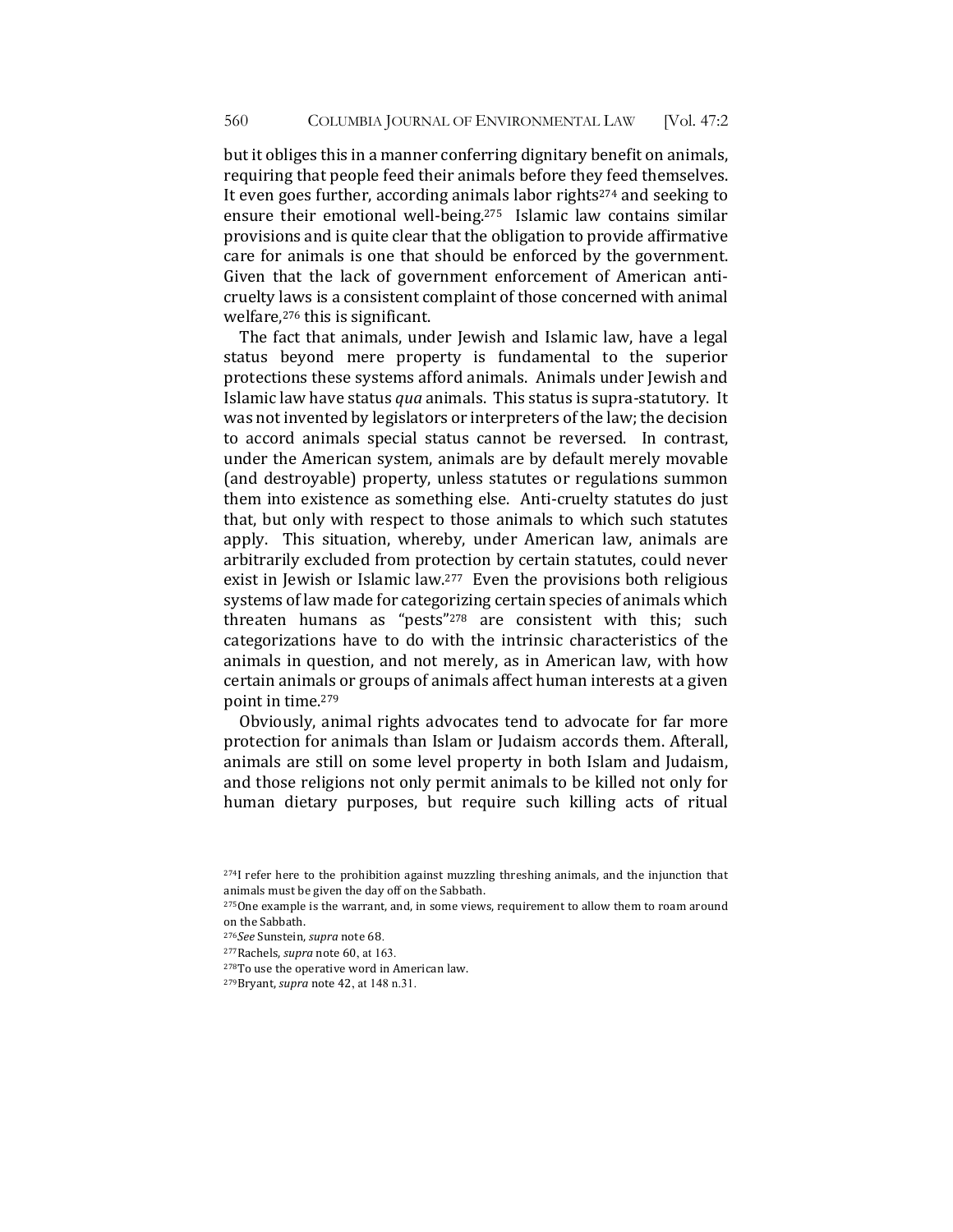but it obliges this in a manner conferring dignitary benefit on animals, requiring that people feed their animals before they feed themselves. It even goes further, according animals labor rights[274] and seeking to ensure their emotional well-being.[275] Islamic law contains similar provisions and is quite clear that the obligation to provide affirmative care for animals is one that should be enforced by the government. Given that the lack of government enforcement of American anti-cruelty laws is a consistent complaint of those concerned with animal welfare,[276] this is significant.

The fact that animals, under Jewish and Islamic law, have a legal status beyond mere property is fundamental to the superior protections these systems afford animals. Animals under Jewish and Islamic law have status *qua* animals. This status is supra-statutory. It was not invented by legislators or interpreters of the law; the decision to accord animals special status cannot be reversed. In contrast, under the American system, animals are by default merely movable (and destroyable) property, unless statutes or regulations summon them into existence as something else. Anti-cruelty statutes do just that, but only with respect to those animals to which such statutes apply. This situation, whereby, under American law, animals are arbitrarily excluded from protection by certain statutes, could never exist in Jewish or Islamic law.[277] Even the provisions both religious systems of law made for categorizing certain species of animals which threaten humans as "pests"[278] are consistent with this; such categorizations have to do with the intrinsic characteristics of the animals in question, and not merely, as in American law, with how certain animals or groups of animals affect human interests at a given point in time.[279]

Obviously, animal rights advocates tend to advocate for far more protection for animals than Islam or Judaism accords them. Afterall, animals are still on some level property in both Islam and Judaism, and those religions not only permit animals to be killed not only for human dietary purposes, but require such killing acts of ritual

[274] I refer here to the prohibition against muzzling threshing animals, and the injunction that animals must be given the day off on the Sabbath.

[275] One example is the warrant, and, in some views, requirement to allow them to roam around on the Sabbath.

[276] *See* Sunstein, *supra* note 68.

[277] Rachels, *supra* note 60, at 163.

[278] To use the operative word in American law.

[279] Bryant, *supra* note 42, at 148 n.31.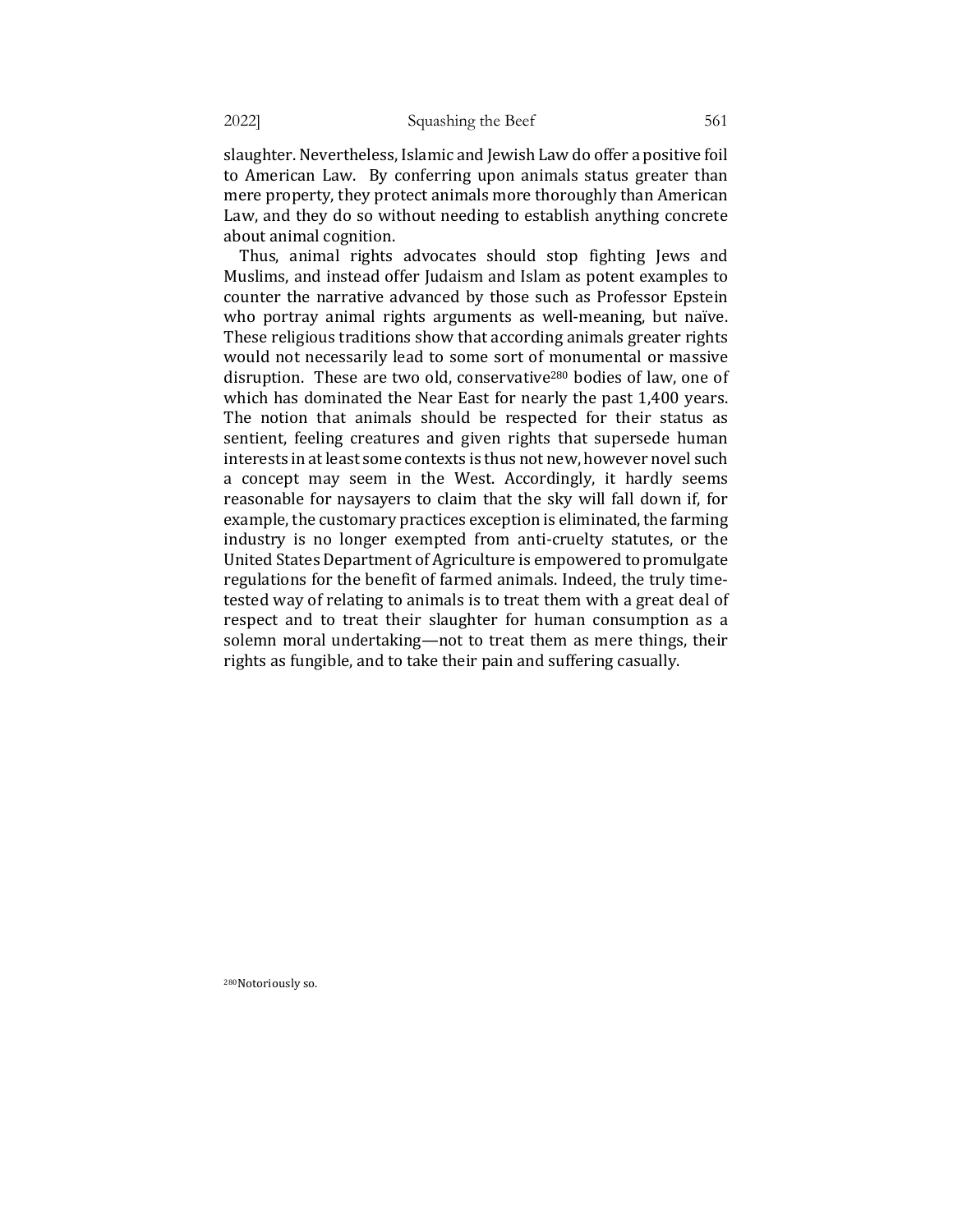slaughter. Nevertheless, Islamic and Jewish Law do offer a positive foil to American Law. By conferring upon animals status greater than mere property, they protect animals more thoroughly than American Law, and they do so without needing to establish anything concrete about animal cognition.

Thus, animal rights advocates should stop fighting Jews and Muslims, and instead offer Judaism and Islam as potent examples to counter the narrative advanced by those such as Professor Epstein who portray animal rights arguments as well-meaning, but naïve. These religious traditions show that according animals greater rights would not necessarily lead to some sort of monumental or massive disruption. These are two old, conservative[280] bodies of law, one of which has dominated the Near East for nearly the past 1,400 years. The notion that animals should be respected for their status as sentient, feeling creatures and given rights that supersede human interests in at least some contexts is thus not new, however novel such a concept may seem in the West. Accordingly, it hardly seems reasonable for naysayers to claim that the sky will fall down if, for example, the customary practices exception is eliminated, the farming industry is no longer exempted from anti-cruelty statutes, or the United States Department of Agriculture is empowered to promulgate regulations for the benefit of farmed animals. Indeed, the truly time-tested way of relating to animals is to treat them with a great deal of respect and to treat their slaughter for human consumption as a solemn moral undertaking—not to treat them as mere things, their rights as fungible, and to take their pain and suffering casually.

[280] Notoriously so.